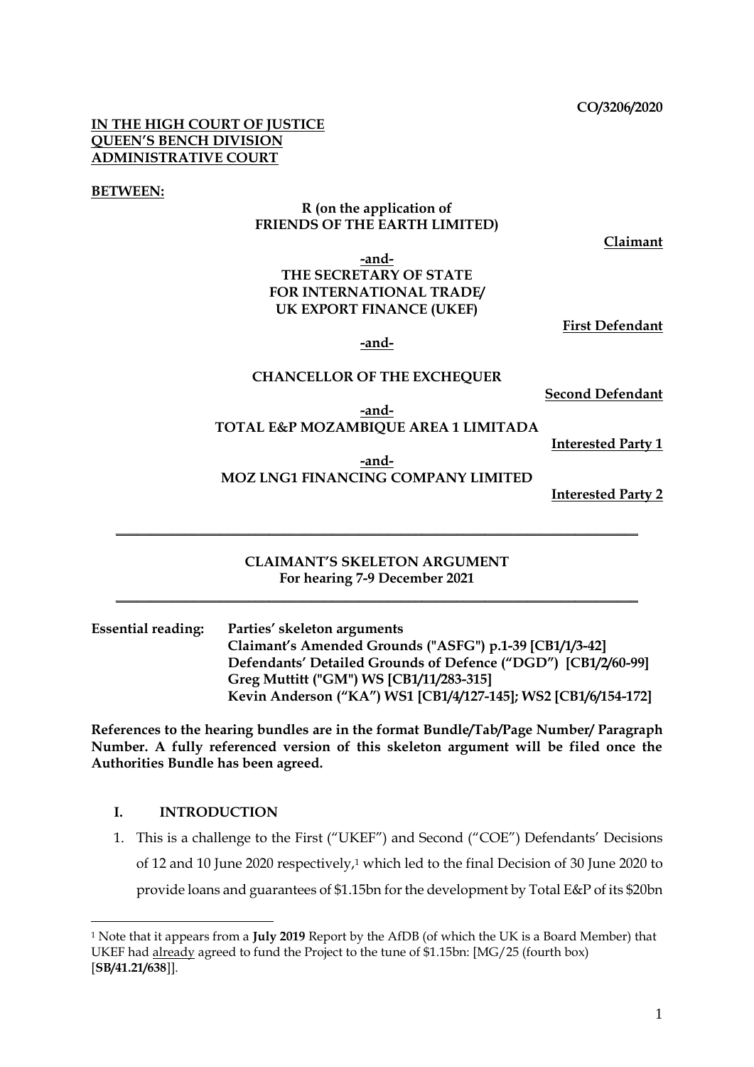**CO/3206/2020**

**IN THE HIGH COURT OF JUSTICE**
**QUEEN'S BENCH DIVISION**
**ADMINISTRATIVE COURT**

**BETWEEN:**

**R (on the application of**
**FRIENDS OF THE EARTH LIMITED)**

**Claimant**

**-and-**

**THE SECRETARY OF STATE**
**FOR INTERNATIONAL TRADE/**
**UK EXPORT FINANCE (UKEF)**

**First Defendant**

**-and-**

**CHANCELLOR OF THE EXCHEQUER**

**Second Defendant**

**-and-**

**TOTAL E&P MOZAMBIQUE AREA 1 LIMITADA**

**Interested Party 1**

**-and-**

**MOZ LNG1 FINANCING COMPANY LIMITED**

**Interested Party 2**

---

**CLAIMANT'S SKELETON ARGUMENT**
**For hearing 7-9 December 2021**

---

**Essential reading:** **Parties' skeleton arguments**
**Claimant's Amended Grounds ("ASFG") p.1-39 [CB1/1/3-42]**
**Defendants' Detailed Grounds of Defence ("DGD") [CB1/2/60-99]**
**Greg Muttitt ("GM") WS [CB1/11/283-315]**
**Kevin Anderson ("KA") WS1 [CB1/4/127-145]; WS2 [CB1/6/154-172]**

**References to the hearing bundles are in the format Bundle/Tab/Page Number/ Paragraph Number. A fully referenced version of this skeleton argument will be filed once the Authorities Bundle has been agreed.**

## I. INTRODUCTION

1. This is a challenge to the First ("UKEF") and Second ("COE") Defendants' Decisions of 12 and 10 June 2020 respectively,[1] which led to the final Decision of 30 June 2020 to provide loans and guarantees of $1.15bn for the development by Total E&P of its $20bn

---

[1] Note that it appears from a **July 2019** Report by the AfDB (of which the UK is a Board Member) that UKEF had already agreed to fund the Project to the tune of $1.15bn: [MG/25 (fourth box) [**SB/41.21/638**]].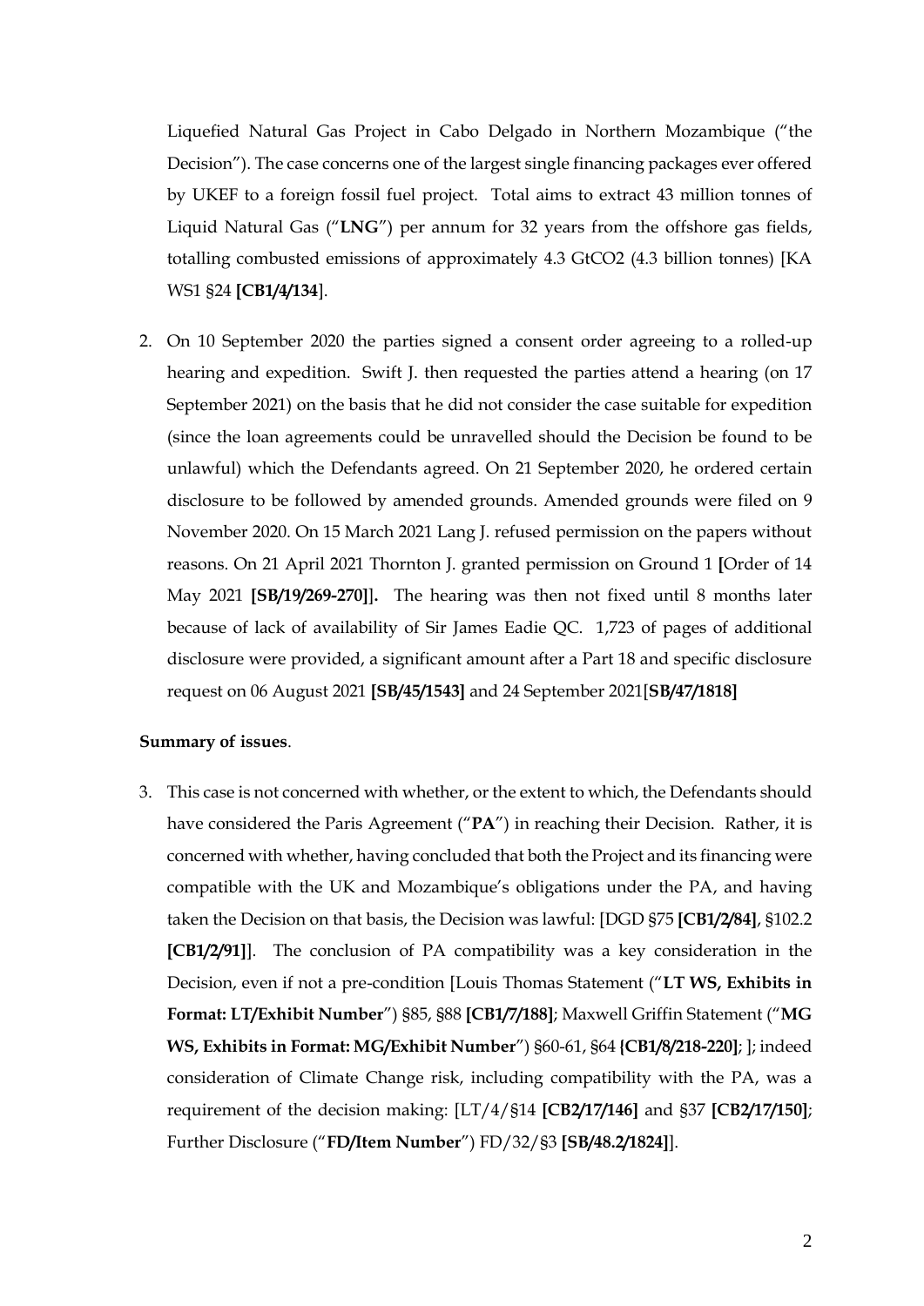Liquefied Natural Gas Project in Cabo Delgado in Northern Mozambique ("the Decision"). The case concerns one of the largest single financing packages ever offered by UKEF to a foreign fossil fuel project. Total aims to extract 43 million tonnes of Liquid Natural Gas ("**LNG**") per annum for 32 years from the offshore gas fields, totalling combusted emissions of approximately 4.3 GtCO2 (4.3 billion tonnes) [KA WS1 §24 **[CB1/4/134]**.

2. On 10 September 2020 the parties signed a consent order agreeing to a rolled-up hearing and expedition. Swift J. then requested the parties attend a hearing (on 17 September 2021) on the basis that he did not consider the case suitable for expedition (since the loan agreements could be unravelled should the Decision be found to be unlawful) which the Defendants agreed. On 21 September 2020, he ordered certain disclosure to be followed by amended grounds. Amended grounds were filed on 9 November 2020. On 15 March 2021 Lang J. refused permission on the papers without reasons. On 21 April 2021 Thornton J. granted permission on Ground 1 **[**Order of 14 May 2021 **[SB/19/269-270]].** The hearing was then not fixed until 8 months later because of lack of availability of Sir James Eadie QC. 1,723 of pages of additional disclosure were provided, a significant amount after a Part 18 and specific disclosure request on 06 August 2021 **[SB/45/1543]** and 24 September 2021**[SB/47/1818]**

**Summary of issues**.

3. This case is not concerned with whether, or the extent to which, the Defendants should have considered the Paris Agreement ("**PA**") in reaching their Decision. Rather, it is concerned with whether, having concluded that both the Project and its financing were compatible with the UK and Mozambique's obligations under the PA, and having taken the Decision on that basis, the Decision was lawful: [DGD §75 **[CB1/2/84]**, §102.2 **[CB1/2/91]**]. The conclusion of PA compatibility was a key consideration in the Decision, even if not a pre-condition [Louis Thomas Statement ("**LT WS, Exhibits in Format: LT/Exhibit Number**") §85, §88 **[CB1/7/188]**; Maxwell Griffin Statement ("**MG WS, Exhibits in Format: MG/Exhibit Number**") §60-61, §64 **[CB1/8/218-220]**; ]; indeed consideration of Climate Change risk, including compatibility with the PA, was a requirement of the decision making: [LT/4/§14 **[CB2/17/146]** and §37 **[CB2/17/150]**; Further Disclosure ("**FD/Item Number**") FD/32/§3 **[SB/48.2/1824]**].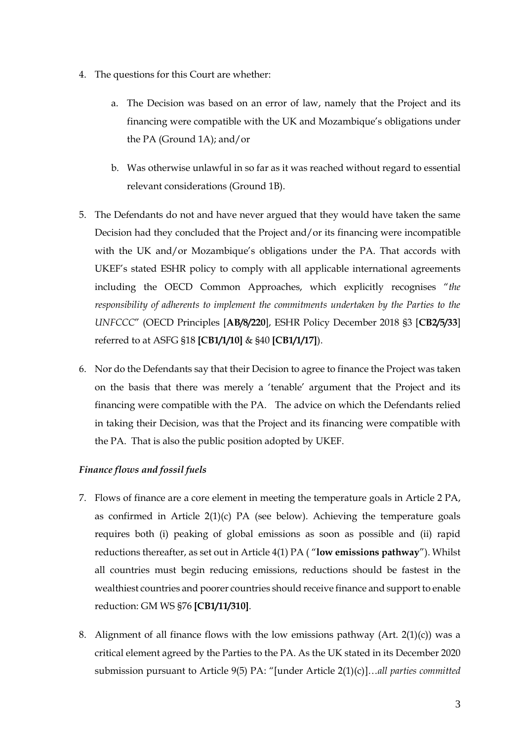4. The questions for this Court are whether:

   a. The Decision was based on an error of law, namely that the Project and its financing were compatible with the UK and Mozambique's obligations under the PA (Ground 1A); and/or

   b. Was otherwise unlawful in so far as it was reached without regard to essential relevant considerations (Ground 1B).

5. The Defendants do not and have never argued that they would have taken the same Decision had they concluded that the Project and/or its financing were incompatible with the UK and/or Mozambique's obligations under the PA. That accords with UKEF's stated ESHR policy to comply with all applicable international agreements including the OECD Common Approaches, which explicitly recognises "*the responsibility of adherents to implement the commitments undertaken by the Parties to the UNFCCC*" (OECD Principles [**AB/8/220**], ESHR Policy December 2018 §3 [**CB2/5/33**] referred to at ASFG §18 **[CB1/1/10]** & §40 **[CB1/1/17]**).

6. Nor do the Defendants say that their Decision to agree to finance the Project was taken on the basis that there was merely a 'tenable' argument that the Project and its financing were compatible with the PA. The advice on which the Defendants relied in taking their Decision, was that the Project and its financing were compatible with the PA. That is also the public position adopted by UKEF.

### *Finance flows and fossil fuels*

7. Flows of finance are a core element in meeting the temperature goals in Article 2 PA, as confirmed in Article 2(1)(c) PA (see below). Achieving the temperature goals requires both (i) peaking of global emissions as soon as possible and (ii) rapid reductions thereafter, as set out in Article 4(1) PA ( "**low emissions pathway**"). Whilst all countries must begin reducing emissions, reductions should be fastest in the wealthiest countries and poorer countries should receive finance and support to enable reduction: GM WS §76 **[CB1/11/310]**.

8. Alignment of all finance flows with the low emissions pathway (Art. 2(1)(c)) was a critical element agreed by the Parties to the PA. As the UK stated in its December 2020 submission pursuant to Article 9(5) PA: "[under Article 2(1)(c)]…*all parties committed*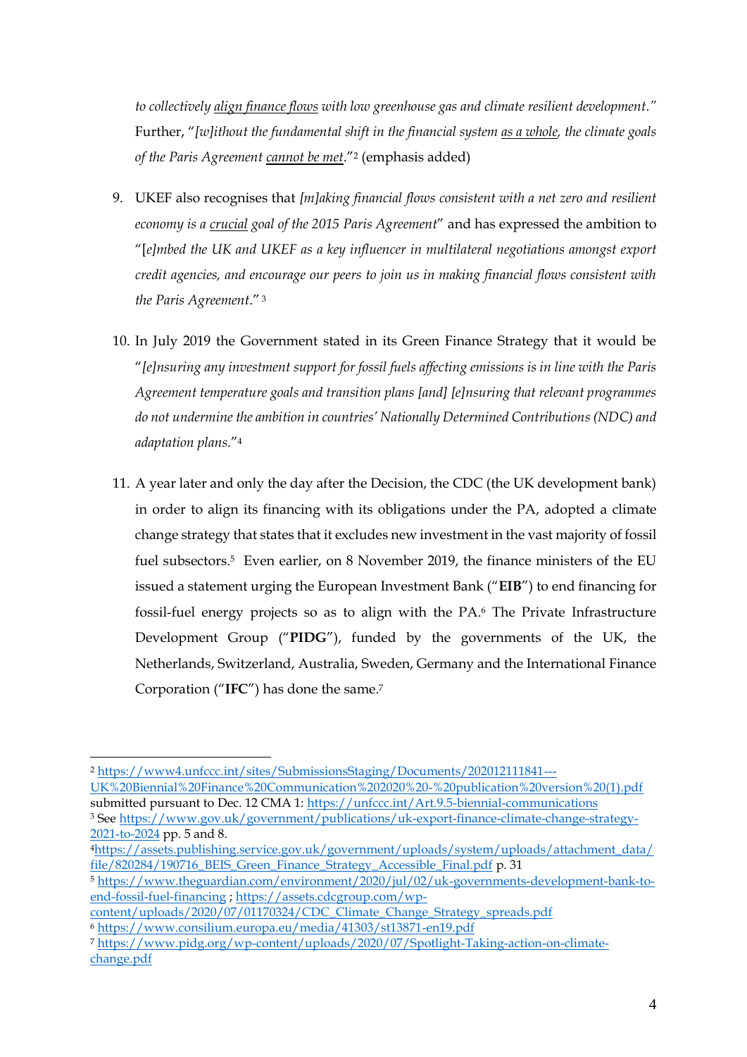*to collectively* *__align finance flows__* *with low greenhouse gas and climate resilient development.*" Further, "*[w]ithout the fundamental shift in the financial system* *__as a whole__*, *the climate goals of the Paris Agreement* *__cannot be met__*."[2] (emphasis added)

9. UKEF also recognises that *[m]aking financial flows consistent with a net zero and resilient economy is a* *__crucial__* *goal of the 2015 Paris Agreement*" and has expressed the ambition to "[*e*]*mbed the UK and UKEF as a key influencer in multilateral negotiations amongst export credit agencies, and encourage our peers to join us in making financial flows consistent with the Paris Agreement*."[3]

10. In July 2019 the Government stated in its Green Finance Strategy that it would be "*[e]nsuring any investment support for fossil fuels affecting emissions is in line with the Paris Agreement temperature goals and transition plans [and] [e]nsuring that relevant programmes do not undermine the ambition in countries' Nationally Determined Contributions (NDC) and adaptation plans*."[4]

11. A year later and only the day after the Decision, the CDC (the UK development bank) in order to align its financing with its obligations under the PA, adopted a climate change strategy that states that it excludes new investment in the vast majority of fossil fuel subsectors.[5] Even earlier, on 8 November 2019, the finance ministers of the EU issued a statement urging the European Investment Bank ("**EIB**") to end financing for fossil-fuel energy projects so as to align with the PA.[6] The Private Infrastructure Development Group ("**PIDG**"), funded by the governments of the UK, the Netherlands, Switzerland, Australia, Sweden, Germany and the International Finance Corporation ("**IFC**") has done the same.[7]

---

[2] https://www4.unfccc.int/sites/SubmissionsStaging/Documents/202012111841---UK%20Biennial%20Finance%20Communication%202020%20-%20publication%20version%20(1).pdf submitted pursuant to Dec. 12 CMA 1: https://unfccc.int/Art.9.5-biennial-communications

[3] See https://www.gov.uk/government/publications/uk-export-finance-climate-change-strategy-2021-to-2024 pp. 5 and 8.

[4] https://assets.publishing.service.gov.uk/government/uploads/system/uploads/attachment_data/file/820284/190716_BEIS_Green_Finance_Strategy_Accessible_Final.pdf p. 31

[5] https://www.theguardian.com/environment/2020/jul/02/uk-governments-development-bank-to-end-fossil-fuel-financing ; https://assets.cdcgroup.com/wp-content/uploads/2020/07/01170324/CDC_Climate_Change_Strategy_spreads.pdf

[6] https://www.consilium.europa.eu/media/41303/st13871-en19.pdf

[7] https://www.pidg.org/wp-content/uploads/2020/07/Spotlight-Taking-action-on-climate-change.pdf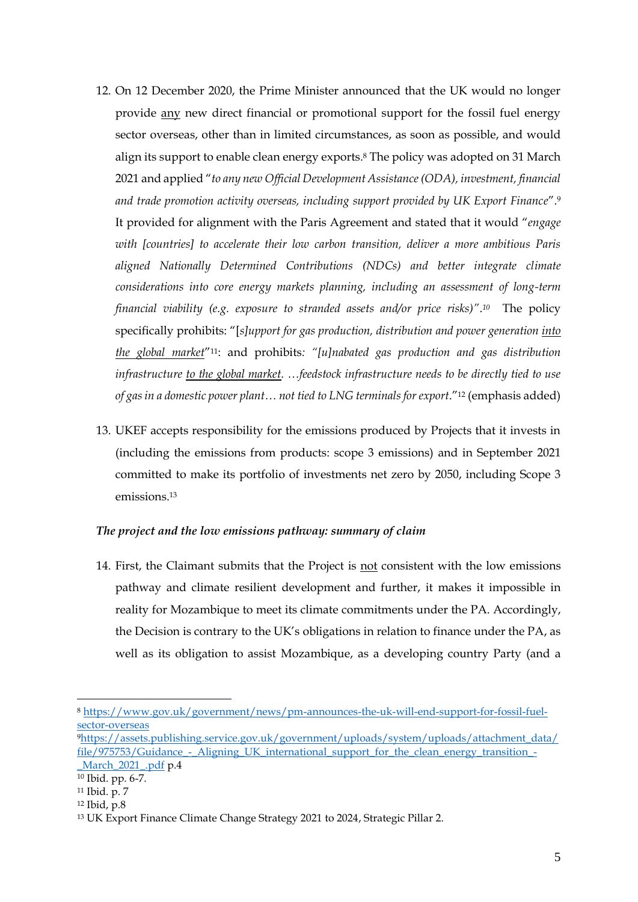12. On 12 December 2020, the Prime Minister announced that the UK would no longer provide <u>any</u> new direct financial or promotional support for the fossil fuel energy sector overseas, other than in limited circumstances, as soon as possible, and would align its support to enable clean energy exports.[8] The policy was adopted on 31 March 2021 and applied "*to any new Official Development Assistance (ODA), investment, financial and trade promotion activity overseas, including support provided by UK Export Finance*".[9] It provided for alignment with the Paris Agreement and stated that it would "*engage with [countries] to accelerate their low carbon transition, deliver a more ambitious Paris aligned Nationally Determined Contributions (NDCs) and better integrate climate considerations into core energy markets planning, including an assessment of long-term financial viability (e.g. exposure to stranded assets and/or price risks)*".[10] The policy specifically prohibits: "[*s]upport for gas production, distribution and power generation <u>into the global market</u>*"[11]: and prohibits*: "[u]nabated gas production and gas distribution infrastructure <u>to the global market</u>. …feedstock infrastructure needs to be directly tied to use of gas in a domestic power plant… not tied to LNG terminals for export*."[12] (emphasis added)

13. UKEF accepts responsibility for the emissions produced by Projects that it invests in (including the emissions from products: scope 3 emissions) and in September 2021 committed to make its portfolio of investments net zero by 2050, including Scope 3 emissions.[13]

***The project and the low emissions pathway: summary of claim***

14. First, the Claimant submits that the Project is <u>not</u> consistent with the low emissions pathway and climate resilient development and further, it makes it impossible in reality for Mozambique to meet its climate commitments under the PA. Accordingly, the Decision is contrary to the UK's obligations in relation to finance under the PA, as well as its obligation to assist Mozambique, as a developing country Party (and a

---

[8] https://www.gov.uk/government/news/pm-announces-the-uk-will-end-support-for-fossil-fuel-sector-overseas

[9] https://assets.publishing.service.gov.uk/government/uploads/system/uploads/attachment_data/file/975753/Guidance_-_Aligning_UK_international_support_for_the_clean_energy_transition_-_March_2021_.pdf p.4

[10] Ibid. pp. 6-7.

[11] Ibid. p. 7

[12] Ibid, p.8

[13] UK Export Finance Climate Change Strategy 2021 to 2024, Strategic Pillar 2.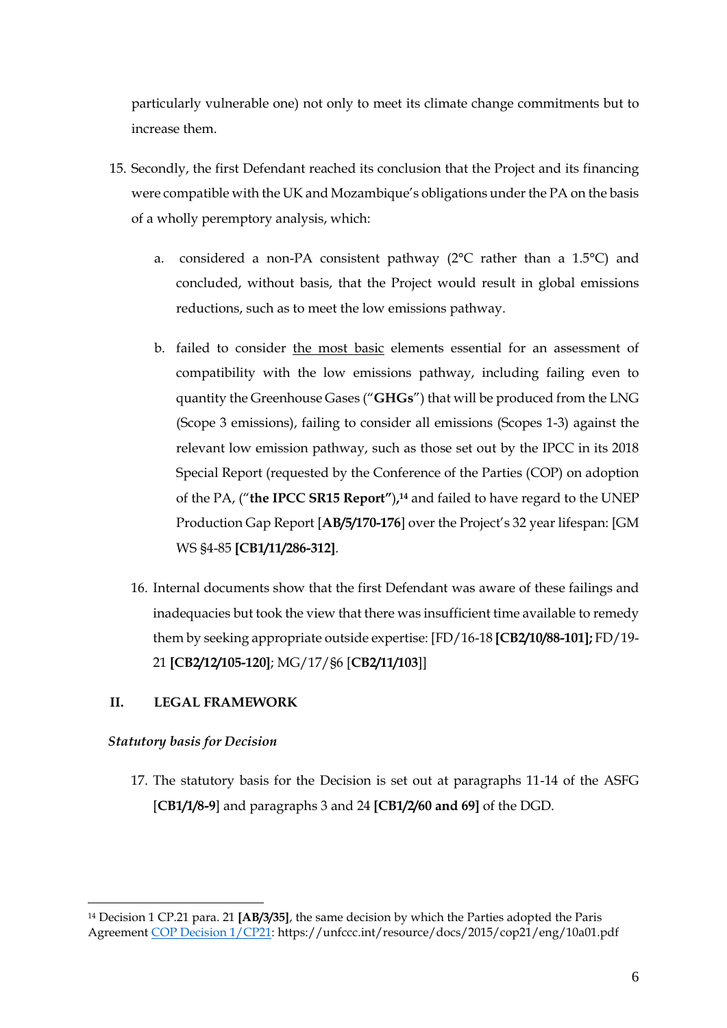particularly vulnerable one) not only to meet its climate change commitments but to increase them.

15. Secondly, the first Defendant reached its conclusion that the Project and its financing were compatible with the UK and Mozambique's obligations under the PA on the basis of a wholly peremptory analysis, which:

    a. considered a non-PA consistent pathway (2°C rather than a 1.5°C) and concluded, without basis, that the Project would result in global emissions reductions, such as to meet the low emissions pathway.

    b. failed to consider the most basic elements essential for an assessment of compatibility with the low emissions pathway, including failing even to quantity the Greenhouse Gases ("**GHGs**") that will be produced from the LNG (Scope 3 emissions), failing to consider all emissions (Scopes 1-3) against the relevant low emission pathway, such as those set out by the IPCC in its 2018 Special Report (requested by the Conference of the Parties (COP) on adoption of the PA, ("**the IPCC SR15 Report"**),[14] and failed to have regard to the UNEP Production Gap Report [**AB/5/170-176**] over the Project's 32 year lifespan: [GM WS §4-85 **[CB1/11/286-312]**.

16. Internal documents show that the first Defendant was aware of these failings and inadequacies but took the view that there was insufficient time available to remedy them by seeking appropriate outside expertise: [FD/16-18 **[CB2/10/88-101];** FD/19-21 **[CB2/12/105-120]**; MG/17/§6 [**CB2/11/103**]]

## II. LEGAL FRAMEWORK

### *Statutory basis for Decision*

17. The statutory basis for the Decision is set out at paragraphs 11-14 of the ASFG [**CB1/1/8-9**] and paragraphs 3 and 24 **[CB1/2/60 and 69]** of the DGD.

---

[14] Decision 1 CP.21 para. 21 **[AB/3/35]**, the same decision by which the Parties adopted the Paris Agreement COP Decision 1/CP21: https://unfccc.int/resource/docs/2015/cop21/eng/10a01.pdf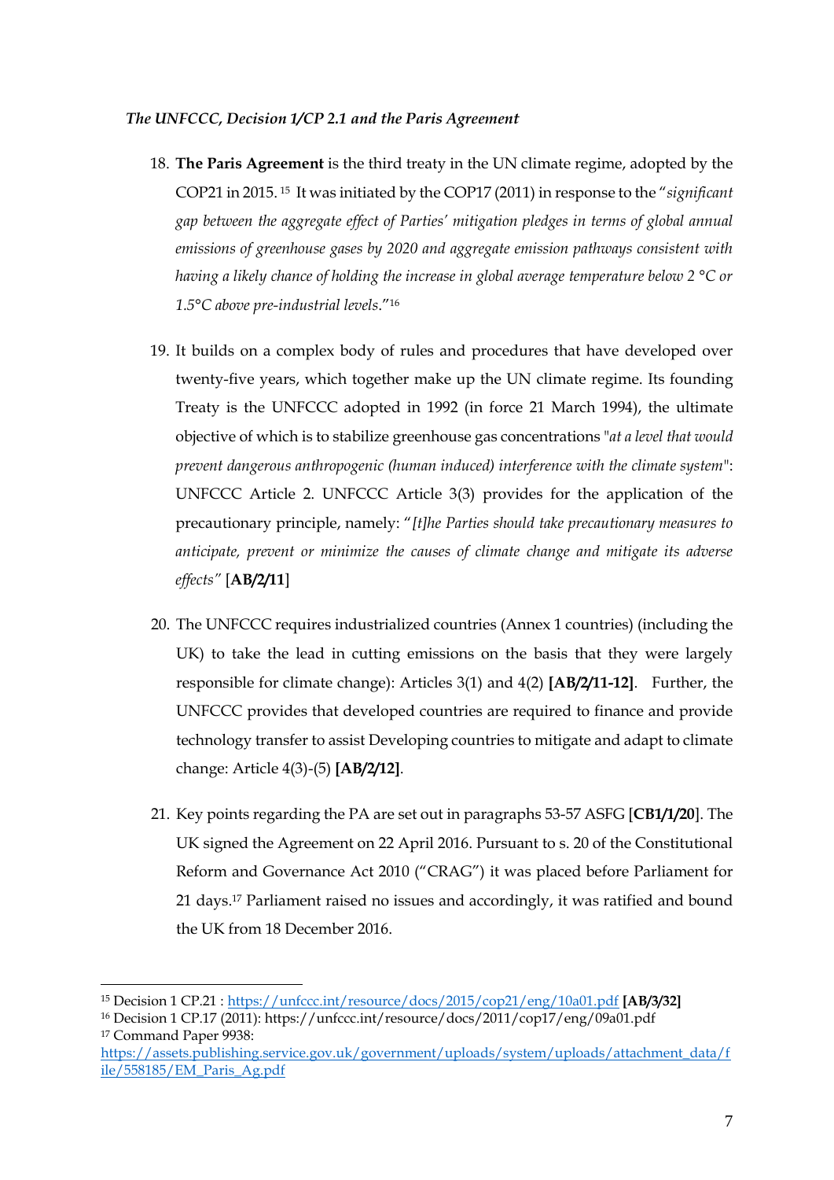*The UNFCCC, Decision 1/CP 2.1 and the Paris Agreement*

18. **The Paris Agreement** is the third treaty in the UN climate regime, adopted by the COP21 in 2015.[15] It was initiated by the COP17 (2011) in response to the "*significant gap between the aggregate effect of Parties' mitigation pledges in terms of global annual emissions of greenhouse gases by 2020 and aggregate emission pathways consistent with having a likely chance of holding the increase in global average temperature below 2 °C or 1.5°C above pre-industrial levels*."[16]

19. It builds on a complex body of rules and procedures that have developed over twenty-five years, which together make up the UN climate regime. Its founding Treaty is the UNFCCC adopted in 1992 (in force 21 March 1994), the ultimate objective of which is to stabilize greenhouse gas concentrations "*at a level that would prevent dangerous anthropogenic (human induced) interference with the climate system*": UNFCCC Article 2. UNFCCC Article 3(3) provides for the application of the precautionary principle, namely: "*[t]he Parties should take precautionary measures to anticipate, prevent or minimize the causes of climate change and mitigate its adverse effects*" [**AB/2/11**]

20. The UNFCCC requires industrialized countries (Annex 1 countries) (including the UK) to take the lead in cutting emissions on the basis that they were largely responsible for climate change): Articles 3(1) and 4(2) **[AB/2/11-12]**. Further, the UNFCCC provides that developed countries are required to finance and provide technology transfer to assist Developing countries to mitigate and adapt to climate change: Article 4(3)-(5) **[AB/2/12]**.

21. Key points regarding the PA are set out in paragraphs 53-57 ASFG [**CB1/1/20**]. The UK signed the Agreement on 22 April 2016. Pursuant to s. 20 of the Constitutional Reform and Governance Act 2010 ("CRAG") it was placed before Parliament for 21 days.[17] Parliament raised no issues and accordingly, it was ratified and bound the UK from 18 December 2016.

---

[15] Decision 1 CP.21 : https://unfccc.int/resource/docs/2015/cop21/eng/10a01.pdf **[AB/3/32]**

[16] Decision 1 CP.17 (2011): https://unfccc.int/resource/docs/2011/cop17/eng/09a01.pdf

[17] Command Paper 9938: https://assets.publishing.service.gov.uk/government/uploads/system/uploads/attachment_data/file/558185/EM_Paris_Ag.pdf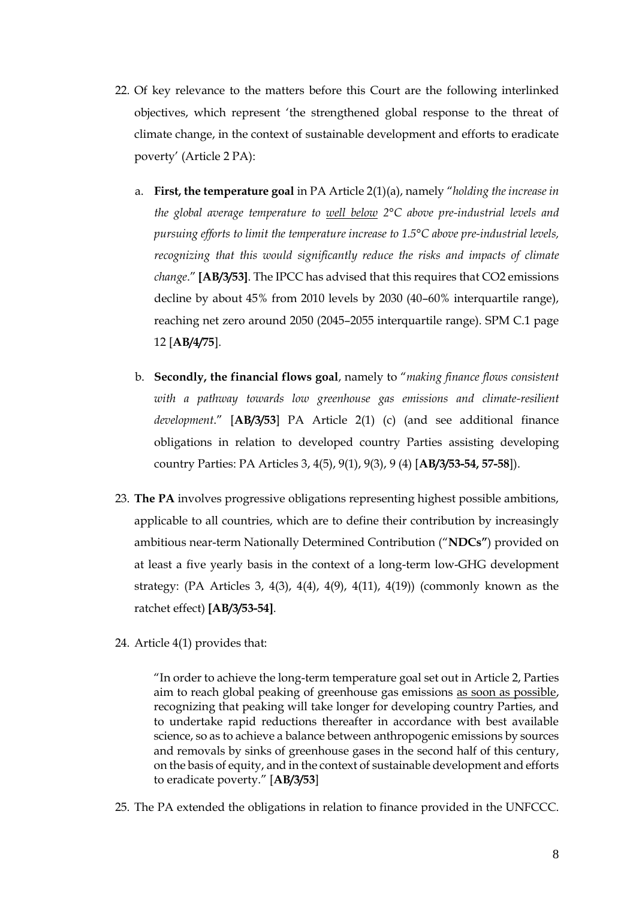22. Of key relevance to the matters before this Court are the following interlinked objectives, which represent 'the strengthened global response to the threat of climate change, in the context of sustainable development and efforts to eradicate poverty' (Article 2 PA):

    a. **First, the temperature goal** in PA Article 2(1)(a), namely "*holding the increase in the global average temperature to well below 2°C above pre-industrial levels and pursuing efforts to limit the temperature increase to 1.5°C above pre-industrial levels, recognizing that this would significantly reduce the risks and impacts of climate change*." **[AB/3/53]**. The IPCC has advised that this requires that $CO_2$ emissions decline by about 45% from 2010 levels by 2030 (40–60% interquartile range), reaching net zero around 2050 (2045–2055 interquartile range). SPM C.1 page 12 [**AB/4/75**].

    b. **Secondly, the financial flows goal**, namely to "*making finance flows consistent with a pathway towards low greenhouse gas emissions and climate-resilient development*." [**AB/3/53**] PA Article 2(1) (c) (and see additional finance obligations in relation to developed country Parties assisting developing country Parties: PA Articles 3, 4(5), 9(1), 9(3), 9 (4) [**AB/3/53-54, 57-58**]).

23. **The PA** involves progressive obligations representing highest possible ambitions, applicable to all countries, which are to define their contribution by increasingly ambitious near-term Nationally Determined Contribution ("**NDCs**") provided on at least a five yearly basis in the context of a long-term low-GHG development strategy: (PA Articles 3, 4(3), 4(4), 4(9), 4(11), 4(19)) (commonly known as the ratchet effect) **[AB/3/53-54]**.

24. Article 4(1) provides that:

    > "In order to achieve the long-term temperature goal set out in Article 2, Parties aim to reach global peaking of greenhouse gas emissions as soon as possible, recognizing that peaking will take longer for developing country Parties, and to undertake rapid reductions thereafter in accordance with best available science, so as to achieve a balance between anthropogenic emissions by sources and removals by sinks of greenhouse gases in the second half of this century, on the basis of equity, and in the context of sustainable development and efforts to eradicate poverty." [**AB/3/53**]

25. The PA extended the obligations in relation to finance provided in the UNFCCC.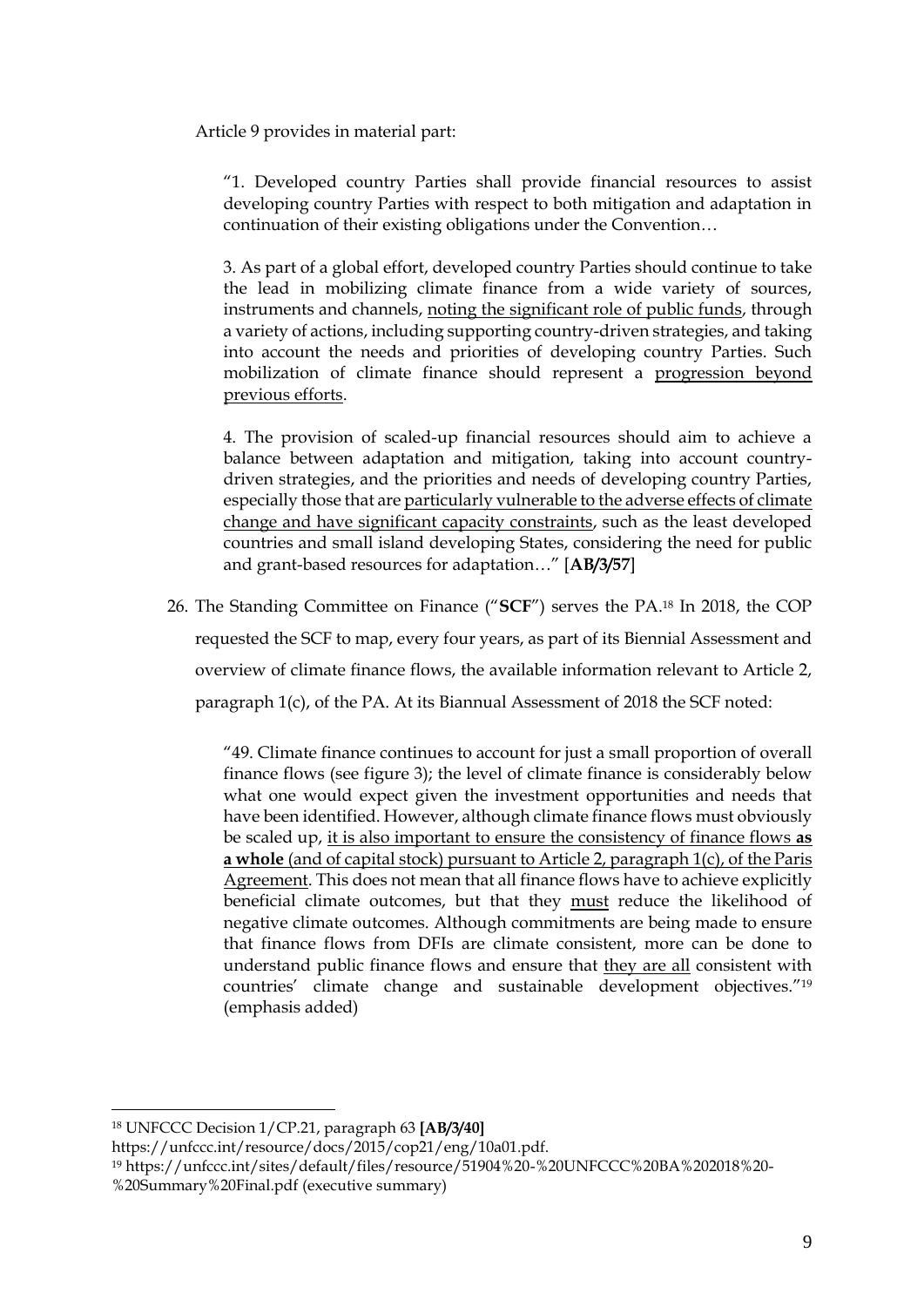Article 9 provides in material part:

> "1. Developed country Parties shall provide financial resources to assist developing country Parties with respect to both mitigation and adaptation in continuation of their existing obligations under the Convention…
>
> 3. As part of a global effort, developed country Parties should continue to take the lead in mobilizing climate finance from a wide variety of sources, instruments and channels, <u>noting the significant role of public funds</u>, through a variety of actions, including supporting country-driven strategies, and taking into account the needs and priorities of developing country Parties. Such mobilization of climate finance should represent a <u>progression beyond previous efforts</u>.
>
> 4. The provision of scaled-up financial resources should aim to achieve a balance between adaptation and mitigation, taking into account country-driven strategies, and the priorities and needs of developing country Parties, especially those that are <u>particularly vulnerable to the adverse effects of climate change and have significant capacity constraints</u>, such as the least developed countries and small island developing States, considering the need for public and grant-based resources for adaptation…" [**AB/3/57**]

26. The Standing Committee on Finance ("**SCF**") serves the PA.[18] In 2018, the COP requested the SCF to map, every four years, as part of its Biennial Assessment and overview of climate finance flows, the available information relevant to Article 2, paragraph 1(c), of the PA. At its Biannual Assessment of 2018 the SCF noted:

> "49. Climate finance continues to account for just a small proportion of overall finance flows (see figure 3); the level of climate finance is considerably below what one would expect given the investment opportunities and needs that have been identified. However, although climate finance flows must obviously be scaled up, <u>it is also important to ensure the consistency of finance flows **as a whole** (and of capital stock) pursuant to Article 2, paragraph 1(c), of the Paris Agreement</u>. This does not mean that all finance flows have to achieve explicitly beneficial climate outcomes, but that they <u>must</u> reduce the likelihood of negative climate outcomes. Although commitments are being made to ensure that finance flows from DFIs are climate consistent, more can be done to understand public finance flows and ensure that <u>they are all</u> consistent with countries' climate change and sustainable development objectives."[19] (emphasis added)

---

[18] UNFCCC Decision 1/CP.21, paragraph 63 **[AB/3/40]** https://unfccc.int/resource/docs/2015/cop21/eng/10a01.pdf.

[19] https://unfccc.int/sites/default/files/resource/51904%20-%20UNFCCC%20BA%202018%20-%20Summary%20Final.pdf (executive summary)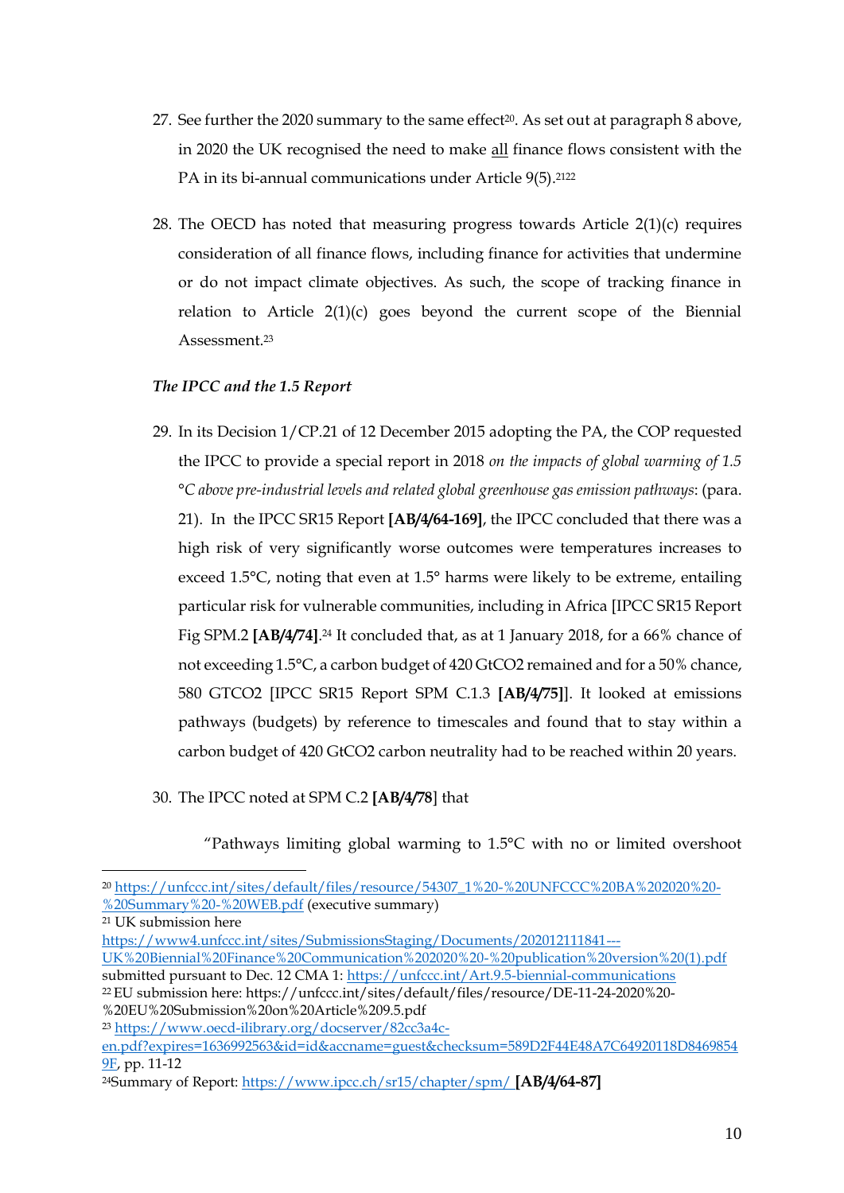27. See further the 2020 summary to the same effect[20]. As set out at paragraph 8 above, in 2020 the UK recognised the need to make all finance flows consistent with the PA in its bi-annual communications under Article 9(5).[21][22]

28. The OECD has noted that measuring progress towards Article 2(1)(c) requires consideration of all finance flows, including finance for activities that undermine or do not impact climate objectives. As such, the scope of tracking finance in relation to Article 2(1)(c) goes beyond the current scope of the Biennial Assessment.[23]

***The IPCC and the 1.5 Report***

29. In its Decision 1/CP.21 of 12 December 2015 adopting the PA, the COP requested the IPCC to provide a special report in 2018 *on the impacts of global warming of 1.5 °C above pre-industrial levels and related global greenhouse gas emission pathways*: (para. 21). In the IPCC SR15 Report **[AB/4/64-169]**, the IPCC concluded that there was a high risk of very significantly worse outcomes were temperatures increases to exceed 1.5°C, noting that even at 1.5° harms were likely to be extreme, entailing particular risk for vulnerable communities, including in Africa [IPCC SR15 Report Fig SPM.2 **[AB/4/74]**.[24] It concluded that, as at 1 January 2018, for a 66% chance of not exceeding 1.5°C, a carbon budget of 420 GtCO2 remained and for a 50% chance, 580 GTCO2 [IPCC SR15 Report SPM C.1.3 **[AB/4/75]**]. It looked at emissions pathways (budgets) by reference to timescales and found that to stay within a carbon budget of 420 GtCO2 carbon neutrality had to be reached within 20 years.

30. The IPCC noted at SPM C.2 **[AB/4/78**] that

> "Pathways limiting global warming to 1.5°C with no or limited overshoot

---

[20] https://unfccc.int/sites/default/files/resource/54307_1%20-%20UNFCCC%20BA%202020%20-%20Summary%20-%20WEB.pdf (executive summary)

[21] UK submission here https://www4.unfccc.int/sites/SubmissionsStaging/Documents/202012111841---UK%20Biennial%20Finance%20Communication%202020%20-%20publication%20version%20(1).pdf submitted pursuant to Dec. 12 CMA 1: https://unfccc.int/Art.9.5-biennial-communications

[22] EU submission here: https://unfccc.int/sites/default/files/resource/DE-11-24-2020%20-%20EU%20Submission%20on%20Article%209.5.pdf

[23] https://www.oecd-ilibrary.org/docserver/82cc3a4c-en.pdf?expires=1636992563&id=id&accname=guest&checksum=589D2F44E48A7C64920118D84698549F, pp. 11-12

[24] Summary of Report: https://www.ipcc.ch/sr15/chapter/spm/ **[AB/4/64-87]**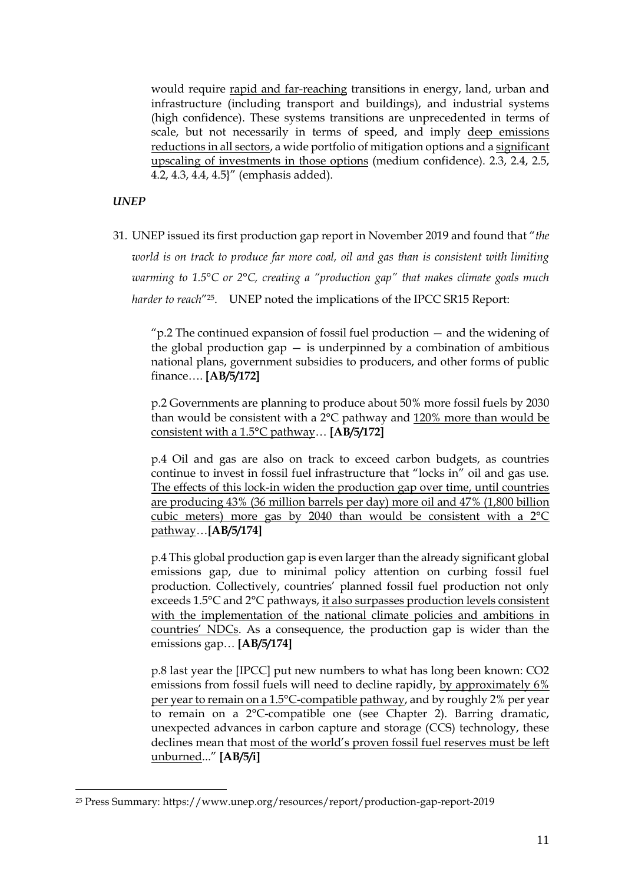would require <u>rapid and far-reaching</u> transitions in energy, land, urban and infrastructure (including transport and buildings), and industrial systems (high confidence). These systems transitions are unprecedented in terms of scale, but not necessarily in terms of speed, and imply <u>deep emissions reductions in all sectors</u>, a wide portfolio of mitigation options and a <u>significant upscaling of investments in those options</u> (medium confidence). 2.3, 2.4, 2.5, 4.2, 4.3, 4.4, 4.5}" (emphasis added).

***UNEP***

31. UNEP issued its first production gap report in November 2019 and found that "*the world is on track to produce far more coal, oil and gas than is consistent with limiting warming to 1.5°C or 2°C, creating a "production gap" that makes climate goals much harder to reach*"[25]. UNEP noted the implications of the IPCC SR15 Report:

"p.2 The continued expansion of fossil fuel production — and the widening of the global production gap — is underpinned by a combination of ambitious national plans, government subsidies to producers, and other forms of public finance…. **[AB/5/172]**

p.2 Governments are planning to produce about 50% more fossil fuels by 2030 than would be consistent with a 2°C pathway and <u>120% more than would be consistent with a 1.5°C pathway</u>… **[AB/5/172]**

p.4 Oil and gas are also on track to exceed carbon budgets, as countries continue to invest in fossil fuel infrastructure that "locks in" oil and gas use. <u>The effects of this lock-in widen the production gap over time, until countries are producing 43% (36 million barrels per day) more oil and 47% (1,800 billion cubic meters) more gas by 2040 than would be consistent with a 2°C pathway</u>…**[AB/5/174]**

p.4 This global production gap is even larger than the already significant global emissions gap, due to minimal policy attention on curbing fossil fuel production. Collectively, countries' planned fossil fuel production not only exceeds 1.5°C and 2°C pathways, <u>it also surpasses production levels consistent with the implementation of the national climate policies and ambitions in countries' NDCs</u>. As a consequence, the production gap is wider than the emissions gap… **[AB/5/174]**

p.8 last year the [IPCC] put new numbers to what has long been known: CO2 emissions from fossil fuels will need to decline rapidly, <u>by approximately 6% per year to remain on a 1.5°C-compatible pathway</u>, and by roughly 2% per year to remain on a 2°C-compatible one (see Chapter 2). Barring dramatic, unexpected advances in carbon capture and storage (CCS) technology, these declines mean that <u>most of the world's proven fossil fuel reserves must be left unburned</u>..." **[AB/5/i]**

---

[25] Press Summary: https://www.unep.org/resources/report/production-gap-report-2019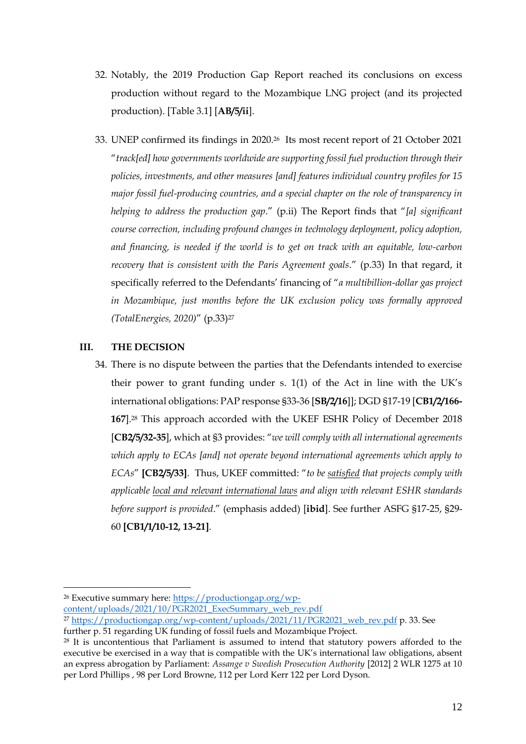32. Notably, the 2019 Production Gap Report reached its conclusions on excess production without regard to the Mozambique LNG project (and its projected production). [Table 3.1] [**AB/5/ii**].

33. UNEP confirmed its findings in 2020.[26] Its most recent report of 21 October 2021 "*track[ed] how governments worldwide are supporting fossil fuel production through their policies, investments, and other measures [and] features individual country profiles for 15 major fossil fuel-producing countries, and a special chapter on the role of transparency in helping to address the production gap*." (p.ii) The Report finds that "*[a] significant course correction, including profound changes in technology deployment, policy adoption, and financing, is needed if the world is to get on track with an equitable, low-carbon recovery that is consistent with the Paris Agreement goals*." (p.33) In that regard, it specifically referred to the Defendants' financing of "*a multibillion-dollar gas project in Mozambique, just months before the UK exclusion policy was formally approved (TotalEnergies, 2020)*" (p.33)[27]

## III. THE DECISION

34. There is no dispute between the parties that the Defendants intended to exercise their power to grant funding under s. 1(1) of the Act in line with the UK's international obligations: PAP response §33-36 [**SB/2/16**]]; DGD §17-19 [**CB1/2/166-167**].[28] This approach accorded with the UKEF ESHR Policy of December 2018 [**CB2/5/32-35**], which at §3 provides: "*we will comply with all international agreements which apply to ECAs [and] not operate beyond international agreements which apply to ECAs*" **[CB2/5/33]**. Thus, UKEF committed: "*to be <u>satisfied</u> that projects comply with applicable <u>local and relevant international laws</u> and align with relevant ESHR standards before support is provided*." (emphasis added) [**ibid**]. See further ASFG §17-25, §29-60 **[CB1/1/10-12, 13-21]**.

---

[26] Executive summary here: https://productiongap.org/wp-content/uploads/2021/10/PGR2021_ExecSummary_web_rev.pdf

[27] https://productiongap.org/wp-content/uploads/2021/11/PGR2021_web_rev.pdf p. 33. See further p. 51 regarding UK funding of fossil fuels and Mozambique Project.

[28] It is uncontentious that Parliament is assumed to intend that statutory powers afforded to the executive be exercised in a way that is compatible with the UK's international law obligations, absent an express abrogation by Parliament: *Assange v Swedish Prosecution Authority* [2012] 2 WLR 1275 at 10 per Lord Phillips , 98 per Lord Browne, 112 per Lord Kerr 122 per Lord Dyson.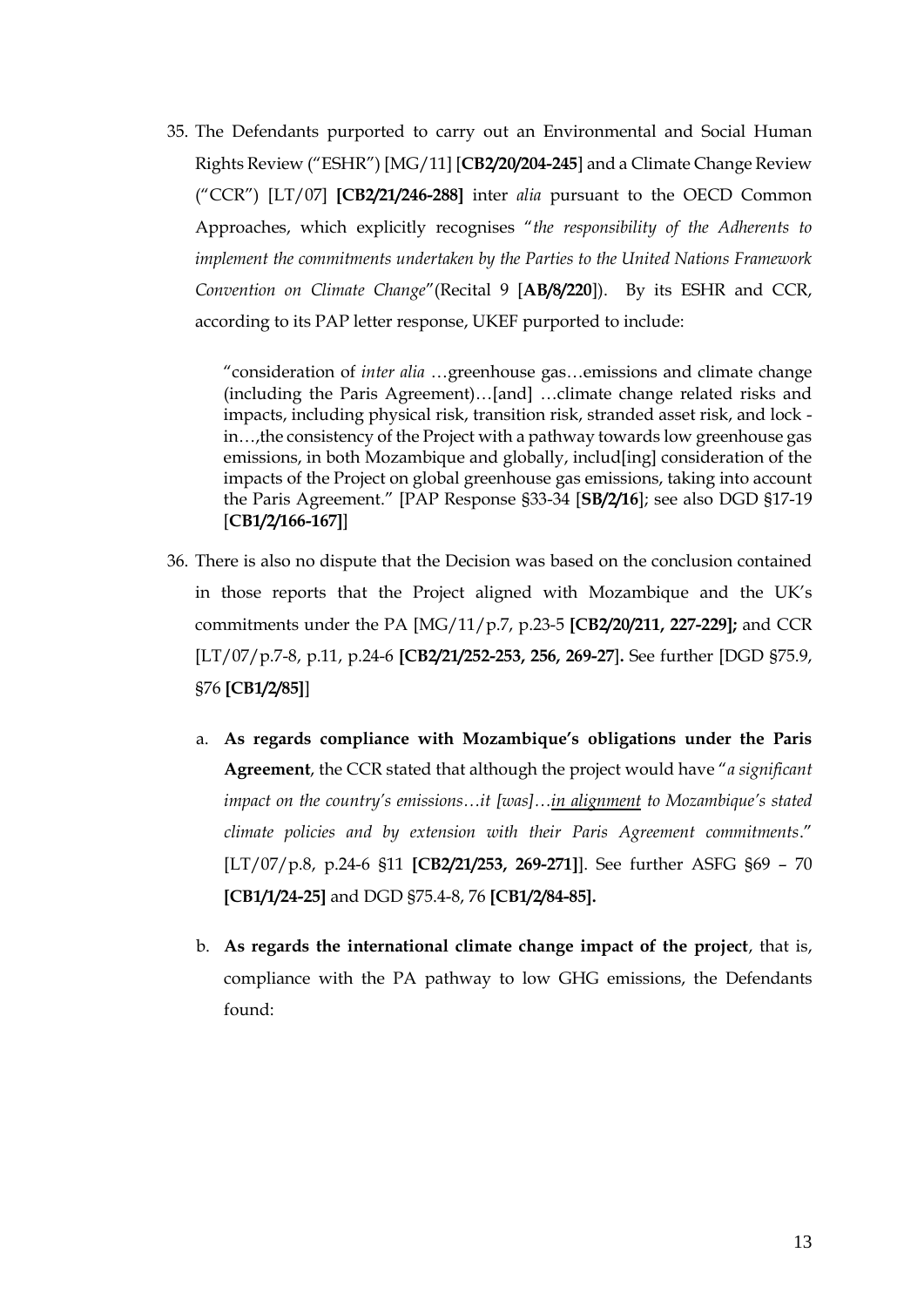35. The Defendants purported to carry out an Environmental and Social Human Rights Review ("ESHR") [MG/11] [**CB2/20/204-245**] and a Climate Change Review ("CCR") [LT/07] **[CB2/21/246-288]** inter *alia* pursuant to the OECD Common Approaches, which explicitly recognises "*the responsibility of the Adherents to implement the commitments undertaken by the Parties to the United Nations Framework Convention on Climate Change*"(Recital 9 [**AB/8/220**]). By its ESHR and CCR, according to its PAP letter response, UKEF purported to include:

   > "consideration of *inter alia* …greenhouse gas…emissions and climate change (including the Paris Agreement)…[and] …climate change related risks and impacts, including physical risk, transition risk, stranded asset risk, and lock - in…,the consistency of the Project with a pathway towards low greenhouse gas emissions, in both Mozambique and globally, includ[ing] consideration of the impacts of the Project on global greenhouse gas emissions, taking into account the Paris Agreement." [PAP Response §33-34 [**SB/2/16**]; see also DGD §17-19 [**CB1/2/166-167]**]

36. There is also no dispute that the Decision was based on the conclusion contained in those reports that the Project aligned with Mozambique and the UK's commitments under the PA [MG/11/p.7, p.23-5 **[CB2/20/211, 227-229];** and CCR [LT/07/p.7-8, p.11, p.24-6 **[CB2/21/252-253, 256, 269-27]**]**.** See further [DGD §75.9, §76 **[CB1/2/85]**]

   a. **As regards compliance with Mozambique's obligations under the Paris Agreement**, the CCR stated that although the project would have "*a significant impact on the country's emissions…it [was]…<u>in alignment</u> to Mozambique's stated climate policies and by extension with their Paris Agreement commitments*." [LT/07/p.8, p.24-6 §11 **[CB2/21/253, 269-271]**]. See further ASFG §69 – 70 **[CB1/1/24-25]** and DGD §75.4-8, 76 **[CB1/2/84-85].**

   b. **As regards the international climate change impact of the project**, that is, compliance with the PA pathway to low GHG emissions, the Defendants found: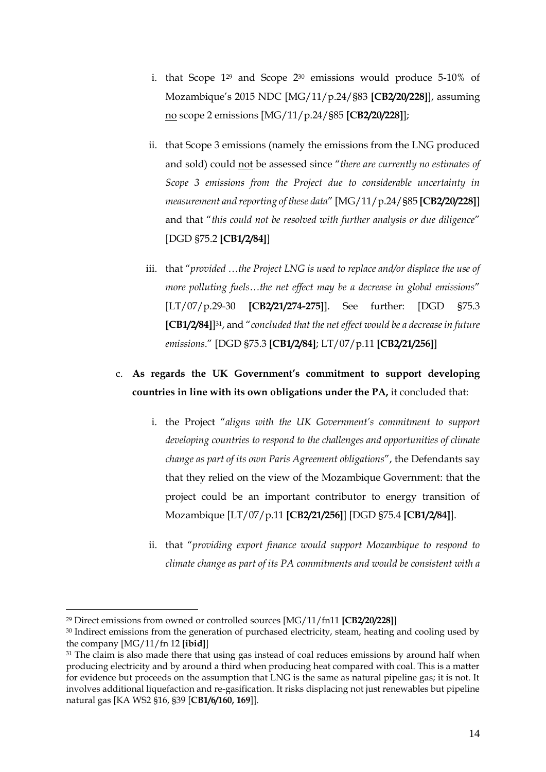i. that Scope 1[29] and Scope 2[30] emissions would produce 5-10% of Mozambique's 2015 NDC [MG/11/p.24/§83 **[CB2/20/228]**], assuming no scope 2 emissions [MG/11/p.24/§85 **[CB2/20/228]**];

   ii. that Scope 3 emissions (namely the emissions from the LNG produced and sold) could not be assessed since "*there are currently no estimates of Scope 3 emissions from the Project due to considerable uncertainty in measurement and reporting of these data*" [MG/11/p.24/§85 **[CB2/20/228]**] and that "*this could not be resolved with further analysis or due diligence*" [DGD §75.2 **[CB1/2/84]**]

   iii. that "*provided …the Project LNG is used to replace and/or displace the use of more polluting fuels…the net effect may be a decrease in global emissions*" [LT/07/p.29-30 **[CB2/21/274-275]**]. See further: [DGD §75.3 **[CB1/2/84]**][31], and "*concluded that the net effect would be a decrease in future emissions*." [DGD §75.3 **[CB1/2/84]**; LT/07/p.11 **[CB2/21/256]**]

c. **As regards the UK Government's commitment to support developing countries in line with its own obligations under the PA,** it concluded that:

   i. the Project "*aligns with the UK Government's commitment to support developing countries to respond to the challenges and opportunities of climate change as part of its own Paris Agreement obligations*", the Defendants say that they relied on the view of the Mozambique Government: that the project could be an important contributor to energy transition of Mozambique [LT/07/p.11 **[CB2/21/256]**] [DGD §75.4 **[CB1/2/84]**].

   ii. that "*providing export finance would support Mozambique to respond to climate change as part of its PA commitments and would be consistent with a*

---

[29] Direct emissions from owned or controlled sources [MG/11/fn11 **[CB2/20/228]**]

[30] Indirect emissions from the generation of purchased electricity, steam, heating and cooling used by the company [MG/11/fn 12 **[ibid]**]

[31] The claim is also made there that using gas instead of coal reduces emissions by around half when producing electricity and by around a third when producing heat compared with coal. This is a matter for evidence but proceeds on the assumption that LNG is the same as natural pipeline gas; it is not. It involves additional liquefaction and re-gasification. It risks displacing not just renewables but pipeline natural gas [KA WS2 §16, §39 [**CB1/6/160, 169**]].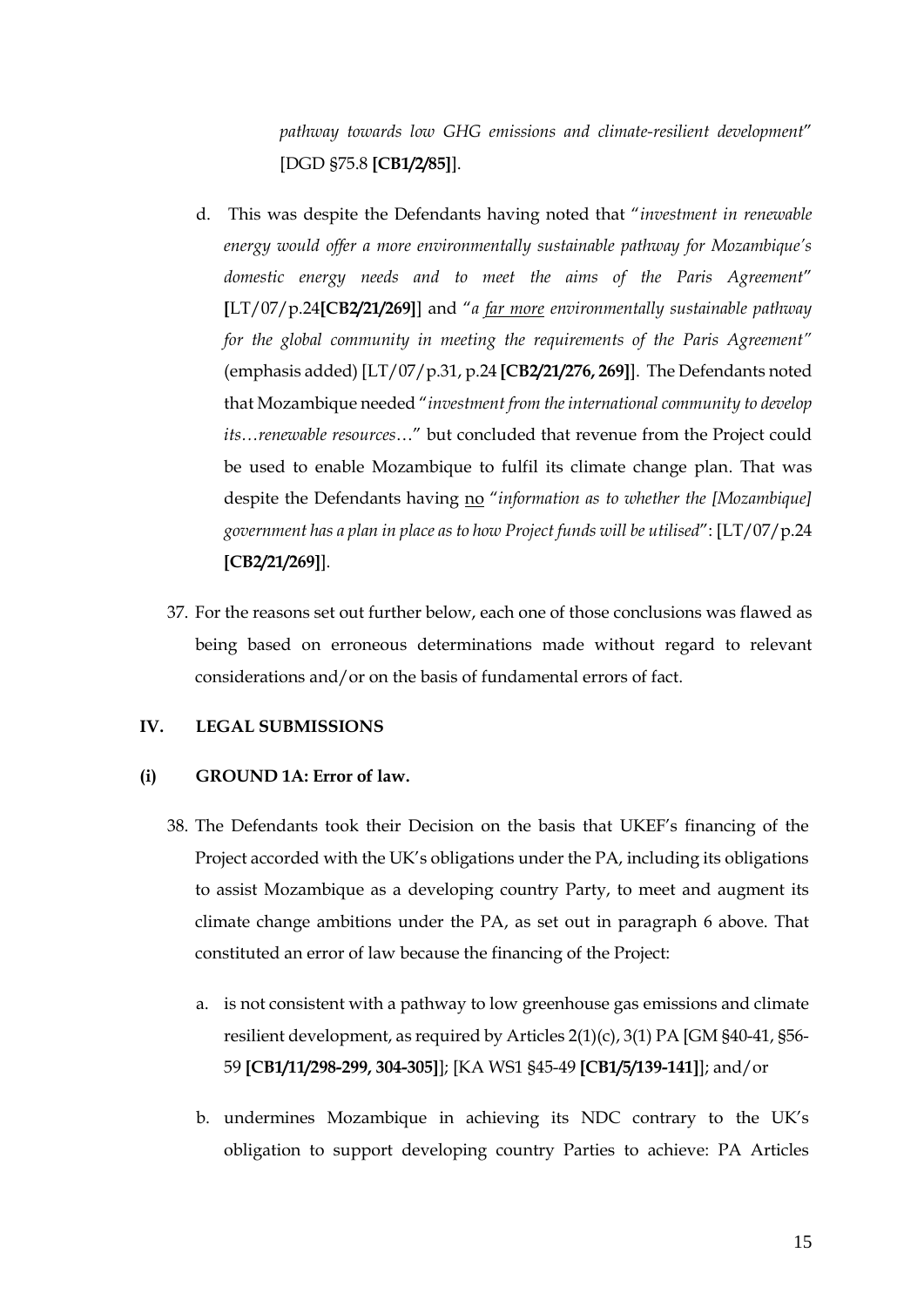*pathway towards low GHG emissions and climate-resilient development*" [DGD §75.8 **[CB1/2/85]**].

d. This was despite the Defendants having noted that "*investment in renewable energy would offer a more environmentally sustainable pathway for Mozambique's domestic energy needs and to meet the aims of the Paris Agreement*" **[**LT/07/p.24**[CB2/21/269]**] and "*a far more environmentally sustainable pathway for the global community in meeting the requirements of the Paris Agreement"* (emphasis added) [LT/07/p.31, p.24 **[CB2/21/276, 269]**]. The Defendants noted that Mozambique needed "*investment from the international community to develop its…renewable resources*…" but concluded that revenue from the Project could be used to enable Mozambique to fulfil its climate change plan. That was despite the Defendants having no "*information as to whether the [Mozambique] government has a plan in place as to how Project funds will be utilised*": [LT/07/p.24 **[CB2/21/269]**].

37. For the reasons set out further below, each one of those conclusions was flawed as being based on erroneous determinations made without regard to relevant considerations and/or on the basis of fundamental errors of fact.

## IV. LEGAL SUBMISSIONS

### (i) GROUND 1A: Error of law.

38. The Defendants took their Decision on the basis that UKEF's financing of the Project accorded with the UK's obligations under the PA, including its obligations to assist Mozambique as a developing country Party, to meet and augment its climate change ambitions under the PA, as set out in paragraph 6 above. That constituted an error of law because the financing of the Project:

a. is not consistent with a pathway to low greenhouse gas emissions and climate resilient development, as required by Articles 2(1)(c), 3(1) PA [GM §40-41, §56-59 **[CB1/11/298-299, 304-305]**]; [KA WS1 §45-49 **[CB1/5/139-141]**]; and/or

b. undermines Mozambique in achieving its NDC contrary to the UK's obligation to support developing country Parties to achieve: PA Articles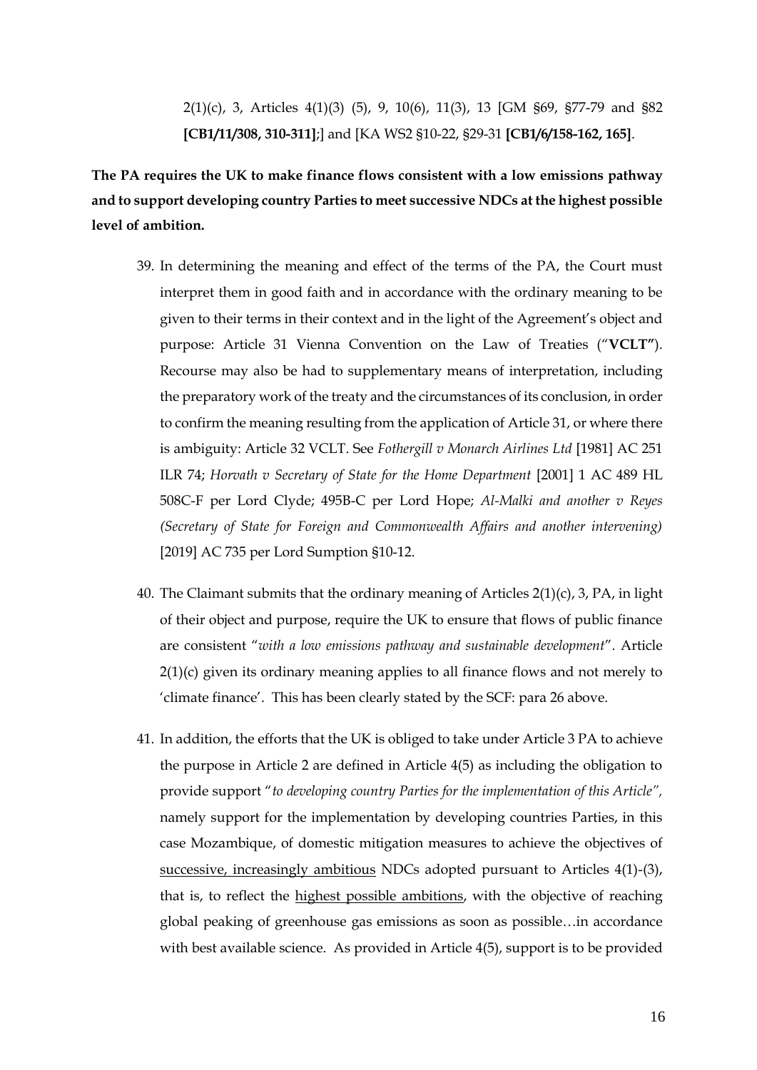2(1)(c), 3, Articles 4(1)(3) (5), 9, 10(6), 11(3), 13 [GM §69, §77-79 and §82 **[CB1/11/308, 310-311]**;] and [KA WS2 §10-22, §29-31 **[CB1/6/158-162, 165]**.

**The PA requires the UK to make finance flows consistent with a low emissions pathway and to support developing country Parties to meet successive NDCs at the highest possible level of ambition.**

39. In determining the meaning and effect of the terms of the PA, the Court must interpret them in good faith and in accordance with the ordinary meaning to be given to their terms in their context and in the light of the Agreement's object and purpose: Article 31 Vienna Convention on the Law of Treaties ("**VCLT**"). Recourse may also be had to supplementary means of interpretation, including the preparatory work of the treaty and the circumstances of its conclusion, in order to confirm the meaning resulting from the application of Article 31, or where there is ambiguity: Article 32 VCLT. See *Fothergill v Monarch Airlines Ltd* [1981] AC 251 ILR 74; *Horvath v Secretary of State for the Home Department* [2001] 1 AC 489 HL 508C-F per Lord Clyde; 495B-C per Lord Hope; *Al-Malki and another v Reyes (Secretary of State for Foreign and Commonwealth Affairs and another intervening)* [2019] AC 735 per Lord Sumption §10-12.

40. The Claimant submits that the ordinary meaning of Articles 2(1)(c), 3, PA, in light of their object and purpose, require the UK to ensure that flows of public finance are consistent "*with a low emissions pathway and sustainable development*". Article 2(1)(c) given its ordinary meaning applies to all finance flows and not merely to 'climate finance'. This has been clearly stated by the SCF: para 26 above.

41. In addition, the efforts that the UK is obliged to take under Article 3 PA to achieve the purpose in Article 2 are defined in Article 4(5) as including the obligation to provide support "*to developing country Parties for the implementation of this Article",* namely support for the implementation by developing countries Parties, in this case Mozambique, of domestic mitigation measures to achieve the objectives of <u>successive, increasingly ambitious</u> NDCs adopted pursuant to Articles 4(1)-(3), that is, to reflect the <u>highest possible ambitions</u>, with the objective of reaching global peaking of greenhouse gas emissions as soon as possible…in accordance with best available science. As provided in Article 4(5), support is to be provided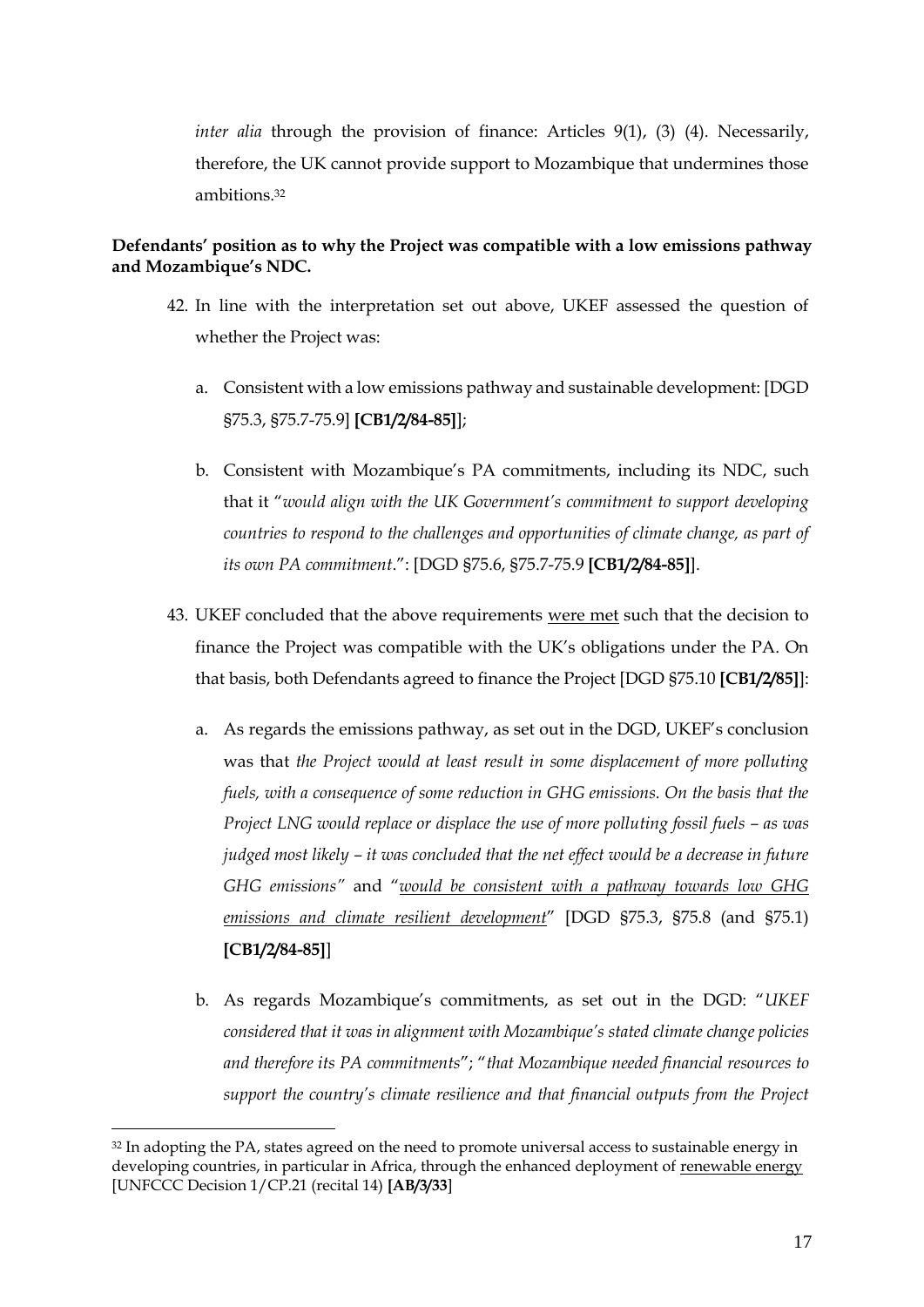*inter alia* through the provision of finance: Articles 9(1), (3) (4). Necessarily, therefore, the UK cannot provide support to Mozambique that undermines those ambitions.[32]

**Defendants' position as to why the Project was compatible with a low emissions pathway and Mozambique's NDC.**

42. In line with the interpretation set out above, UKEF assessed the question of whether the Project was:

    a. Consistent with a low emissions pathway and sustainable development: [DGD §75.3, §75.7-75.9] **[CB1/2/84-85]**];

    b. Consistent with Mozambique's PA commitments, including its NDC, such that it "*would align with the UK Government's commitment to support developing countries to respond to the challenges and opportunities of climate change, as part of its own PA commitment.*": [DGD §75.6, §75.7-75.9 **[CB1/2/84-85]**].

43. UKEF concluded that the above requirements <u>were met</u> such that the decision to finance the Project was compatible with the UK's obligations under the PA. On that basis, both Defendants agreed to finance the Project [DGD §75.10 **[CB1/2/85]**]:

    a. As regards the emissions pathway, as set out in the DGD, UKEF's conclusion was that *the Project would at least result in some displacement of more polluting fuels, with a consequence of some reduction in GHG emissions. On the basis that the Project LNG would replace or displace the use of more polluting fossil fuels – as was judged most likely – it was concluded that the net effect would be a decrease in future GHG emissions"* and "*<u>would be consistent with a pathway towards low GHG emissions and climate resilient development</u>*" [DGD §75.3, §75.8 (and §75.1) **[CB1/2/84-85]**]

    b. As regards Mozambique's commitments, as set out in the DGD: "*UKEF considered that it was in alignment with Mozambique's stated climate change policies and therefore its PA commitments*"; "*that Mozambique needed financial resources to support the country's climate resilience and that financial outputs from the Project*

[32] In adopting the PA, states agreed on the need to promote universal access to sustainable energy in developing countries, in particular in Africa, through the enhanced deployment of <u>renewable energy</u> [UNFCCC Decision 1/CP.21 (recital 14) **[AB/3/33]**]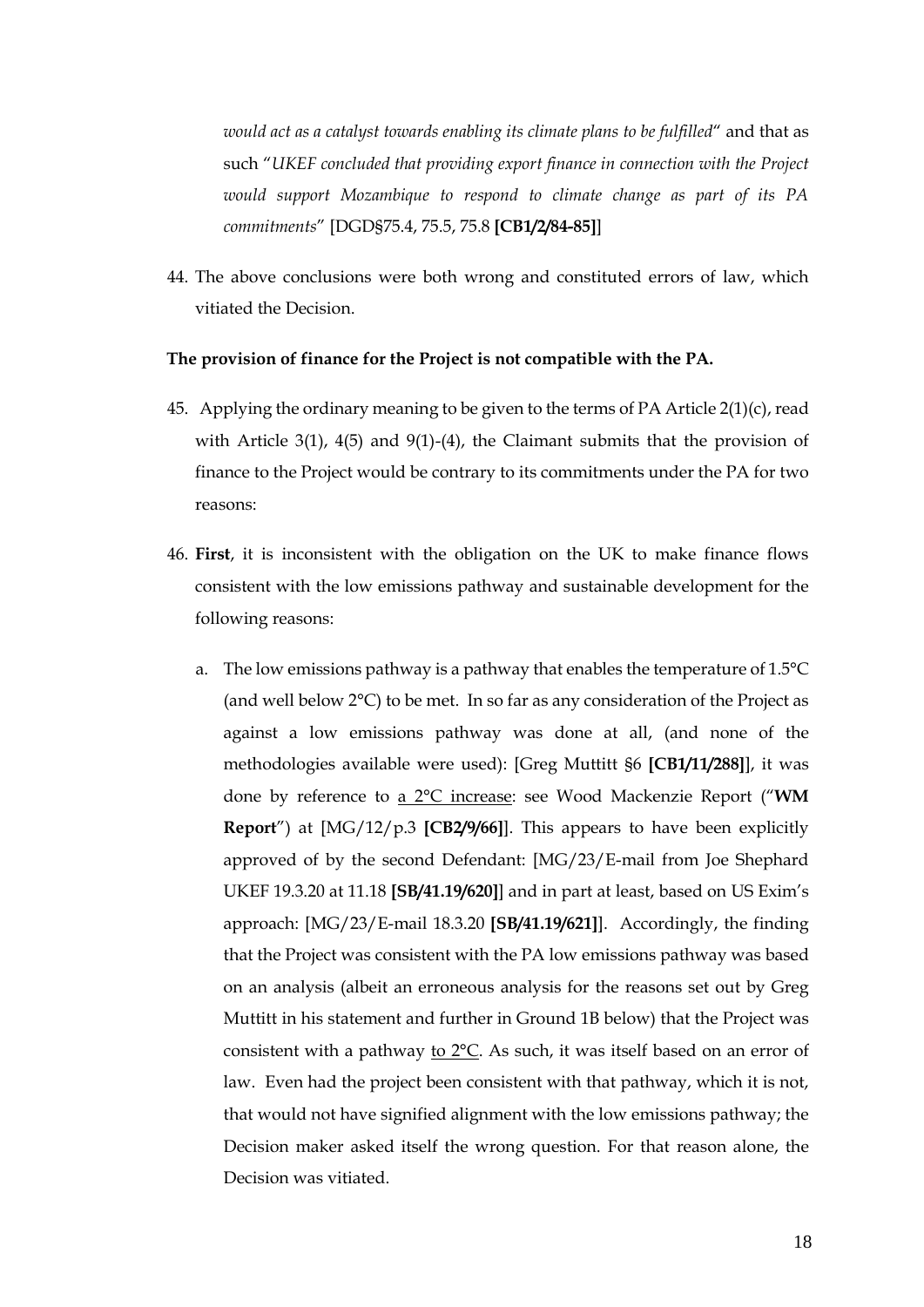*would act as a catalyst towards enabling its climate plans to be fulfilled*" and that as such "*UKEF concluded that providing export finance in connection with the Project would support Mozambique to respond to climate change as part of its PA commitments*" [DGD§75.4, 75.5, 75.8 **[CB1/2/84-85]**]

44. The above conclusions were both wrong and constituted errors of law, which vitiated the Decision.

**The provision of finance for the Project is not compatible with the PA.**

45. Applying the ordinary meaning to be given to the terms of PA Article 2(1)(c), read with Article 3(1), 4(5) and 9(1)-(4), the Claimant submits that the provision of finance to the Project would be contrary to its commitments under the PA for two reasons:

46. **First**, it is inconsistent with the obligation on the UK to make finance flows consistent with the low emissions pathway and sustainable development for the following reasons:

    a. The low emissions pathway is a pathway that enables the temperature of 1.5°C (and well below 2°C) to be met. In so far as any consideration of the Project as against a low emissions pathway was done at all, (and none of the methodologies available were used): [Greg Muttitt §6 **[CB1/11/288]**], it was done by reference to <u>a 2°C increase</u>: see Wood Mackenzie Report ("**WM Report**") at [MG/12/p.3 **[CB2/9/66]**]. This appears to have been explicitly approved of by the second Defendant: [MG/23/E-mail from Joe Shephard UKEF 19.3.20 at 11.18 **[SB/41.19/620]**] and in part at least, based on US Exim's approach: [MG/23/E-mail 18.3.20 **[SB/41.19/621]**]. Accordingly, the finding that the Project was consistent with the PA low emissions pathway was based on an analysis (albeit an erroneous analysis for the reasons set out by Greg Muttitt in his statement and further in Ground 1B below) that the Project was consistent with a pathway <u>to 2°C</u>. As such, it was itself based on an error of law. Even had the project been consistent with that pathway, which it is not, that would not have signified alignment with the low emissions pathway; the Decision maker asked itself the wrong question. For that reason alone, the Decision was vitiated.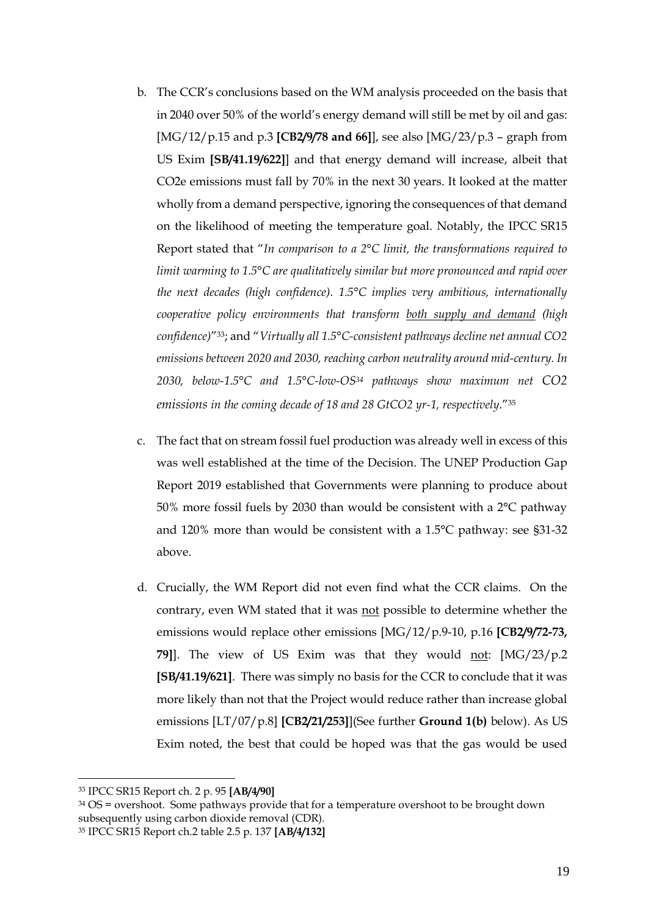b. The CCR's conclusions based on the WM analysis proceeded on the basis that in 2040 over 50% of the world's energy demand will still be met by oil and gas: [MG/12/p.15 and p.3 **[CB2/9/78 and 66]**], see also [MG/23/p.3 – graph from US Exim **[SB/41.19/622]**] and that energy demand will increase, albeit that CO2e emissions must fall by 70% in the next 30 years. It looked at the matter wholly from a demand perspective, ignoring the consequences of that demand on the likelihood of meeting the temperature goal. Notably, the IPCC SR15 Report stated that "*In comparison to a 2°C limit, the transformations required to limit warming to 1.5°C are qualitatively similar but more pronounced and rapid over the next decades (high confidence). 1.5°C implies very ambitious, internationally cooperative policy environments that transform <u>both supply and demand</u> (high confidence)*"[33]; and "*Virtually all 1.5°C-consistent pathways decline net annual CO2 emissions between 2020 and 2030, reaching carbon neutrality around mid-century. In 2030, below-1.5°C and 1.5°C-low-OS[34] pathways show maximum net CO2 emissions in the coming decade of 18 and 28 GtCO2 yr-1, respectively*."[35]

c. The fact that on stream fossil fuel production was already well in excess of this was well established at the time of the Decision. The UNEP Production Gap Report 2019 established that Governments were planning to produce about 50% more fossil fuels by 2030 than would be consistent with a 2°C pathway and 120% more than would be consistent with a 1.5°C pathway: see §31-32 above.

d. Crucially, the WM Report did not even find what the CCR claims. On the contrary, even WM stated that it was <u>not</u> possible to determine whether the emissions would replace other emissions [MG/12/p.9-10, p.16 **[CB2/9/72-73, 79]**]. The view of US Exim was that they would <u>not</u>: [MG/23/p.2 **[SB/41.19/621]**. There was simply no basis for the CCR to conclude that it was more likely than not that the Project would reduce rather than increase global emissions [LT/07/p.8] **[CB2/21/253]**](See further **Ground 1(b)** below). As US Exim noted, the best that could be hoped was that the gas would be used

---

[33] IPCC SR15 Report ch. 2 p. 95 **[AB/4/90]**

[34] OS = overshoot. Some pathways provide that for a temperature overshoot to be brought down subsequently using carbon dioxide removal (CDR).

[35] IPCC SR15 Report ch.2 table 2.5 p. 137 **[AB/4/132]**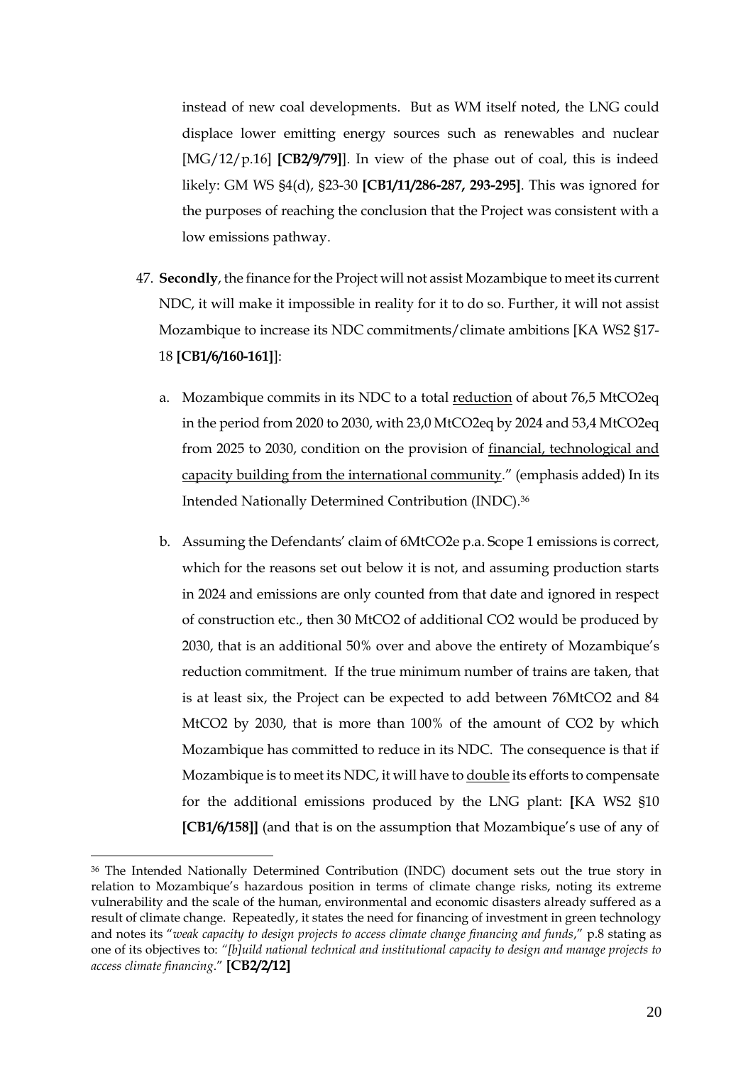instead of new coal developments. But as WM itself noted, the LNG could displace lower emitting energy sources such as renewables and nuclear [MG/12/p.16] **[CB2/9/79]**]. In view of the phase out of coal, this is indeed likely: GM WS §4(d), §23-30 **[CB1/11/286-287, 293-295]**. This was ignored for the purposes of reaching the conclusion that the Project was consistent with a low emissions pathway.

47. **Secondly**, the finance for the Project will not assist Mozambique to meet its current NDC, it will make it impossible in reality for it to do so. Further, it will not assist Mozambique to increase its NDC commitments/climate ambitions [KA WS2 §17-18 **[CB1/6/160-161]**]:

    a. Mozambique commits in its NDC to a total <u>reduction</u> of about 76,5 MtCO2eq in the period from 2020 to 2030, with 23,0 MtCO2eq by 2024 and 53,4 MtCO2eq from 2025 to 2030, condition on the provision of <u>financial, technological and capacity building from the international community</u>." (emphasis added) In its Intended Nationally Determined Contribution (INDC).[36]

    b. Assuming the Defendants' claim of 6MtCO2e p.a. Scope 1 emissions is correct, which for the reasons set out below it is not, and assuming production starts in 2024 and emissions are only counted from that date and ignored in respect of construction etc., then 30 MtCO2 of additional CO2 would be produced by 2030, that is an additional 50% over and above the entirety of Mozambique's reduction commitment. If the true minimum number of trains are taken, that is at least six, the Project can be expected to add between 76MtCO2 and 84 MtCO2 by 2030, that is more than 100% of the amount of CO2 by which Mozambique has committed to reduce in its NDC. The consequence is that if Mozambique is to meet its NDC, it will have to <u>double</u> its efforts to compensate for the additional emissions produced by the LNG plant: **[**KA WS2 §10 **[CB1/6/158]]** (and that is on the assumption that Mozambique's use of any of

---

[36] The Intended Nationally Determined Contribution (INDC) document sets out the true story in relation to Mozambique's hazardous position in terms of climate change risks, noting its extreme vulnerability and the scale of the human, environmental and economic disasters already suffered as a result of climate change. Repeatedly, it states the need for financing of investment in green technology and notes its "*weak capacity to design projects to access climate change financing and funds*," p.8 stating as one of its objectives to: *"[b]uild national technical and institutional capacity to design and manage projects to access climate financing*." **[CB2/2/12]**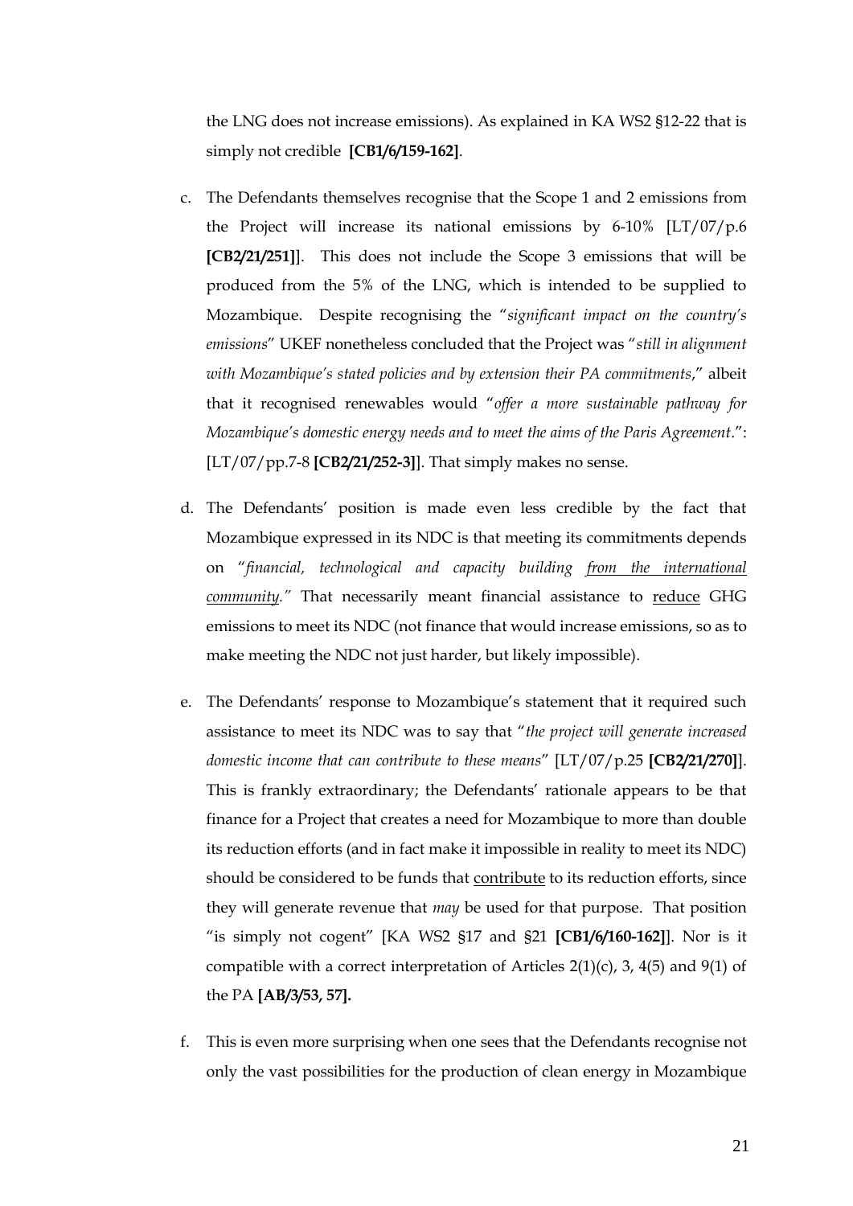the LNG does not increase emissions). As explained in KA WS2 §12-22 that is simply not credible **[CB1/6/159-162]**.

c. The Defendants themselves recognise that the Scope 1 and 2 emissions from the Project will increase its national emissions by 6-10% [LT/07/p.6 **[CB2/21/251]**]. This does not include the Scope 3 emissions that will be produced from the 5% of the LNG, which is intended to be supplied to Mozambique. Despite recognising the "*significant impact on the country's emissions*" UKEF nonetheless concluded that the Project was "*still in alignment with Mozambique's stated policies and by extension their PA commitments*," albeit that it recognised renewables would "*offer a more sustainable pathway for Mozambique's domestic energy needs and to meet the aims of the Paris Agreement*.": [LT/07/pp.7-8 **[CB2/21/252-3]**]. That simply makes no sense.

d. The Defendants' position is made even less credible by the fact that Mozambique expressed in its NDC is that meeting its commitments depends on "*financial, technological and capacity building <u>from the international community</u>.*" That necessarily meant financial assistance to <u>reduce</u> GHG emissions to meet its NDC (not finance that would increase emissions, so as to make meeting the NDC not just harder, but likely impossible).

e. The Defendants' response to Mozambique's statement that it required such assistance to meet its NDC was to say that "*the project will generate increased domestic income that can contribute to these means*" [LT/07/p.25 **[CB2/21/270]**]. This is frankly extraordinary; the Defendants' rationale appears to be that finance for a Project that creates a need for Mozambique to more than double its reduction efforts (and in fact make it impossible in reality to meet its NDC) should be considered to be funds that <u>contribute</u> to its reduction efforts, since they will generate revenue that *may* be used for that purpose. That position "is simply not cogent" [KA WS2 §17 and §21 **[CB1/6/160-162]**]. Nor is it compatible with a correct interpretation of Articles 2(1)(c), 3, 4(5) and 9(1) of the PA **[AB/3/53, 57].**

f. This is even more surprising when one sees that the Defendants recognise not only the vast possibilities for the production of clean energy in Mozambique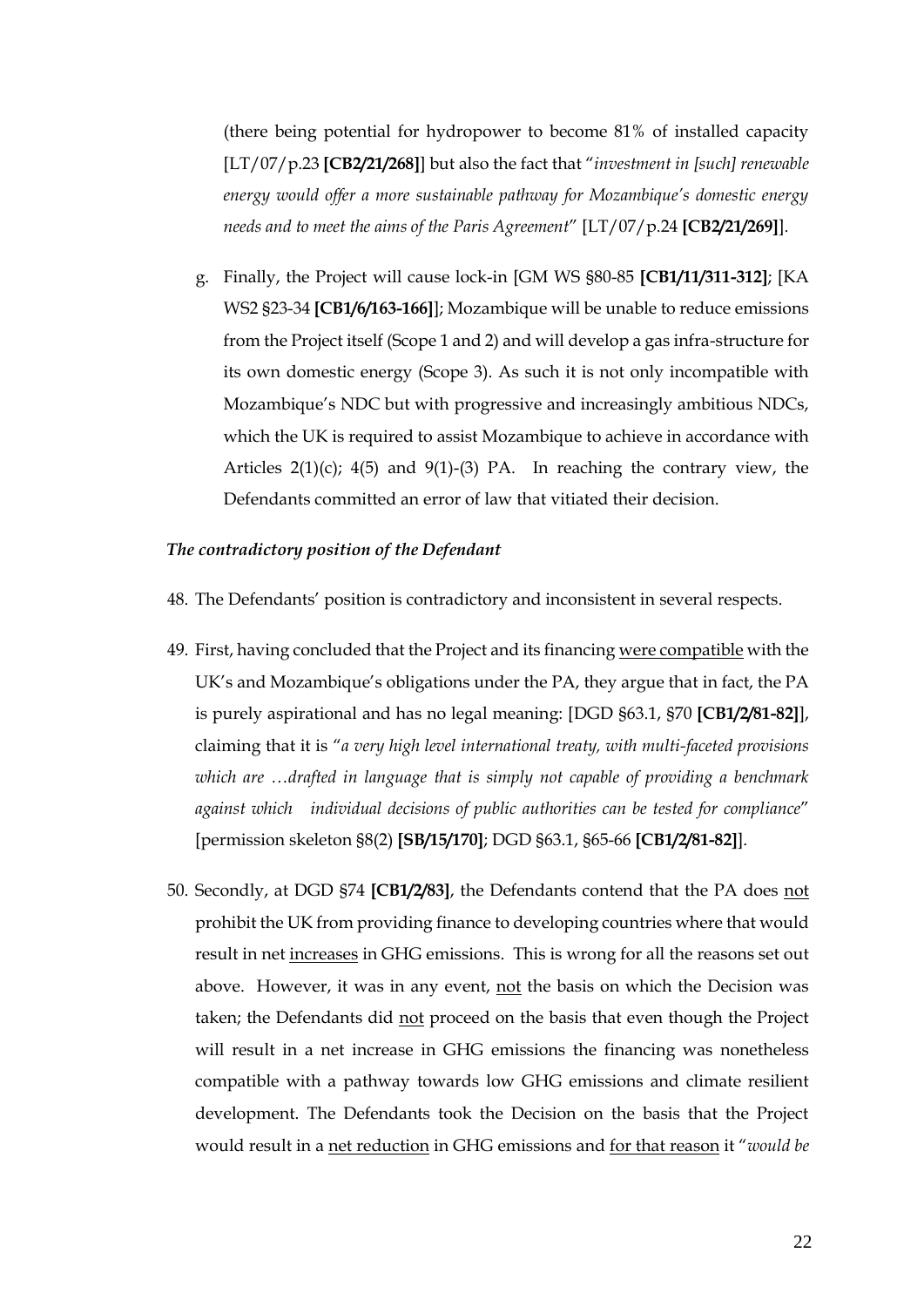(there being potential for hydropower to become 81% of installed capacity [LT/07/p.23 **[CB2/21/268]**] but also the fact that "*investment in [such] renewable energy would offer a more sustainable pathway for Mozambique's domestic energy needs and to meet the aims of the Paris Agreement*" [LT/07/p.24 **[CB2/21/269]**].

g. Finally, the Project will cause lock-in [GM WS §80-85 **[CB1/11/311-312]**; [KA WS2 §23-34 **[CB1/6/163-166]**]; Mozambique will be unable to reduce emissions from the Project itself (Scope 1 and 2) and will develop a gas infra-structure for its own domestic energy (Scope 3). As such it is not only incompatible with Mozambique's NDC but with progressive and increasingly ambitious NDCs, which the UK is required to assist Mozambique to achieve in accordance with Articles 2(1)(c); 4(5) and 9(1)-(3) PA. In reaching the contrary view, the Defendants committed an error of law that vitiated their decision.

***The contradictory position of the Defendant***

48. The Defendants' position is contradictory and inconsistent in several respects.

49. First, having concluded that the Project and its financing <u>were compatible</u> with the UK's and Mozambique's obligations under the PA, they argue that in fact, the PA is purely aspirational and has no legal meaning: [DGD §63.1, §70 **[CB1/2/81-82]**], claiming that it is "*a very high level international treaty, with multi-faceted provisions which are …drafted in language that is simply not capable of providing a benchmark against which individual decisions of public authorities can be tested for compliance*" [permission skeleton §8(2) **[SB/15/170]**; DGD §63.1, §65-66 **[CB1/2/81-82]**].

50. Secondly, at DGD §74 **[CB1/2/83]**, the Defendants contend that the PA does <u>not</u> prohibit the UK from providing finance to developing countries where that would result in net <u>increases</u> in GHG emissions. This is wrong for all the reasons set out above. However, it was in any event, <u>not</u> the basis on which the Decision was taken; the Defendants did <u>not</u> proceed on the basis that even though the Project will result in a net increase in GHG emissions the financing was nonetheless compatible with a pathway towards low GHG emissions and climate resilient development. The Defendants took the Decision on the basis that the Project would result in a <u>net reduction</u> in GHG emissions and <u>for that reason</u> it "*would be*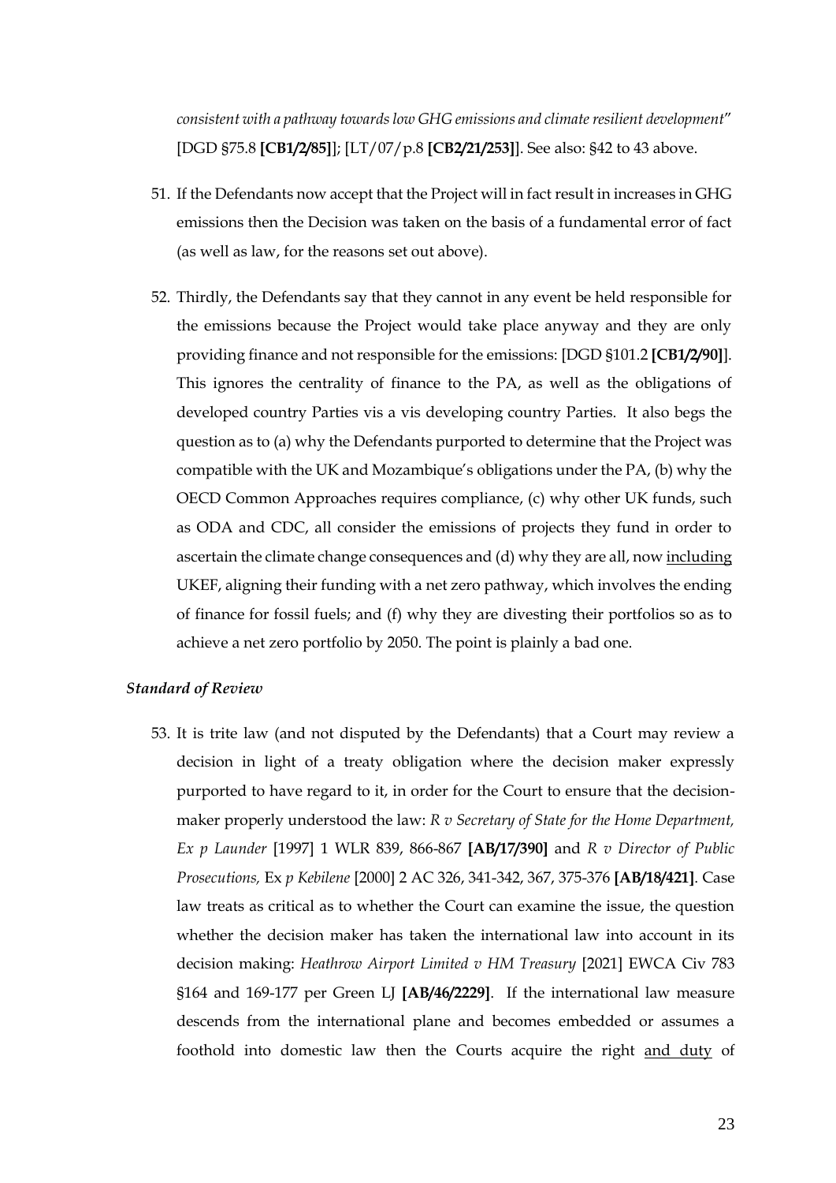*consistent with a pathway towards low GHG emissions and climate resilient development*" [DGD §75.8 **[CB1/2/85]**]; [LT/07/p.8 **[CB2/21/253]**]. See also: §42 to 43 above.

51. If the Defendants now accept that the Project will in fact result in increases in GHG emissions then the Decision was taken on the basis of a fundamental error of fact (as well as law, for the reasons set out above).

52. Thirdly, the Defendants say that they cannot in any event be held responsible for the emissions because the Project would take place anyway and they are only providing finance and not responsible for the emissions: [DGD §101.2 **[CB1/2/90]**]. This ignores the centrality of finance to the PA, as well as the obligations of developed country Parties vis a vis developing country Parties. It also begs the question as to (a) why the Defendants purported to determine that the Project was compatible with the UK and Mozambique's obligations under the PA, (b) why the OECD Common Approaches requires compliance, (c) why other UK funds, such as ODA and CDC, all consider the emissions of projects they fund in order to ascertain the climate change consequences and (d) why they are all, now <u>including</u> UKEF, aligning their funding with a net zero pathway, which involves the ending of finance for fossil fuels; and (f) why they are divesting their portfolios so as to achieve a net zero portfolio by 2050. The point is plainly a bad one.

### *Standard of Review*

53. It is trite law (and not disputed by the Defendants) that a Court may review a decision in light of a treaty obligation where the decision maker expressly purported to have regard to it, in order for the Court to ensure that the decision-maker properly understood the law: *R v Secretary of State for the Home Department, Ex p Launder* [1997] 1 WLR 839, 866-867 **[AB/17/390]** and *R v Director of Public Prosecutions,* Ex *p Kebilene* [2000] 2 AC 326, 341-342, 367, 375-376 **[AB/18/421]**. Case law treats as critical as to whether the Court can examine the issue, the question whether the decision maker has taken the international law into account in its decision making: *Heathrow Airport Limited v HM Treasury* [2021] EWCA Civ 783 §164 and 169-177 per Green LJ **[AB/46/2229]**. If the international law measure descends from the international plane and becomes embedded or assumes a foothold into domestic law then the Courts acquire the right <u>and duty</u> of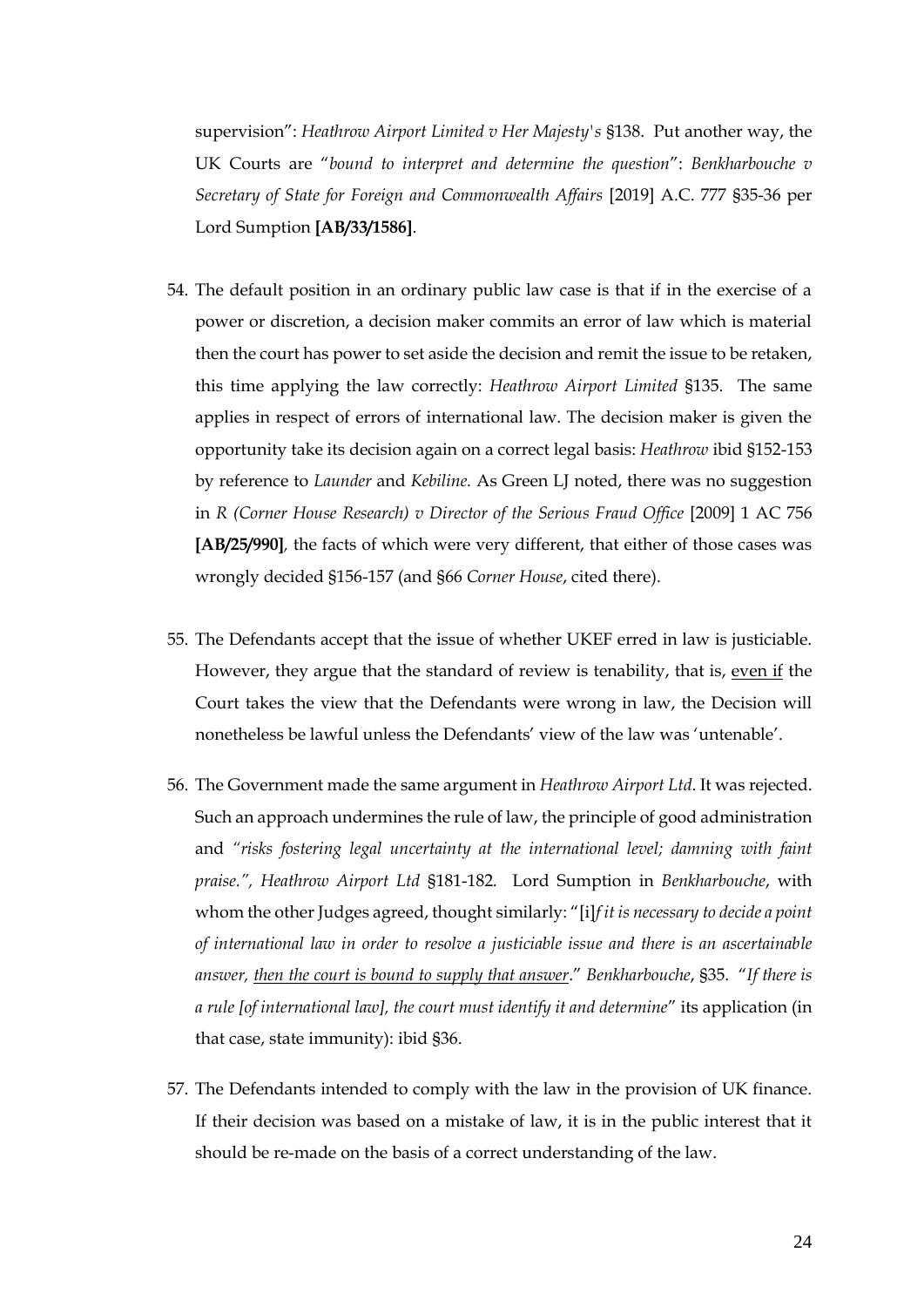supervision": *Heathrow Airport Limited v Her Majesty's* §138. Put another way, the UK Courts are "*bound to interpret and determine the question*": *Benkharbouche v Secretary of State for Foreign and Commonwealth Affairs* [2019] A.C. 777 §35-36 per Lord Sumption **[AB/33/1586]**.

54. The default position in an ordinary public law case is that if in the exercise of a power or discretion, a decision maker commits an error of law which is material then the court has power to set aside the decision and remit the issue to be retaken, this time applying the law correctly: *Heathrow Airport Limited* §135. The same applies in respect of errors of international law. The decision maker is given the opportunity take its decision again on a correct legal basis: *Heathrow* ibid §152-153 by reference to *Launder* and *Kebiline.* As Green LJ noted, there was no suggestion in *R (Corner House Research) v Director of the Serious Fraud Office* [2009] 1 AC 756 **[AB/25/990]**, the facts of which were very different, that either of those cases was wrongly decided §156-157 (and §66 *Corner House*, cited there).

55. The Defendants accept that the issue of whether UKEF erred in law is justiciable. However, they argue that the standard of review is tenability, that is, <u>even if</u> the Court takes the view that the Defendants were wrong in law, the Decision will nonetheless be lawful unless the Defendants' view of the law was 'untenable'.

56. The Government made the same argument in *Heathrow Airport Ltd*. It was rejected. Such an approach undermines the rule of law, the principle of good administration and *"risks fostering legal uncertainty at the international level; damning with faint praise.", Heathrow Airport Ltd* §181-182. Lord Sumption in *Benkharbouche*, with whom the other Judges agreed, thought similarly: "[i]*f it is necessary to decide a point of international law in order to resolve a justiciable issue and there is an ascertainable answer, <u>then the court is bound to supply that answer</u>.*" *Benkharbouche*, §35. "*If there is a rule [of international law], the court must identify it and determine*" its application (in that case, state immunity): ibid §36.

57. The Defendants intended to comply with the law in the provision of UK finance. If their decision was based on a mistake of law, it is in the public interest that it should be re-made on the basis of a correct understanding of the law.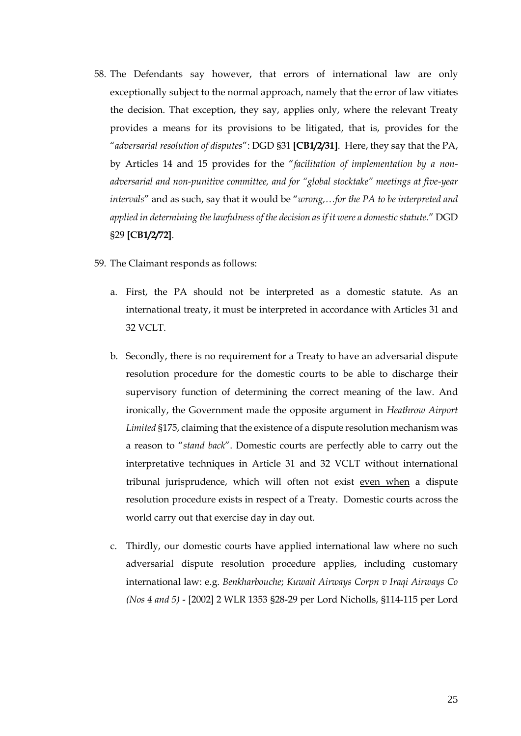58. The Defendants say however, that errors of international law are only exceptionally subject to the normal approach, namely that the error of law vitiates the decision. That exception, they say, applies only, where the relevant Treaty provides a means for its provisions to be litigated, that is, provides for the "*adversarial resolution of disputes*": DGD §31 **[CB1/2/31]**. Here, they say that the PA, by Articles 14 and 15 provides for the "*facilitation of implementation by a non-adversarial and non-punitive committee, and for "global stocktake" meetings at five-year intervals*" and as such, say that it would be "*wrong,…for the PA to be interpreted and applied in determining the lawfulness of the decision as if it were a domestic statute.*" DGD §29 **[CB1/2/72]**.

59. The Claimant responds as follows:

    a. First, the PA should not be interpreted as a domestic statute. As an international treaty, it must be interpreted in accordance with Articles 31 and 32 VCLT.

    b. Secondly, there is no requirement for a Treaty to have an adversarial dispute resolution procedure for the domestic courts to be able to discharge their supervisory function of determining the correct meaning of the law. And ironically, the Government made the opposite argument in *Heathrow Airport Limited* §175, claiming that the existence of a dispute resolution mechanism was a reason to "*stand back*". Domestic courts are perfectly able to carry out the interpretative techniques in Article 31 and 32 VCLT without international tribunal jurisprudence, which will often not exist <u>even when</u> a dispute resolution procedure exists in respect of a Treaty. Domestic courts across the world carry out that exercise day in day out.

    c. Thirdly, our domestic courts have applied international law where no such adversarial dispute resolution procedure applies, including customary international law: e.g. *Benkharbouche*; *Kuwait Airways Corpn v Iraqi Airways Co (Nos 4 and 5)* - [2002] 2 WLR 1353 §28-29 per Lord Nicholls, §114-115 per Lord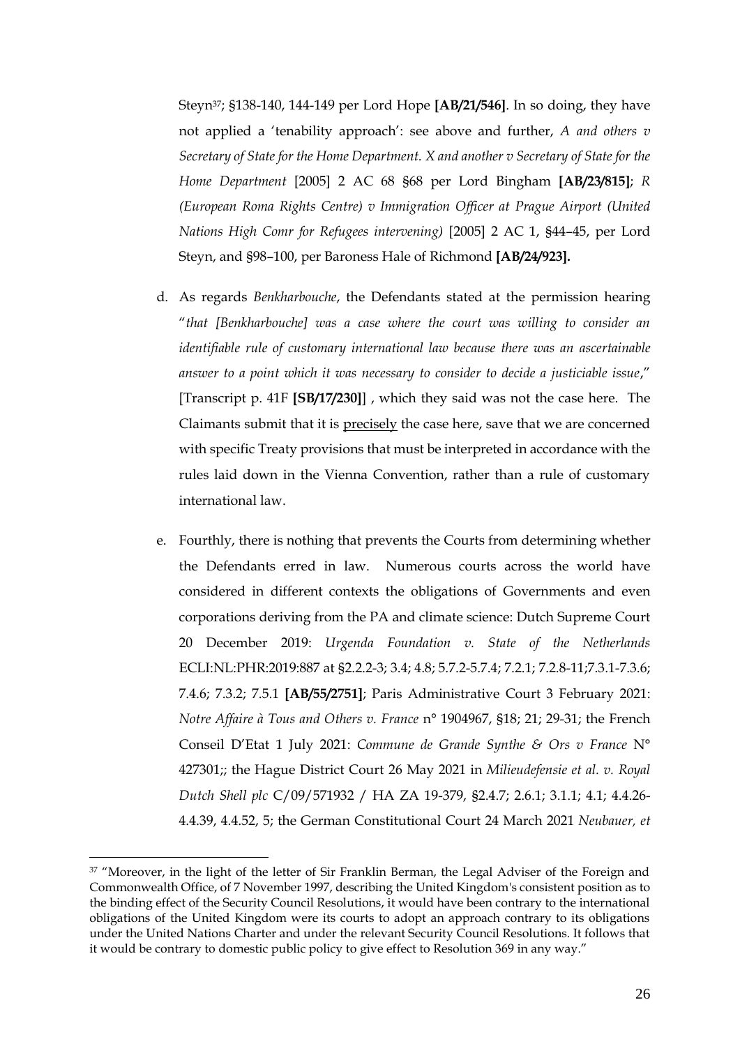Steyn[37]; §138-140, 144-149 per Lord Hope **[AB/21/546]**. In so doing, they have not applied a 'tenability approach': see above and further, *A and others v Secretary of State for the Home Department. X and another v Secretary of State for the Home Department* [2005] 2 AC 68 §68 per Lord Bingham **[AB/23/815]**; *R (European Roma Rights Centre) v Immigration Officer at Prague Airport (United Nations High Comr for Refugees intervening)* [2005] 2 AC 1, §44–45, per Lord Steyn, and §98–100, per Baroness Hale of Richmond **[AB/24/923].**

d. As regards *Benkharbouche*, the Defendants stated at the permission hearing "*that [Benkharbouche] was a case where the court was willing to consider an identifiable rule of customary international law because there was an ascertainable answer to a point which it was necessary to consider to decide a justiciable issue*," [Transcript p. 41F **[SB/17/230]**] , which they said was not the case here. The Claimants submit that it is <u>precisely</u> the case here, save that we are concerned with specific Treaty provisions that must be interpreted in accordance with the rules laid down in the Vienna Convention, rather than a rule of customary international law.

e. Fourthly, there is nothing that prevents the Courts from determining whether the Defendants erred in law. Numerous courts across the world have considered in different contexts the obligations of Governments and even corporations deriving from the PA and climate science: Dutch Supreme Court 20 December 2019: *Urgenda Foundation v. State of the Netherlands* ECLI:NL:PHR:2019:887 at §2.2.2-3; 3.4; 4.8; 5.7.2-5.7.4; 7.2.1; 7.2.8-11;7.3.1-7.3.6; 7.4.6; 7.3.2; 7.5.1 **[AB/55/2751]**; Paris Administrative Court 3 February 2021: *Notre Affaire à Tous and Others v. France* n° 1904967, §18; 21; 29-31; the French Conseil D'Etat 1 July 2021: *Commune de Grande Synthe & Ors v France* N° 427301;; the Hague District Court 26 May 2021 in *Milieudefensie et al. v. Royal Dutch Shell plc* C/09/571932 / HA ZA 19-379, §2.4.7; 2.6.1; 3.1.1; 4.1; 4.4.26-4.4.39, 4.4.52, 5; the German Constitutional Court 24 March 2021 *Neubauer, et*

[37] "Moreover, in the light of the letter of Sir Franklin Berman, the Legal Adviser of the Foreign and Commonwealth Office, of 7 November 1997, describing the United Kingdom's consistent position as to the binding effect of the Security Council Resolutions, it would have been contrary to the international obligations of the United Kingdom were its courts to adopt an approach contrary to its obligations under the United Nations Charter and under the relevant Security Council Resolutions. It follows that it would be contrary to domestic public policy to give effect to Resolution 369 in any way."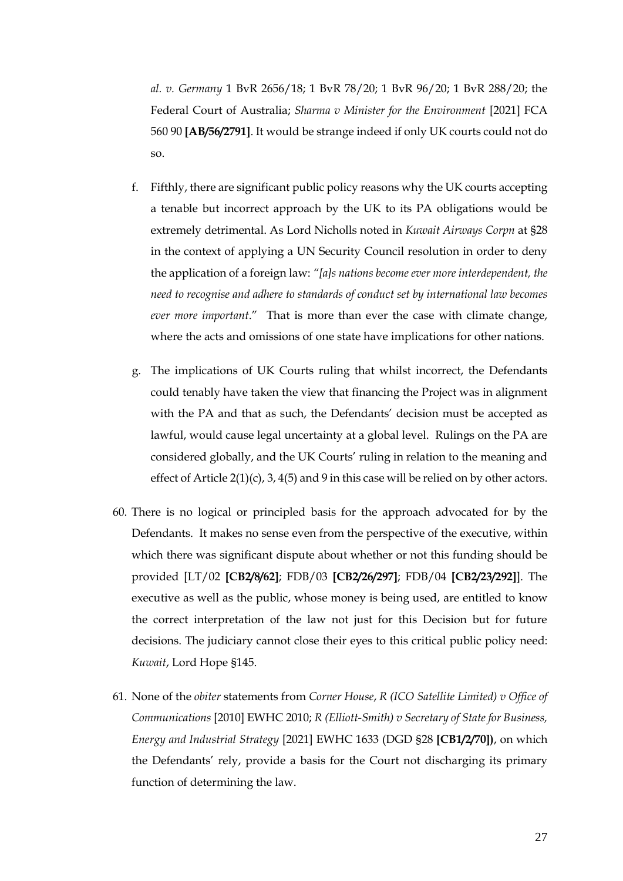*al. v. Germany* 1 BvR 2656/18; 1 BvR 78/20; 1 BvR 96/20; 1 BvR 288/20; the Federal Court of Australia; *Sharma v Minister for the Environment* [2021] FCA 560 90 **[AB/56/2791]**. It would be strange indeed if only UK courts could not do so.

f. Fifthly, there are significant public policy reasons why the UK courts accepting a tenable but incorrect approach by the UK to its PA obligations would be extremely detrimental. As Lord Nicholls noted in *Kuwait Airways Corpn* at §28 in the context of applying a UN Security Council resolution in order to deny the application of a foreign law: *"[a]s nations become ever more interdependent, the need to recognise and adhere to standards of conduct set by international law becomes ever more important*." That is more than ever the case with climate change, where the acts and omissions of one state have implications for other nations.

g. The implications of UK Courts ruling that whilst incorrect, the Defendants could tenably have taken the view that financing the Project was in alignment with the PA and that as such, the Defendants' decision must be accepted as lawful, would cause legal uncertainty at a global level. Rulings on the PA are considered globally, and the UK Courts' ruling in relation to the meaning and effect of Article 2(1)(c), 3, 4(5) and 9 in this case will be relied on by other actors.

60. There is no logical or principled basis for the approach advocated for by the Defendants. It makes no sense even from the perspective of the executive, within which there was significant dispute about whether or not this funding should be provided [LT/02 **[CB2/8/62]**; FDB/03 **[CB2/26/297]**; FDB/04 **[CB2/23/292]**]. The executive as well as the public, whose money is being used, are entitled to know the correct interpretation of the law not just for this Decision but for future decisions. The judiciary cannot close their eyes to this critical public policy need: *Kuwait*, Lord Hope §145.

61. None of the *obiter* statements from *Corner House*, *R (ICO Satellite Limited) v Office of Communications* [2010] EWHC 2010; *R (Elliott-Smith) v Secretary of State for Business, Energy and Industrial Strategy* [2021] EWHC 1633 (DGD §28 **[CB1/2/70]**), on which the Defendants' rely, provide a basis for the Court not discharging its primary function of determining the law.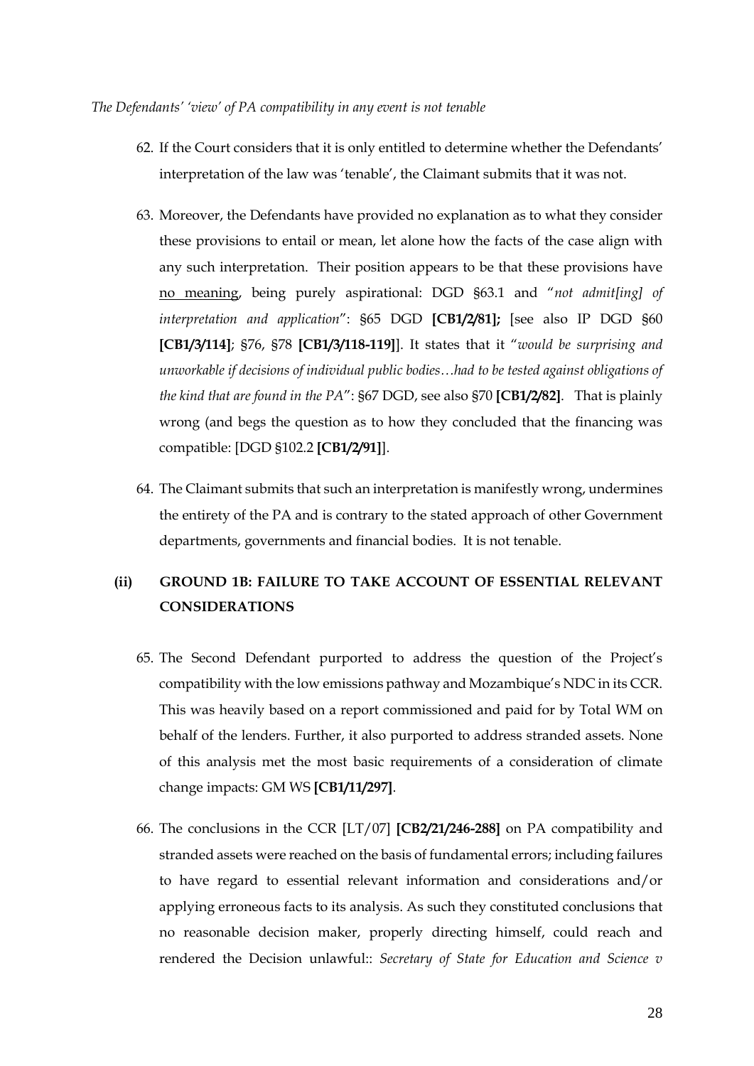*The Defendants' 'view' of PA compatibility in any event is not tenable*

62. If the Court considers that it is only entitled to determine whether the Defendants' interpretation of the law was 'tenable', the Claimant submits that it was not.

63. Moreover, the Defendants have provided no explanation as to what they consider these provisions to entail or mean, let alone how the facts of the case align with any such interpretation. Their position appears to be that these provisions have <u>no meaning</u>, being purely aspirational: DGD §63.1 and "*not admit[ing] of interpretation and application*": §65 DGD **[CB1/2/81];** [see also IP DGD §60 **[CB1/3/114]**; §76, §78 **[CB1/3/118-119]**]. It states that it "*would be surprising and unworkable if decisions of individual public bodies…had to be tested against obligations of the kind that are found in the PA*": §67 DGD, see also §70 **[CB1/2/82]**. That is plainly wrong (and begs the question as to how they concluded that the financing was compatible: [DGD §102.2 **[CB1/2/91]**].

64. The Claimant submits that such an interpretation is manifestly wrong, undermines the entirety of the PA and is contrary to the stated approach of other Government departments, governments and financial bodies. It is not tenable.

## (ii) GROUND 1B: FAILURE TO TAKE ACCOUNT OF ESSENTIAL RELEVANT CONSIDERATIONS

65. The Second Defendant purported to address the question of the Project's compatibility with the low emissions pathway and Mozambique's NDC in its CCR. This was heavily based on a report commissioned and paid for by Total WM on behalf of the lenders. Further, it also purported to address stranded assets. None of this analysis met the most basic requirements of a consideration of climate change impacts: GM WS **[CB1/11/297]**.

66. The conclusions in the CCR [LT/07] **[CB2/21/246-288]** on PA compatibility and stranded assets were reached on the basis of fundamental errors; including failures to have regard to essential relevant information and considerations and/or applying erroneous facts to its analysis. As such they constituted conclusions that no reasonable decision maker, properly directing himself, could reach and rendered the Decision unlawful:: *Secretary of State for Education and Science v*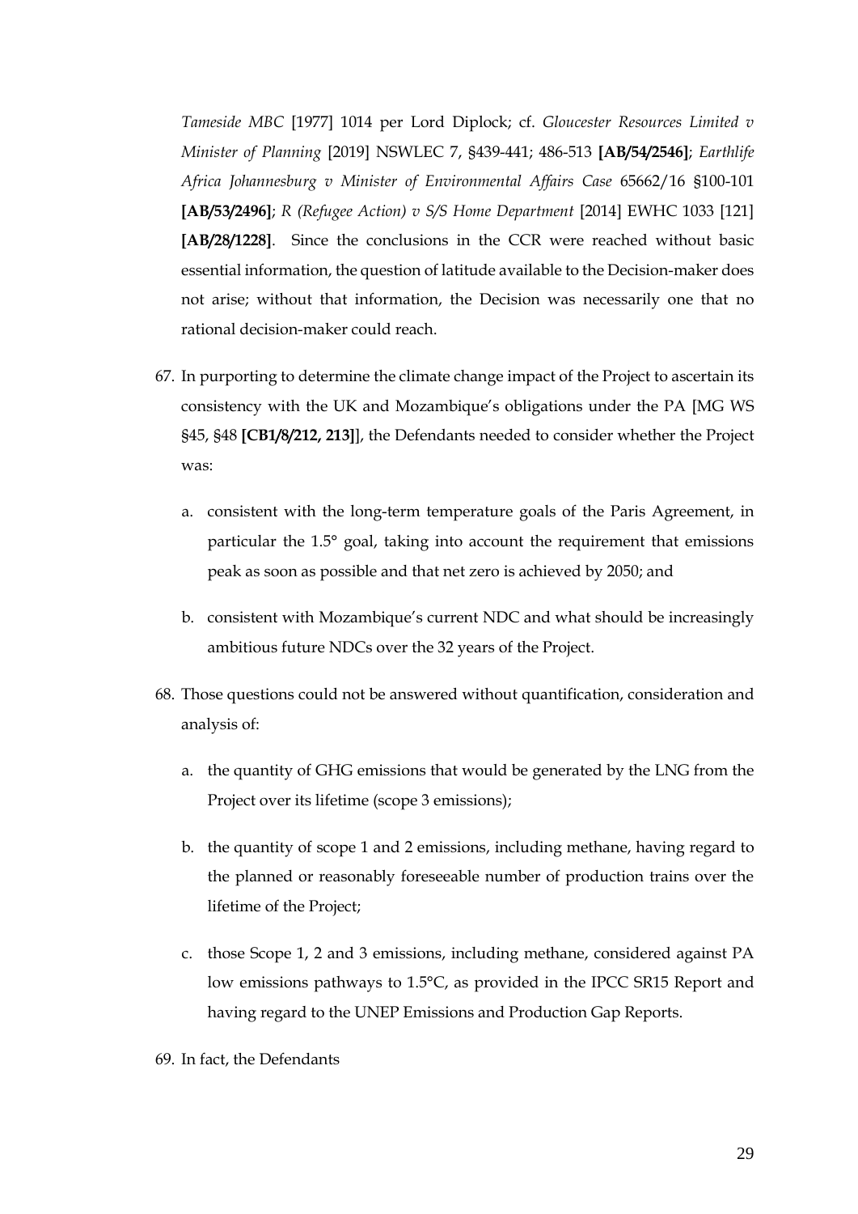*Tameside MBC* [1977] 1014 per Lord Diplock; cf. *Gloucester Resources Limited v Minister of Planning* [2019] NSWLEC 7, §439-441; 486-513 **[AB/54/2546]**; *Earthlife Africa Johannesburg v Minister of Environmental Affairs Case* 65662/16 §100-101 **[AB/53/2496]**; *R (Refugee Action) v S/S Home Department* [2014] EWHC 1033 [121] **[AB/28/1228]**. Since the conclusions in the CCR were reached without basic essential information, the question of latitude available to the Decision-maker does not arise; without that information, the Decision was necessarily one that no rational decision-maker could reach.

67. In purporting to determine the climate change impact of the Project to ascertain its consistency with the UK and Mozambique's obligations under the PA [MG WS §45, §48 **[CB1/8/212, 213]**], the Defendants needed to consider whether the Project was:

    a. consistent with the long-term temperature goals of the Paris Agreement, in particular the 1.5° goal, taking into account the requirement that emissions peak as soon as possible and that net zero is achieved by 2050; and

    b. consistent with Mozambique's current NDC and what should be increasingly ambitious future NDCs over the 32 years of the Project.

68. Those questions could not be answered without quantification, consideration and analysis of:

    a. the quantity of GHG emissions that would be generated by the LNG from the Project over its lifetime (scope 3 emissions);

    b. the quantity of scope 1 and 2 emissions, including methane, having regard to the planned or reasonably foreseeable number of production trains over the lifetime of the Project;

    c. those Scope 1, 2 and 3 emissions, including methane, considered against PA low emissions pathways to 1.5°C, as provided in the IPCC SR15 Report and having regard to the UNEP Emissions and Production Gap Reports.

69. In fact, the Defendants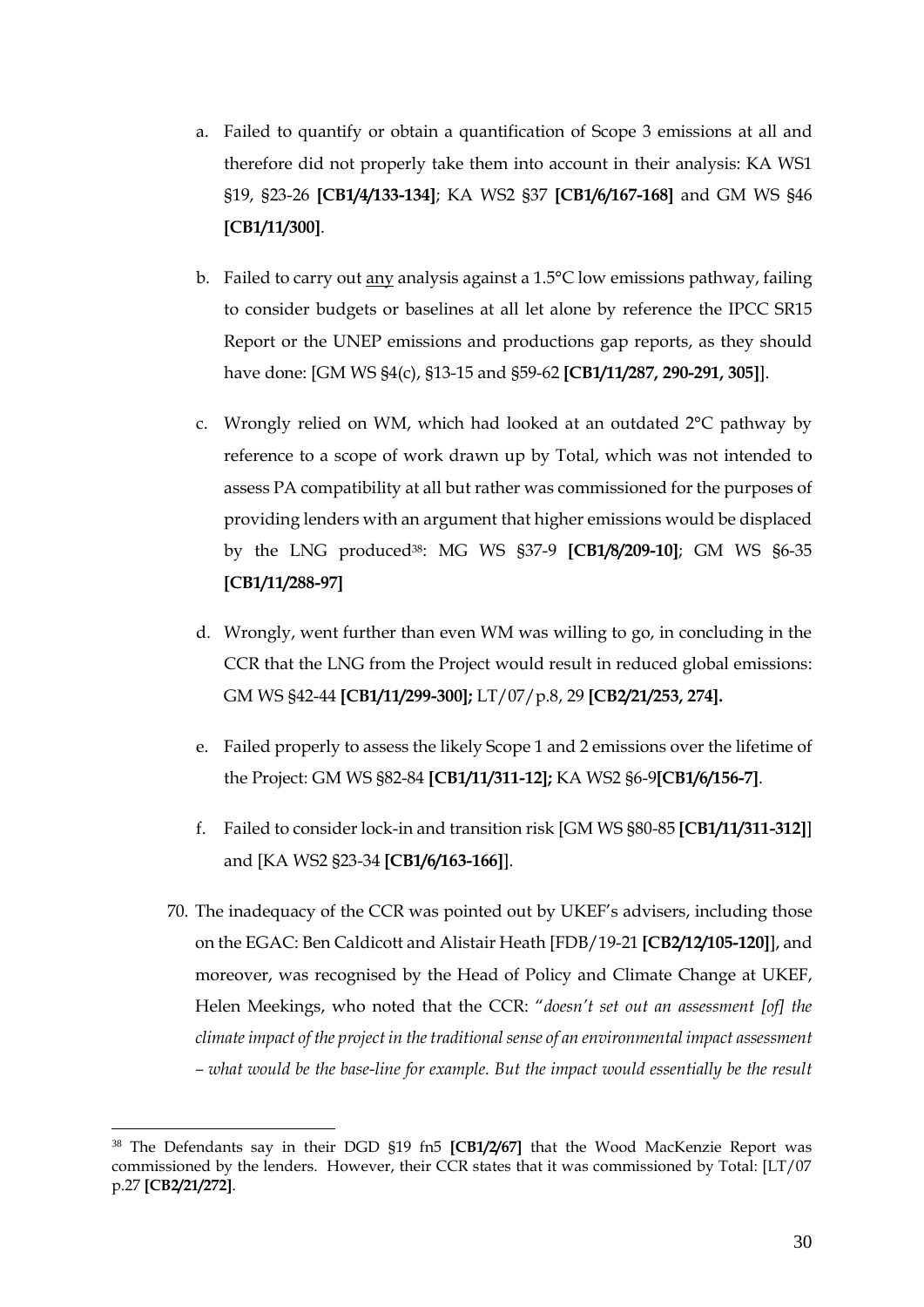a. Failed to quantify or obtain a quantification of Scope 3 emissions at all and therefore did not properly take them into account in their analysis: KA WS1 §19, §23-26 **[CB1/4/133-134]**; KA WS2 §37 **[CB1/6/167-168]** and GM WS §46 **[CB1/11/300]**.

b. Failed to carry out <u>any</u> analysis against a 1.5°C low emissions pathway, failing to consider budgets or baselines at all let alone by reference the IPCC SR15 Report or the UNEP emissions and productions gap reports, as they should have done: [GM WS §4(c), §13-15 and §59-62 **[CB1/11/287, 290-291, 305]**].

c. Wrongly relied on WM, which had looked at an outdated 2°C pathway by reference to a scope of work drawn up by Total, which was not intended to assess PA compatibility at all but rather was commissioned for the purposes of providing lenders with an argument that higher emissions would be displaced by the LNG produced[38]: MG WS §37-9 **[CB1/8/209-10]**; GM WS §6-35 **[CB1/11/288-97]**

d. Wrongly, went further than even WM was willing to go, in concluding in the CCR that the LNG from the Project would result in reduced global emissions: GM WS §42-44 **[CB1/11/299-300];** LT/07/p.8, 29 **[CB2/21/253, 274].**

e. Failed properly to assess the likely Scope 1 and 2 emissions over the lifetime of the Project: GM WS §82-84 **[CB1/11/311-12];** KA WS2 §6-9**[CB1/6/156-7]**.

f. Failed to consider lock-in and transition risk [GM WS §80-85 **[CB1/11/311-312]**] and [KA WS2 §23-34 **[CB1/6/163-166]**].

70. The inadequacy of the CCR was pointed out by UKEF's advisers, including those on the EGAC: Ben Caldicott and Alistair Heath [FDB/19-21 **[CB2/12/105-120]**], and moreover, was recognised by the Head of Policy and Climate Change at UKEF, Helen Meekings, who noted that the CCR: "*doesn't set out an assessment [of] the climate impact of the project in the traditional sense of an environmental impact assessment – what would be the base-line for example. But the impact would essentially be the result*

---

[38] The Defendants say in their DGD §19 fn5 **[CB1/2/67]** that the Wood MacKenzie Report was commissioned by the lenders. However, their CCR states that it was commissioned by Total: [LT/07 p.27 **[CB2/21/272]**.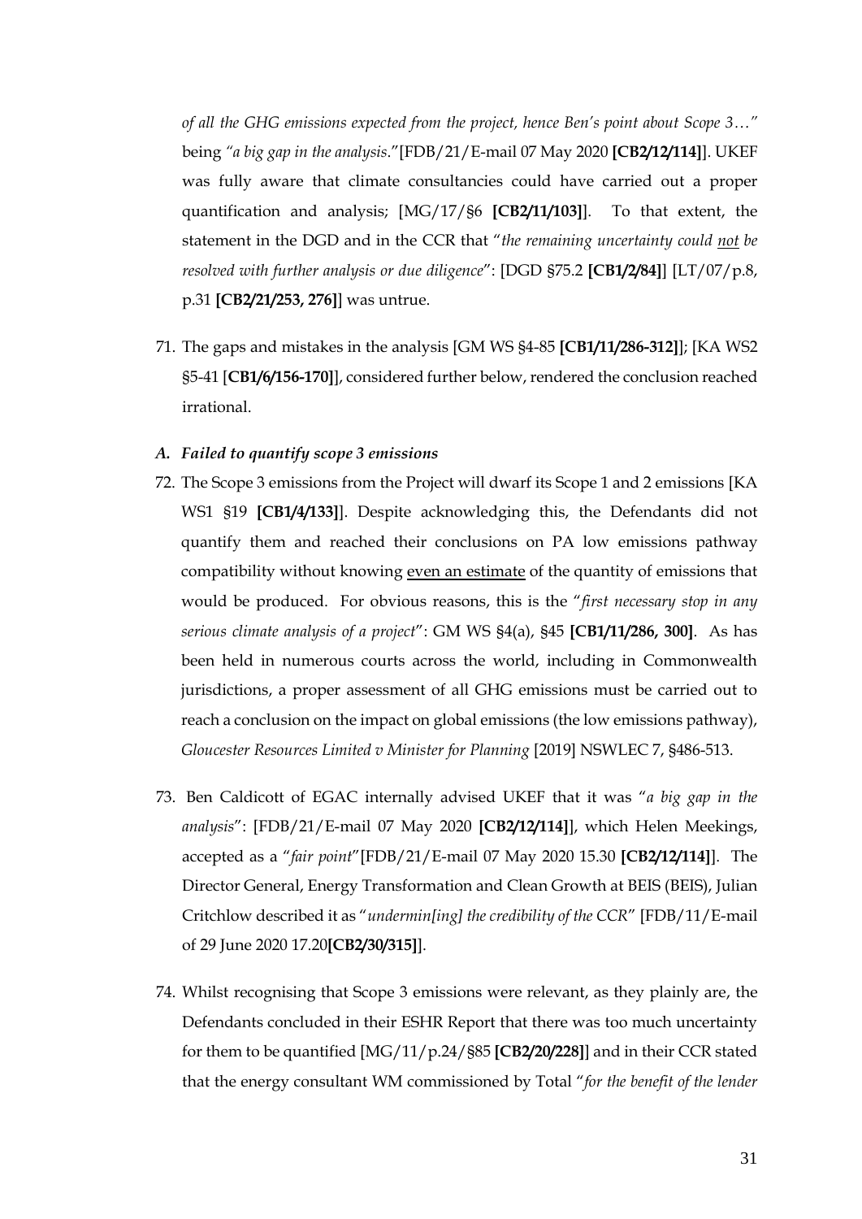*of all the GHG emissions expected from the project, hence Ben's point about Scope 3…"* being *"a big gap in the analysis*."[FDB/21/E-mail 07 May 2020 **[CB2/12/114]**]. UKEF was fully aware that climate consultancies could have carried out a proper quantification and analysis; [MG/17/§6 **[CB2/11/103]**]. To that extent, the statement in the DGD and in the CCR that "*the remaining uncertainty could not be resolved with further analysis or due diligence*": [DGD §75.2 **[CB1/2/84]**] [LT/07/p.8, p.31 **[CB2/21/253, 276]**] was untrue.

71. The gaps and mistakes in the analysis [GM WS §4-85 **[CB1/11/286-312]**]; [KA WS2 §5-41 [**CB1/6/156-170]**], considered further below, rendered the conclusion reached irrational.

### *A. Failed to quantify scope 3 emissions*

72. The Scope 3 emissions from the Project will dwarf its Scope 1 and 2 emissions [KA WS1 §19 **[CB1/4/133]**]. Despite acknowledging this, the Defendants did not quantify them and reached their conclusions on PA low emissions pathway compatibility without knowing <u>even an estimate</u> of the quantity of emissions that would be produced. For obvious reasons, this is the "*first necessary stop in any serious climate analysis of a project*": GM WS §4(a), §45 **[CB1/11/286, 300]**. As has been held in numerous courts across the world, including in Commonwealth jurisdictions, a proper assessment of all GHG emissions must be carried out to reach a conclusion on the impact on global emissions (the low emissions pathway), *Gloucester Resources Limited v Minister for Planning* [2019] NSWLEC 7, §486-513.

73. Ben Caldicott of EGAC internally advised UKEF that it was "*a big gap in the analysis*": [FDB/21/E-mail 07 May 2020 **[CB2/12/114]**], which Helen Meekings, accepted as a "*fair point*"[FDB/21/E-mail 07 May 2020 15.30 **[CB2/12/114]**]. The Director General, Energy Transformation and Clean Growth at BEIS (BEIS), Julian Critchlow described it as "*undermin[ing] the credibility of the CCR*" [FDB/11/E-mail of 29 June 2020 17.20**[CB2/30/315]**].

74. Whilst recognising that Scope 3 emissions were relevant, as they plainly are, the Defendants concluded in their ESHR Report that there was too much uncertainty for them to be quantified [MG/11/p.24/§85 **[CB2/20/228]**] and in their CCR stated that the energy consultant WM commissioned by Total "*for the benefit of the lender*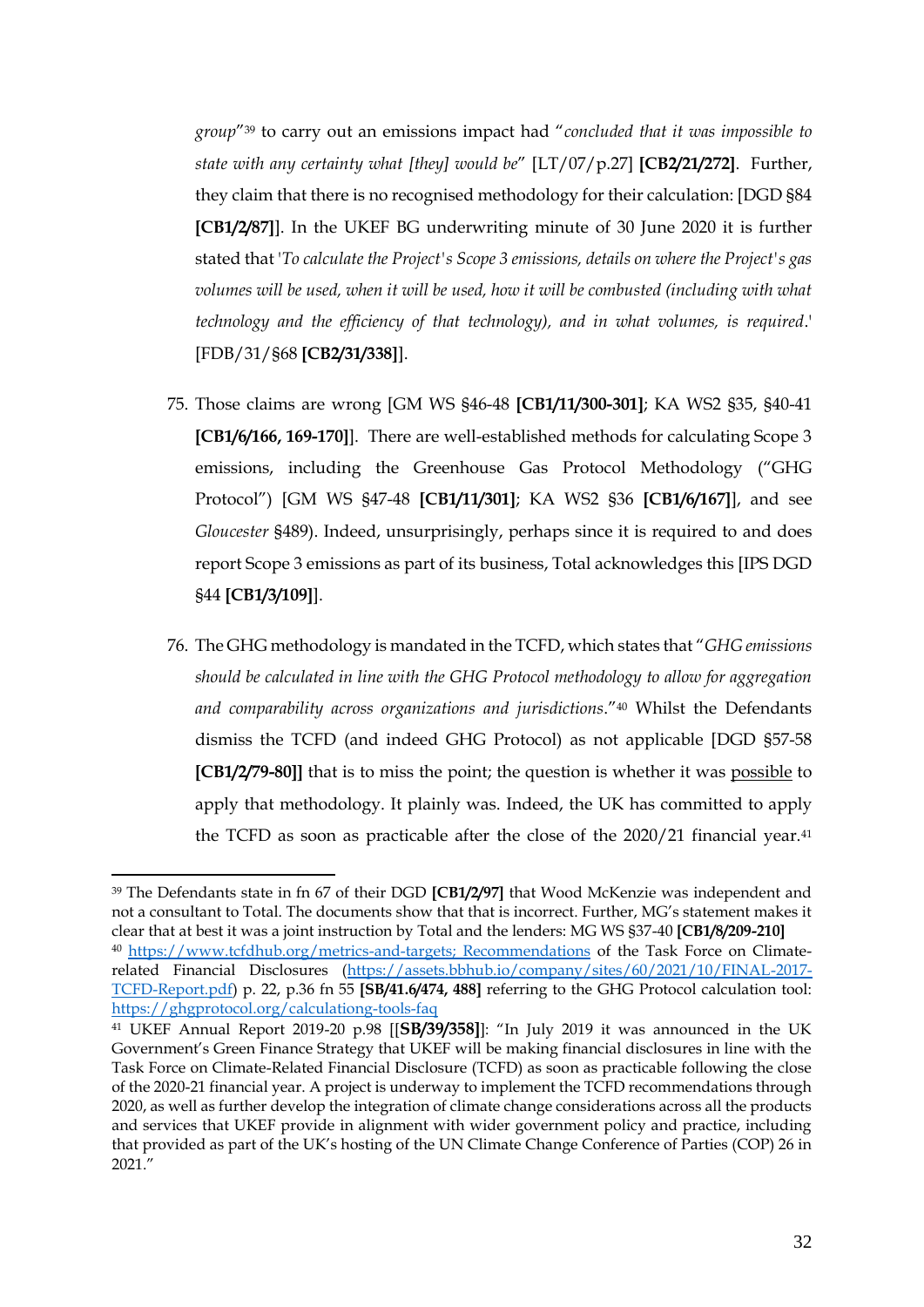*group*"[39] to carry out an emissions impact had "*concluded that it was impossible to state with any certainty what [they] would be*" [LT/07/p.27] **[CB2/21/272]**. Further, they claim that there is no recognised methodology for their calculation: [DGD §84 **[CB1/2/87]**]. In the UKEF BG underwriting minute of 30 June 2020 it is further stated that '*To calculate the Project's Scope 3 emissions, details on where the Project's gas volumes will be used, when it will be used, how it will be combusted (including with what technology and the efficiency of that technology), and in what volumes, is required*.' [FDB/31/§68 **[CB2/31/338]**].

75. Those claims are wrong [GM WS §46-48 **[CB1/11/300-301]**; KA WS2 §35, §40-41 **[CB1/6/166, 169-170]**]. There are well-established methods for calculating Scope 3 emissions, including the Greenhouse Gas Protocol Methodology ("GHG Protocol") [GM WS §47-48 **[CB1/11/301]**; KA WS2 §36 **[CB1/6/167]**], and see *Gloucester* §489). Indeed, unsurprisingly, perhaps since it is required to and does report Scope 3 emissions as part of its business, Total acknowledges this [IPS DGD §44 **[CB1/3/109]**].

76. The GHG methodology is mandated in the TCFD, which states that "*GHG emissions should be calculated in line with the GHG Protocol methodology to allow for aggregation and comparability across organizations and jurisdictions*."[40] Whilst the Defendants dismiss the TCFD (and indeed GHG Protocol) as not applicable [DGD §57-58 **[CB1/2/79-80]**] that is to miss the point; the question is whether it was <u>possible</u> to apply that methodology. It plainly was. Indeed, the UK has committed to apply the TCFD as soon as practicable after the close of the 2020/21 financial year.[41]

---

[39] The Defendants state in fn 67 of their DGD **[CB1/2/97]** that Wood McKenzie was independent and not a consultant to Total. The documents show that that is incorrect. Further, MG's statement makes it clear that at best it was a joint instruction by Total and the lenders: MG WS §37-40 **[CB1/8/209-210]**

[40] https://www.tcfdhub.org/metrics-and-targets; Recommendations of the Task Force on Climate-related Financial Disclosures (https://assets.bbhub.io/company/sites/60/2021/10/FINAL-2017-TCFD-Report.pdf) p. 22, p.36 fn 55 **[SB/41.6/474, 488]** referring to the GHG Protocol calculation tool: https://ghgprotocol.org/calculationg-tools-faq

[41] UKEF Annual Report 2019-20 p.98 [**[SB/39/358]**]: "In July 2019 it was announced in the UK Government's Green Finance Strategy that UKEF will be making financial disclosures in line with the Task Force on Climate-Related Financial Disclosure (TCFD) as soon as practicable following the close of the 2020-21 financial year. A project is underway to implement the TCFD recommendations through 2020, as well as further develop the integration of climate change considerations across all the products and services that UKEF provide in alignment with wider government policy and practice, including that provided as part of the UK's hosting of the UN Climate Change Conference of Parties (COP) 26 in 2021."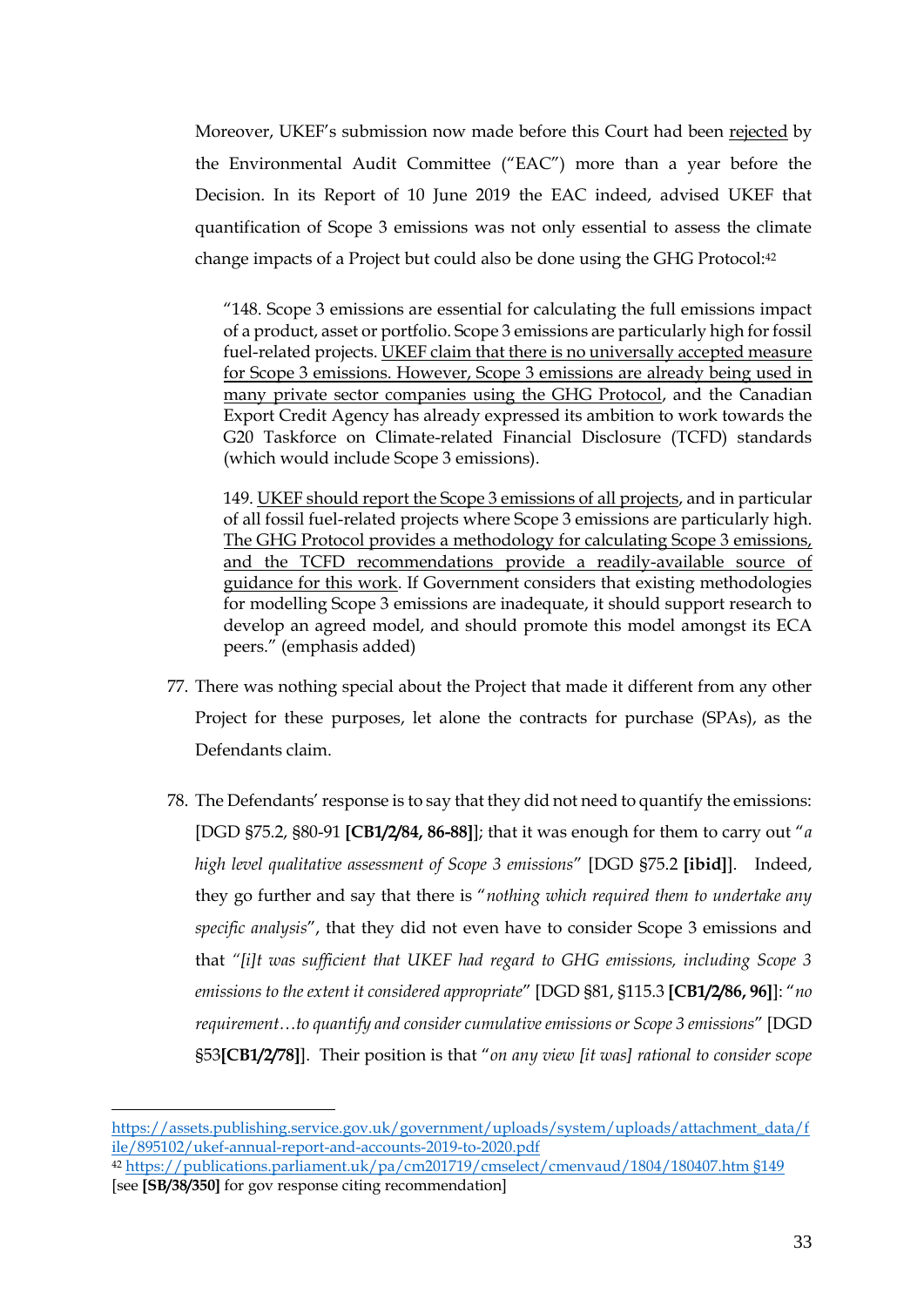Moreover, UKEF's submission now made before this Court had been rejected by the Environmental Audit Committee ("EAC") more than a year before the Decision. In its Report of 10 June 2019 the EAC indeed, advised UKEF that quantification of Scope 3 emissions was not only essential to assess the climate change impacts of a Project but could also be done using the GHG Protocol:[42]

> "148. Scope 3 emissions are essential for calculating the full emissions impact of a product, asset or portfolio. Scope 3 emissions are particularly high for fossil fuel-related projects. UKEF claim that there is no universally accepted measure for Scope 3 emissions. However, Scope 3 emissions are already being used in many private sector companies using the GHG Protocol, and the Canadian Export Credit Agency has already expressed its ambition to work towards the G20 Taskforce on Climate-related Financial Disclosure (TCFD) standards (which would include Scope 3 emissions).
>
> 149. UKEF should report the Scope 3 emissions of all projects, and in particular of all fossil fuel-related projects where Scope 3 emissions are particularly high. The GHG Protocol provides a methodology for calculating Scope 3 emissions, and the TCFD recommendations provide a readily-available source of guidance for this work. If Government considers that existing methodologies for modelling Scope 3 emissions are inadequate, it should support research to develop an agreed model, and should promote this model amongst its ECA peers." (emphasis added)

77. There was nothing special about the Project that made it different from any other Project for these purposes, let alone the contracts for purchase (SPAs), as the Defendants claim.

78. The Defendants' response is to say that they did not need to quantify the emissions: [DGD §75.2, §80-91 **[CB1/2/84, 86-88]**]; that it was enough for them to carry out "*a high level qualitative assessment of Scope 3 emissions*" [DGD §75.2 **[ibid]**]. Indeed, they go further and say that there is "*nothing which required them to undertake any specific analysis*", that they did not even have to consider Scope 3 emissions and that *"[i]t was sufficient that UKEF had regard to GHG emissions, including Scope 3 emissions to the extent it considered appropriate*" [DGD §81, §115.3 **[CB1/2/86, 96]**]: "*no requirement…to quantify and consider cumulative emissions or Scope 3 emissions*" [DGD §53**[CB1/2/78]**]. Their position is that "*on any view [it was] rational to consider scope*

---

https://assets.publishing.service.gov.uk/government/uploads/system/uploads/attachment_data/file/895102/ukef-annual-report-and-accounts-2019-to-2020.pdf

[42] https://publications.parliament.uk/pa/cm201719/cmselect/cmenvaud/1804/180407.htm §149 [see **[SB/38/350]** for gov response citing recommendation]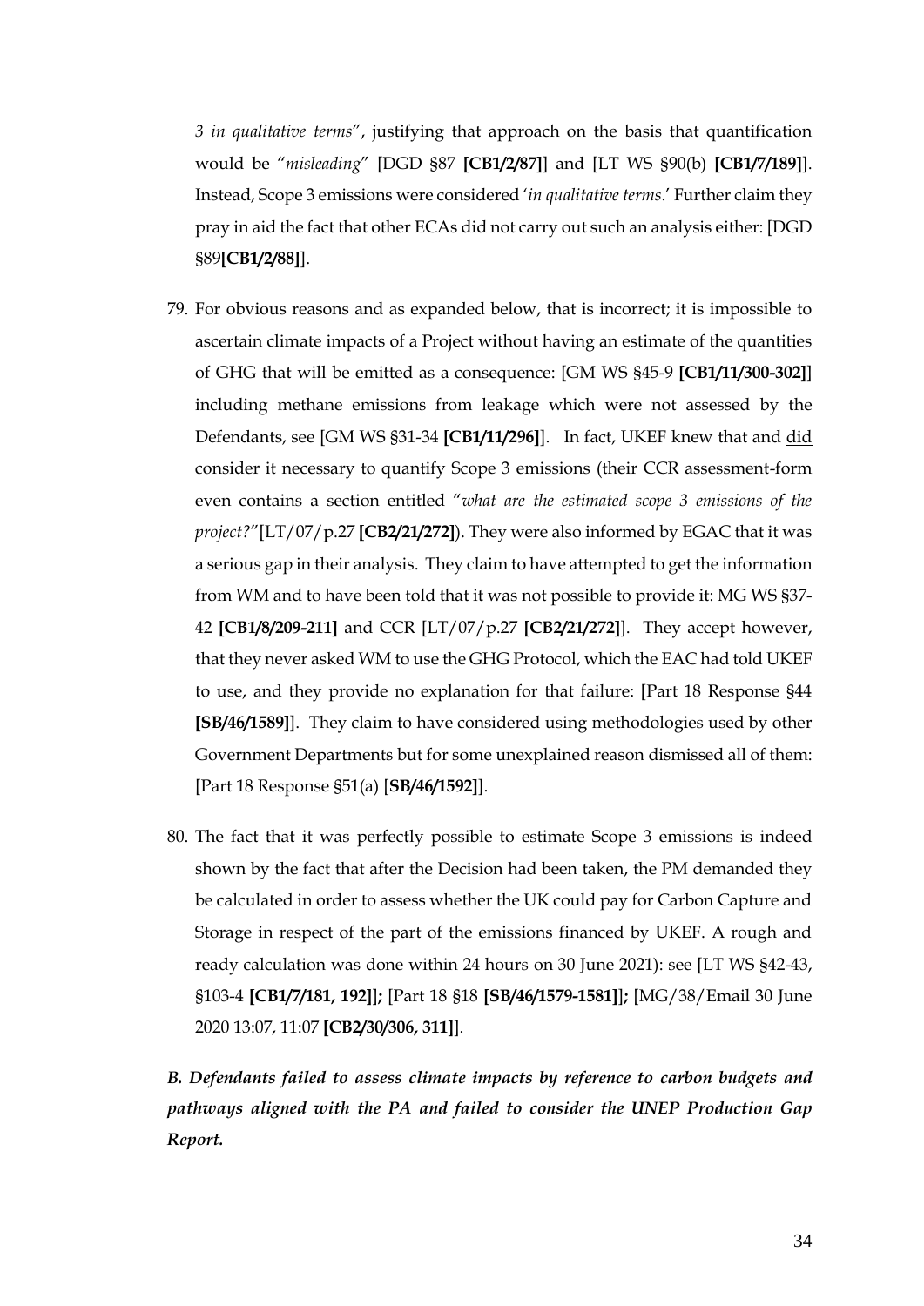*3 in qualitative terms*", justifying that approach on the basis that quantification would be "*misleading*" [DGD §87 **[CB1/2/87]**] and [LT WS §90(b) **[CB1/7/189]**]. Instead, Scope 3 emissions were considered '*in qualitative terms*.' Further claim they pray in aid the fact that other ECAs did not carry out such an analysis either: [DGD §89**[CB1/2/88]**].

79. For obvious reasons and as expanded below, that is incorrect; it is impossible to ascertain climate impacts of a Project without having an estimate of the quantities of GHG that will be emitted as a consequence: [GM WS §45-9 **[CB1/11/300-302]**] including methane emissions from leakage which were not assessed by the Defendants, see [GM WS §31-34 **[CB1/11/296]**]. In fact, UKEF knew that and <u>did</u> consider it necessary to quantify Scope 3 emissions (their CCR assessment-form even contains a section entitled "*what are the estimated scope 3 emissions of the project?*"[LT/07/p.27 **[CB2/21/272]**). They were also informed by EGAC that it was a serious gap in their analysis. They claim to have attempted to get the information from WM and to have been told that it was not possible to provide it: MG WS §37-42 **[CB1/8/209-211]** and CCR [LT/07/p.27 **[CB2/21/272]**]. They accept however, that they never asked WM to use the GHG Protocol, which the EAC had told UKEF to use, and they provide no explanation for that failure: [Part 18 Response §44 **[SB/46/1589]**]. They claim to have considered using methodologies used by other Government Departments but for some unexplained reason dismissed all of them: [Part 18 Response §51(a) [**SB/46/1592]**].

80. The fact that it was perfectly possible to estimate Scope 3 emissions is indeed shown by the fact that after the Decision had been taken, the PM demanded they be calculated in order to assess whether the UK could pay for Carbon Capture and Storage in respect of the part of the emissions financed by UKEF. A rough and ready calculation was done within 24 hours on 30 June 2021): see [LT WS §42-43, §103-4 **[CB1/7/181, 192]**]**;** [Part 18 §18 **[SB/46/1579-1581]**]**;** [MG/38/Email 30 June 2020 13:07, 11:07 **[CB2/30/306, 311]**].

***B. Defendants failed to assess climate impacts by reference to carbon budgets and pathways aligned with the PA and failed to consider the UNEP Production Gap Report.***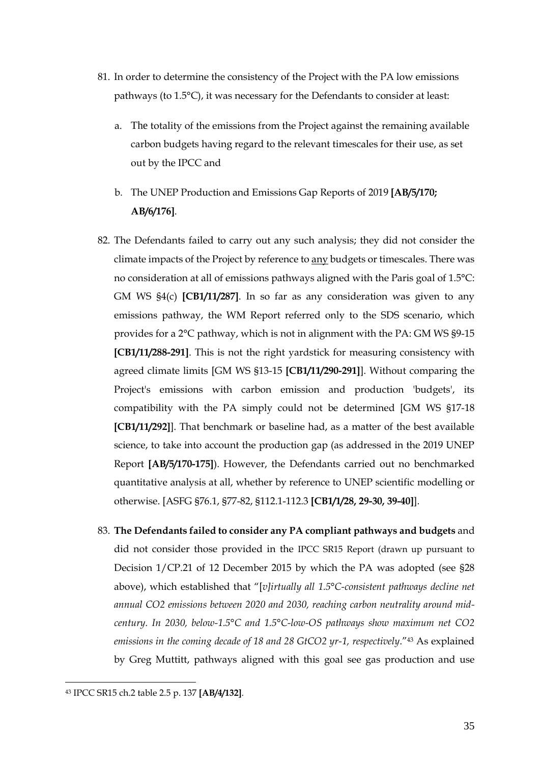81. In order to determine the consistency of the Project with the PA low emissions pathways (to 1.5°C), it was necessary for the Defendants to consider at least:

    a. The totality of the emissions from the Project against the remaining available carbon budgets having regard to the relevant timescales for their use, as set out by the IPCC and

    b. The UNEP Production and Emissions Gap Reports of 2019 **[AB/5/170; AB/6/176]**.

82. The Defendants failed to carry out any such analysis; they did not consider the climate impacts of the Project by reference to <u>any</u> budgets or timescales. There was no consideration at all of emissions pathways aligned with the Paris goal of 1.5°C: GM WS §4(c) **[CB1/11/287]**. In so far as any consideration was given to any emissions pathway, the WM Report referred only to the SDS scenario, which provides for a 2°C pathway, which is not in alignment with the PA: GM WS §9-15 **[CB1/11/288-291]**. This is not the right yardstick for measuring consistency with agreed climate limits [GM WS §13-15 **[CB1/11/290-291]**]. Without comparing the Project's emissions with carbon emission and production 'budgets', its compatibility with the PA simply could not be determined [GM WS §17-18 **[CB1/11/292]**]. That benchmark or baseline had, as a matter of the best available science, to take into account the production gap (as addressed in the 2019 UNEP Report **[AB/5/170-175]**). However, the Defendants carried out no benchmarked quantitative analysis at all, whether by reference to UNEP scientific modelling or otherwise. [ASFG §76.1, §77-82, §112.1-112.3 **[CB1/1/28, 29-30, 39-40]**].

83. **The Defendants failed to consider any PA compliant pathways and budgets** and did not consider those provided in the IPCC SR15 Report (drawn up pursuant to Decision 1/CP.21 of 12 December 2015 by which the PA was adopted (see §28 above), which established that "[*v]irtually all 1.5°C-consistent pathways decline net annual CO2 emissions between 2020 and 2030, reaching carbon neutrality around mid-century. In 2030, below-1.5°C and 1.5°C-low-OS pathways show maximum net CO2 emissions in the coming decade of 18 and 28 GtCO2 yr-1, respectively*."[43] As explained by Greg Muttitt, pathways aligned with this goal see gas production and use

[43] IPCC SR15 ch.2 table 2.5 p. 137 **[AB/4/132]**.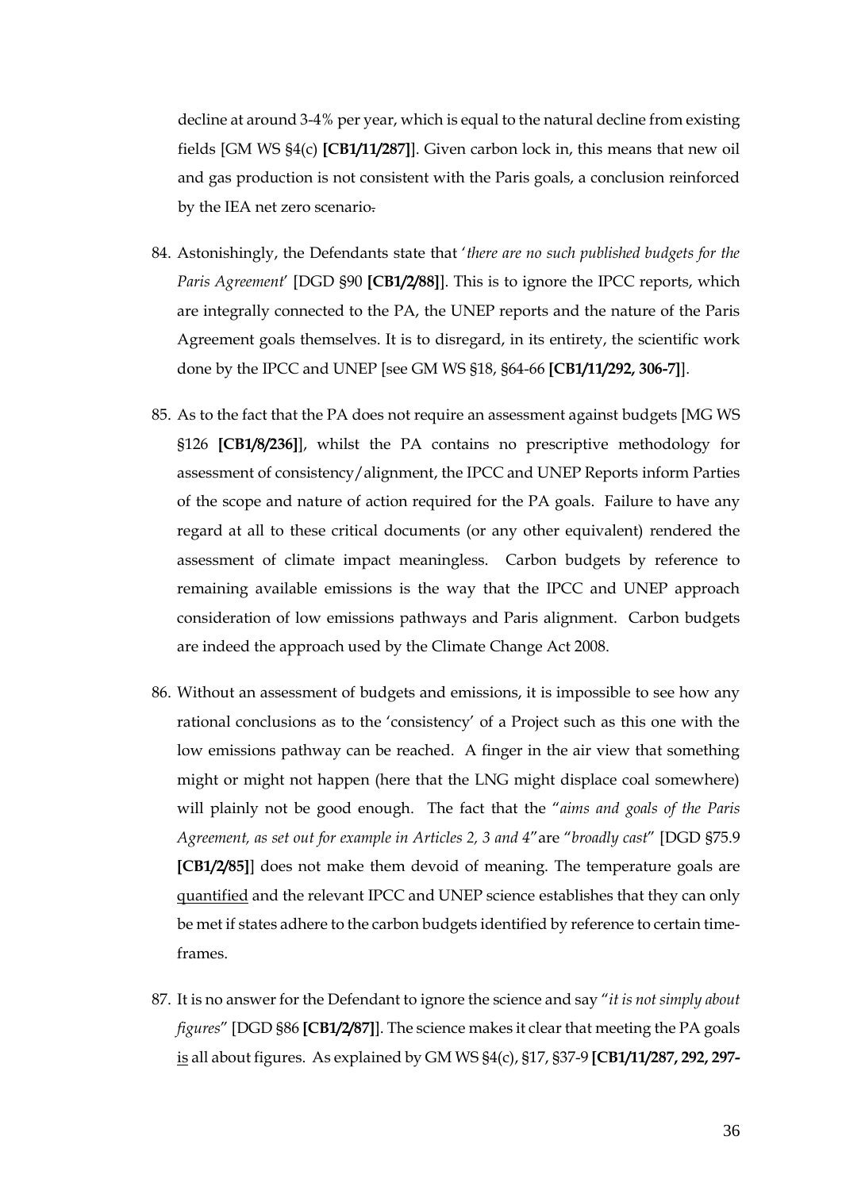decline at around 3-4% per year, which is equal to the natural decline from existing fields [GM WS §4(c) **[CB1/11/287]**]. Given carbon lock in, this means that new oil and gas production is not consistent with the Paris goals, a conclusion reinforced by the IEA net zero scenario~~.~~

84. Astonishingly, the Defendants state that '*there are no such published budgets for the Paris Agreement*' [DGD §90 **[CB1/2/88]**]. This is to ignore the IPCC reports, which are integrally connected to the PA, the UNEP reports and the nature of the Paris Agreement goals themselves. It is to disregard, in its entirety, the scientific work done by the IPCC and UNEP [see GM WS §18, §64-66 **[CB1/11/292, 306-7]**].

85. As to the fact that the PA does not require an assessment against budgets [MG WS §126 **[CB1/8/236]**], whilst the PA contains no prescriptive methodology for assessment of consistency/alignment, the IPCC and UNEP Reports inform Parties of the scope and nature of action required for the PA goals. Failure to have any regard at all to these critical documents (or any other equivalent) rendered the assessment of climate impact meaningless. Carbon budgets by reference to remaining available emissions is the way that the IPCC and UNEP approach consideration of low emissions pathways and Paris alignment. Carbon budgets are indeed the approach used by the Climate Change Act 2008.

86. Without an assessment of budgets and emissions, it is impossible to see how any rational conclusions as to the 'consistency' of a Project such as this one with the low emissions pathway can be reached. A finger in the air view that something might or might not happen (here that the LNG might displace coal somewhere) will plainly not be good enough. The fact that the "*aims and goals of the Paris Agreement, as set out for example in Articles 2, 3 and 4*" are "*broadly cast*" [DGD §75.9 **[CB1/2/85]**] does not make them devoid of meaning. The temperature goals are <u>quantified</u> and the relevant IPCC and UNEP science establishes that they can only be met if states adhere to the carbon budgets identified by reference to certain time-frames.

87. It is no answer for the Defendant to ignore the science and say "*it is not simply about figures*" [DGD §86 **[CB1/2/87]**]. The science makes it clear that meeting the PA goals <u>is</u> all about figures. As explained by GM WS §4(c), §17, §37-9 **[CB1/11/287, 292, 297-**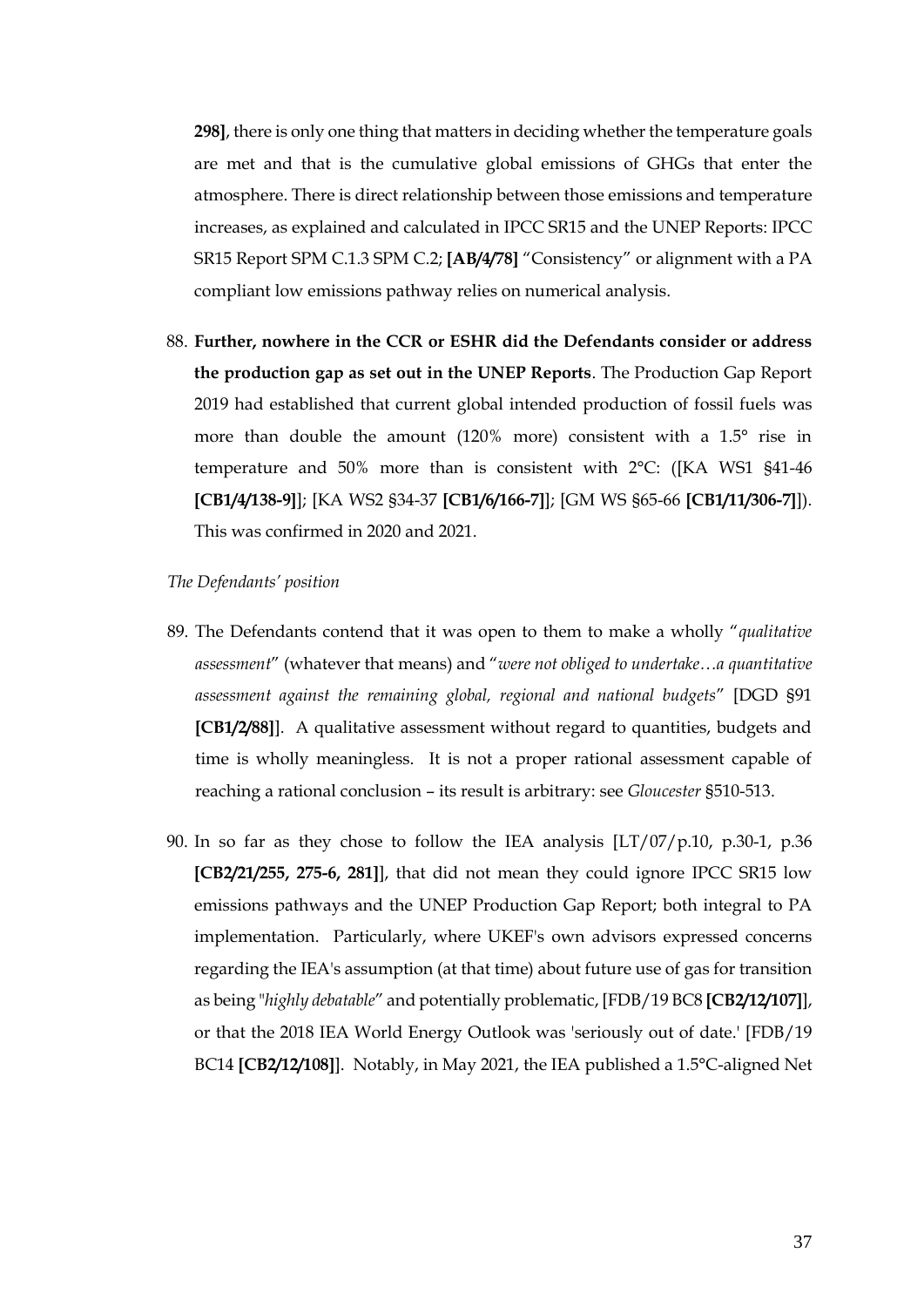**298]**, there is only one thing that matters in deciding whether the temperature goals are met and that is the cumulative global emissions of GHGs that enter the atmosphere. There is direct relationship between those emissions and temperature increases, as explained and calculated in IPCC SR15 and the UNEP Reports: IPCC SR15 Report SPM C.1.3 SPM C.2; **[AB/4/78]** "Consistency" or alignment with a PA compliant low emissions pathway relies on numerical analysis.

88. **Further, nowhere in the CCR or ESHR did the Defendants consider or address the production gap as set out in the UNEP Reports**. The Production Gap Report 2019 had established that current global intended production of fossil fuels was more than double the amount (120% more) consistent with a 1.5° rise in temperature and 50% more than is consistent with 2°C: ([KA WS1 §41-46 **[CB1/4/138-9]**]; [KA WS2 §34-37 **[CB1/6/166-7]**]; [GM WS §65-66 **[CB1/11/306-7]**]). This was confirmed in 2020 and 2021.

*The Defendants' position*

89. The Defendants contend that it was open to them to make a wholly "*qualitative assessment*" (whatever that means) and "*were not obliged to undertake…a quantitative assessment against the remaining global, regional and national budgets*" [DGD §91 **[CB1/2/88]**]. A qualitative assessment without regard to quantities, budgets and time is wholly meaningless. It is not a proper rational assessment capable of reaching a rational conclusion – its result is arbitrary: see *Gloucester* §510-513.

90. In so far as they chose to follow the IEA analysis [LT/07/p.10, p.30-1, p.36 **[CB2/21/255, 275-6, 281]**], that did not mean they could ignore IPCC SR15 low emissions pathways and the UNEP Production Gap Report; both integral to PA implementation. Particularly, where UKEF's own advisors expressed concerns regarding the IEA's assumption (at that time) about future use of gas for transition as being "*highly debatable*" and potentially problematic, [FDB/19 BC8 **[CB2/12/107]**], or that the 2018 IEA World Energy Outlook was 'seriously out of date.' [FDB/19 BC14 **[CB2/12/108]**]. Notably, in May 2021, the IEA published a 1.5°C-aligned Net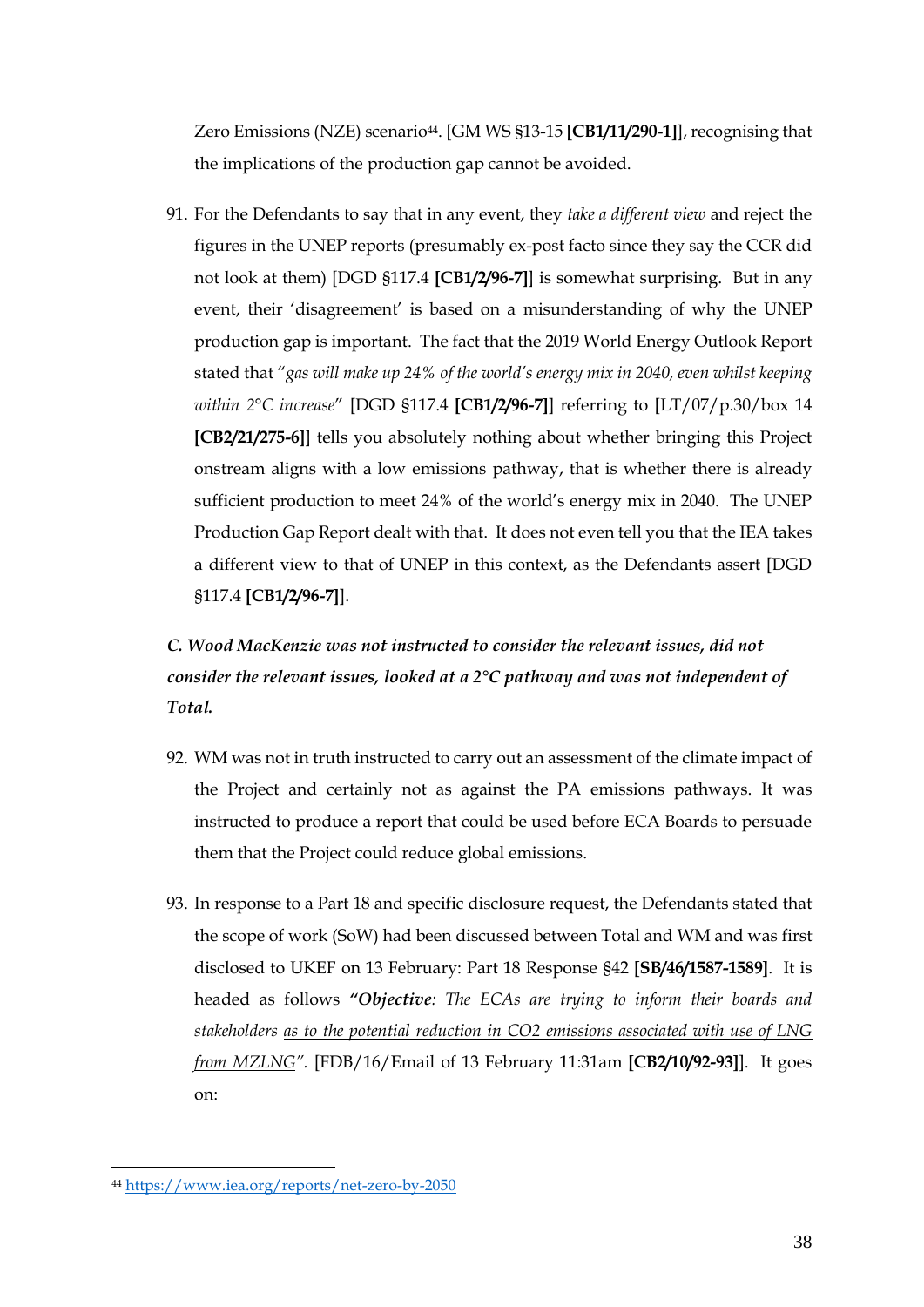Zero Emissions (NZE) scenario[44]. [GM WS §13-15 **[CB1/11/290-1]**], recognising that the implications of the production gap cannot be avoided.

91. For the Defendants to say that in any event, they *take a different view* and reject the figures in the UNEP reports (presumably ex-post facto since they say the CCR did not look at them) [DGD §117.4 **[CB1/2/96-7]**] is somewhat surprising. But in any event, their 'disagreement' is based on a misunderstanding of why the UNEP production gap is important. The fact that the 2019 World Energy Outlook Report stated that "*gas will make up 24% of the world's energy mix in 2040, even whilst keeping within 2°C increase*" [DGD §117.4 **[CB1/2/96-7]**] referring to [LT/07/p.30/box 14 **[CB2/21/275-6]**] tells you absolutely nothing about whether bringing this Project onstream aligns with a low emissions pathway, that is whether there is already sufficient production to meet 24% of the world's energy mix in 2040. The UNEP Production Gap Report dealt with that. It does not even tell you that the IEA takes a different view to that of UNEP in this context, as the Defendants assert [DGD §117.4 **[CB1/2/96-7]**].

***C. Wood MacKenzie was not instructed to consider the relevant issues, did not consider the relevant issues, looked at a 2°C pathway and was not independent of Total.***

92. WM was not in truth instructed to carry out an assessment of the climate impact of the Project and certainly not as against the PA emissions pathways. It was instructed to produce a report that could be used before ECA Boards to persuade them that the Project could reduce global emissions.

93. In response to a Part 18 and specific disclosure request, the Defendants stated that the scope of work (SoW) had been discussed between Total and WM and was first disclosed to UKEF on 13 February: Part 18 Response §42 **[SB/46/1587-1589]**. It is headed as follows ***"Objective****: The ECAs are trying to inform their boards and stakeholders <u>as to the potential reduction in CO2 emissions associated with use of LNG from MZLNG</u>".* [FDB/16/Email of 13 February 11:31am **[CB2/10/92-93]**]. It goes on:

[44] https://www.iea.org/reports/net-zero-by-2050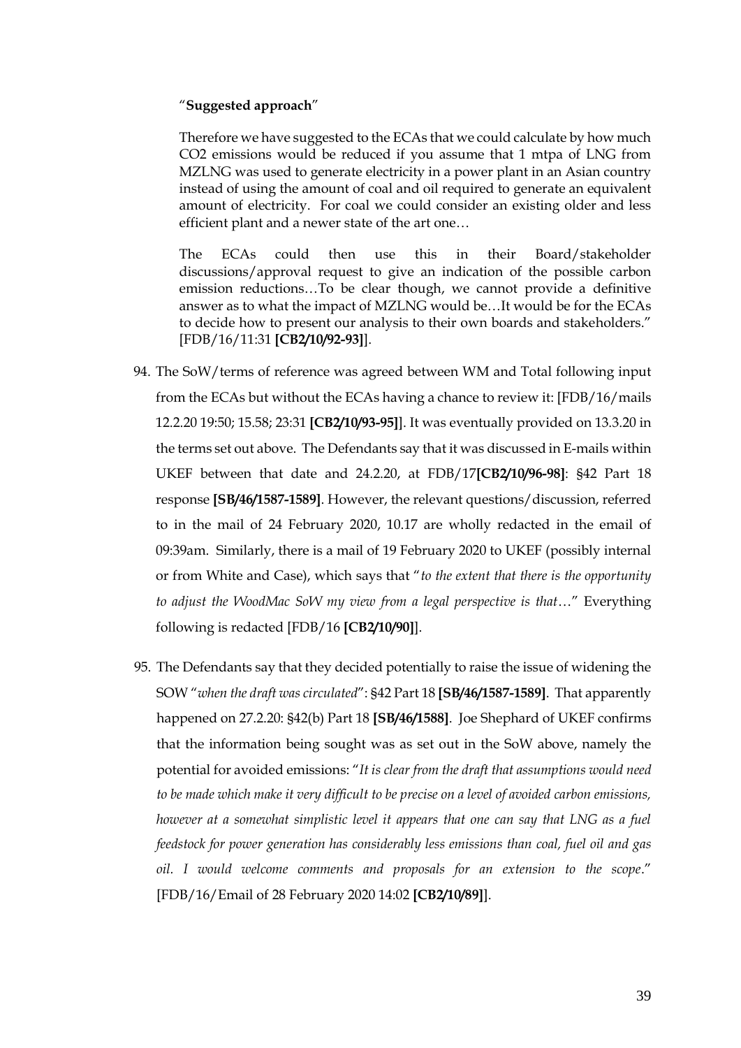"**Suggested approach**"

Therefore we have suggested to the ECAs that we could calculate by how much $CO_2$ emissions would be reduced if you assume that 1 mtpa of LNG from MZLNG was used to generate electricity in a power plant in an Asian country instead of using the amount of coal and oil required to generate an equivalent amount of electricity. For coal we could consider an existing older and less efficient plant and a newer state of the art one…

The ECAs could then use this in their Board/stakeholder discussions/approval request to give an indication of the possible carbon emission reductions…To be clear though, we cannot provide a definitive answer as to what the impact of MZLNG would be…It would be for the ECAs to decide how to present our analysis to their own boards and stakeholders." [FDB/16/11:31 **[CB2/10/92-93]**].

94. The SoW/terms of reference was agreed between WM and Total following input from the ECAs but without the ECAs having a chance to review it: [FDB/16/mails 12.2.20 19:50; 15.58; 23:31 **[CB2/10/93-95]**]. It was eventually provided on 13.3.20 in the terms set out above. The Defendants say that it was discussed in E-mails within UKEF between that date and 24.2.20, at FDB/17**[CB2/10/96-98]**: §42 Part 18 response **[SB/46/1587-1589]**. However, the relevant questions/discussion, referred to in the mail of 24 February 2020, 10.17 are wholly redacted in the email of 09:39am. Similarly, there is a mail of 19 February 2020 to UKEF (possibly internal or from White and Case), which says that "*to the extent that there is the opportunity to adjust the WoodMac SoW my view from a legal perspective is that*…" Everything following is redacted [FDB/16 **[CB2/10/90]**].

95. The Defendants say that they decided potentially to raise the issue of widening the SOW "*when the draft was circulated*": §42 Part 18 **[SB/46/1587-1589]**. That apparently happened on 27.2.20: §42(b) Part 18 **[SB/46/1588]**. Joe Shephard of UKEF confirms that the information being sought was as set out in the SoW above, namely the potential for avoided emissions: "*It is clear from the draft that assumptions would need to be made which make it very difficult to be precise on a level of avoided carbon emissions, however at a somewhat simplistic level it appears that one can say that LNG as a fuel feedstock for power generation has considerably less emissions than coal, fuel oil and gas oil. I would welcome comments and proposals for an extension to the scope*." [FDB/16/Email of 28 February 2020 14:02 **[CB2/10/89]**].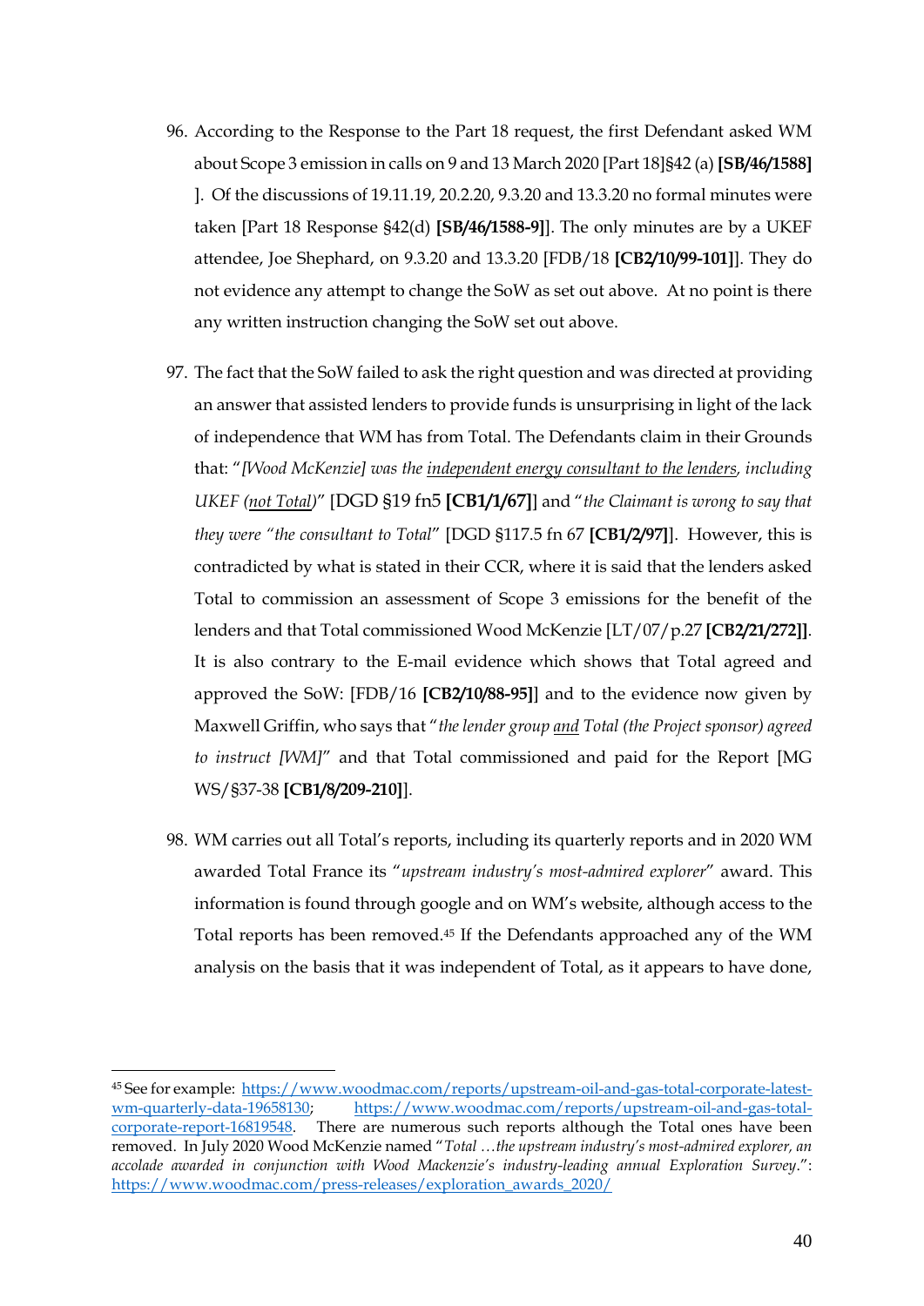96. According to the Response to the Part 18 request, the first Defendant asked WM about Scope 3 emission in calls on 9 and 13 March 2020 [Part 18]§42 (a) **[SB/46/1588]** ]. Of the discussions of 19.11.19, 20.2.20, 9.3.20 and 13.3.20 no formal minutes were taken [Part 18 Response §42(d) **[SB/46/1588-9]**]. The only minutes are by a UKEF attendee, Joe Shephard, on 9.3.20 and 13.3.20 [FDB/18 **[CB2/10/99-101]**]. They do not evidence any attempt to change the SoW as set out above. At no point is there any written instruction changing the SoW set out above.

97. The fact that the SoW failed to ask the right question and was directed at providing an answer that assisted lenders to provide funds is unsurprising in light of the lack of independence that WM has from Total. The Defendants claim in their Grounds that: "*[Wood McKenzie] was the <u>independent energy consultant to the lenders</u>, including UKEF (<u>not Total</u>)*" [DGD §19 fn5 **[CB1/1/67]**] and "*the Claimant is wrong to say that they were "the consultant to Total*" [DGD §117.5 fn 67 **[CB1/2/97]**]. However, this is contradicted by what is stated in their CCR, where it is said that the lenders asked Total to commission an assessment of Scope 3 emissions for the benefit of the lenders and that Total commissioned Wood McKenzie [LT/07/p.27 **[CB2/21/272]**]. It is also contrary to the E-mail evidence which shows that Total agreed and approved the SoW: [FDB/16 **[CB2/10/88-95]**] and to the evidence now given by Maxwell Griffin, who says that "*the lender group <u>and</u> Total (the Project sponsor) agreed to instruct [WM]*" and that Total commissioned and paid for the Report [MG WS/§37-38 **[CB1/8/209-210]**].

98. WM carries out all Total's reports, including its quarterly reports and in 2020 WM awarded Total France its "*upstream industry's most-admired explorer*" award. This information is found through google and on WM's website, although access to the Total reports has been removed.[45] If the Defendants approached any of the WM analysis on the basis that it was independent of Total, as it appears to have done,

---

[45] See for example: https://www.woodmac.com/reports/upstream-oil-and-gas-total-corporate-latest-wm-quarterly-data-19658130; https://www.woodmac.com/reports/upstream-oil-and-gas-total-corporate-report-16819548. There are numerous such reports although the Total ones have been removed. In July 2020 Wood McKenzie named "*Total …the upstream industry's most-admired explorer, an accolade awarded in conjunction with Wood Mackenzie's industry-leading annual Exploration Survey.*": https://www.woodmac.com/press-releases/exploration_awards_2020/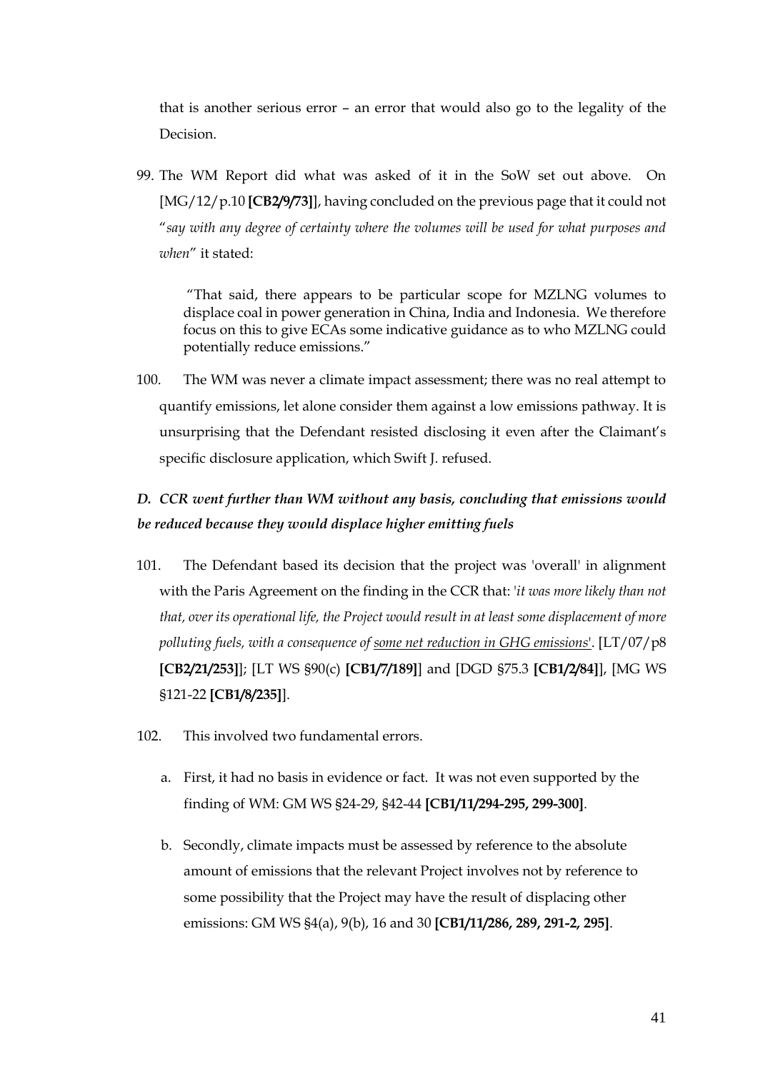that is another serious error – an error that would also go to the legality of the Decision.

99. The WM Report did what was asked of it in the SoW set out above. On [MG/12/p.10 **[CB2/9/73]**], having concluded on the previous page that it could not "*say with any degree of certainty where the volumes will be used for what purposes and when*" it stated:

> "That said, there appears to be particular scope for MZLNG volumes to displace coal in power generation in China, India and Indonesia. We therefore focus on this to give ECAs some indicative guidance as to who MZLNG could potentially reduce emissions."

100. The WM was never a climate impact assessment; there was no real attempt to quantify emissions, let alone consider them against a low emissions pathway. It is unsurprising that the Defendant resisted disclosing it even after the Claimant's specific disclosure application, which Swift J. refused.

### *D. CCR went further than WM without any basis, concluding that emissions would be reduced because they would displace higher emitting fuels*

101. The Defendant based its decision that the project was 'overall' in alignment with the Paris Agreement on the finding in the CCR that: '*it was more likely than not that, over its operational life, the Project would result in at least some displacement of more polluting fuels, with a consequence of <u>some net reduction in GHG emissions</u>*'. [LT/07/p8 **[CB2/21/253]**]; [LT WS §90(c) **[CB1/7/189]**] and [DGD §75.3 **[CB1/2/84]**], [MG WS §121-22 **[CB1/8/235]**].

102. This involved two fundamental errors.

   a. First, it had no basis in evidence or fact. It was not even supported by the finding of WM: GM WS §24-29, §42-44 **[CB1/11/294-295, 299-300]**.

   b. Secondly, climate impacts must be assessed by reference to the absolute amount of emissions that the relevant Project involves not by reference to some possibility that the Project may have the result of displacing other emissions: GM WS §4(a), 9(b), 16 and 30 **[CB1/11/286, 289, 291-2, 295]**.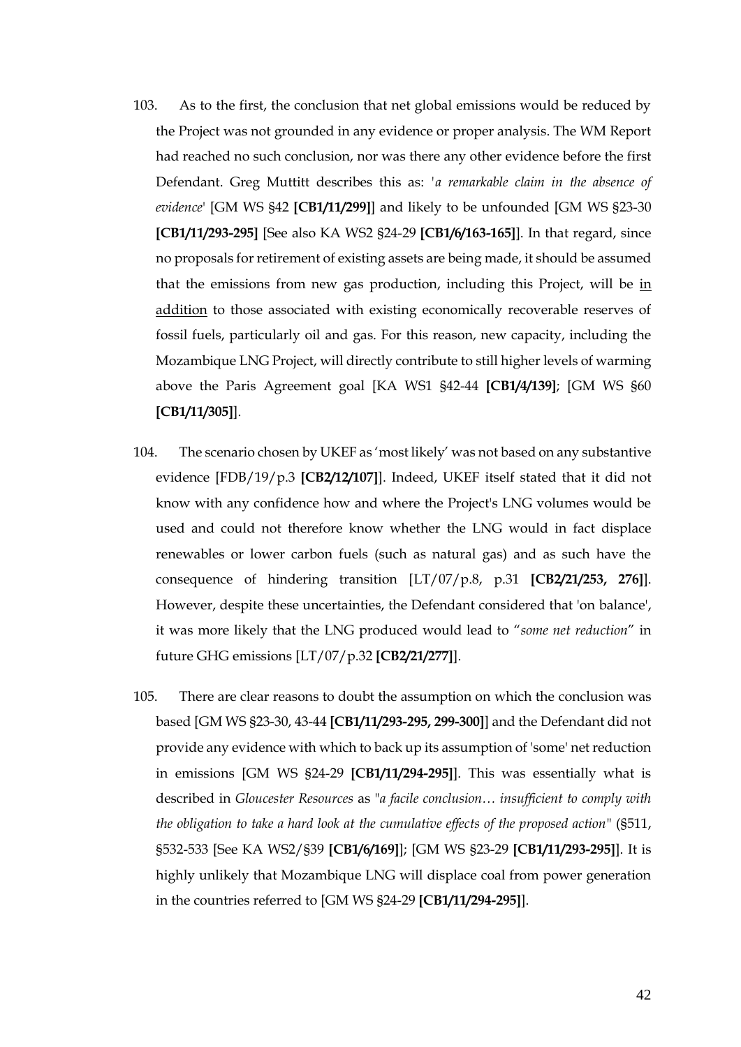103. As to the first, the conclusion that net global emissions would be reduced by the Project was not grounded in any evidence or proper analysis. The WM Report had reached no such conclusion, nor was there any other evidence before the first Defendant. Greg Muttitt describes this as: '*a remarkable claim in the absence of evidence*' [GM WS §42 **[CB1/11/299]**] and likely to be unfounded [GM WS §23-30 **[CB1/11/293-295]** [See also KA WS2 §24-29 **[CB1/6/163-165]**]. In that regard, since no proposals for retirement of existing assets are being made, it should be assumed that the emissions from new gas production, including this Project, will be <u>in addition</u> to those associated with existing economically recoverable reserves of fossil fuels, particularly oil and gas. For this reason, new capacity, including the Mozambique LNG Project, will directly contribute to still higher levels of warming above the Paris Agreement goal [KA WS1 §42-44 **[CB1/4/139]**; [GM WS §60 **[CB1/11/305]**].

104. The scenario chosen by UKEF as 'most likely' was not based on any substantive evidence [FDB/19/p.3 **[CB2/12/107]**]. Indeed, UKEF itself stated that it did not know with any confidence how and where the Project's LNG volumes would be used and could not therefore know whether the LNG would in fact displace renewables or lower carbon fuels (such as natural gas) and as such have the consequence of hindering transition [LT/07/p.8, p.31 **[CB2/21/253, 276]**]. However, despite these uncertainties, the Defendant considered that 'on balance', it was more likely that the LNG produced would lead to "*some net reduction*" in future GHG emissions [LT/07/p.32 **[CB2/21/277]**].

105. There are clear reasons to doubt the assumption on which the conclusion was based [GM WS §23-30, 43-44 **[CB1/11/293-295, 299-300]**] and the Defendant did not provide any evidence with which to back up its assumption of 'some' net reduction in emissions [GM WS §24-29 **[CB1/11/294-295]**]. This was essentially what is described in *Gloucester Resources* as "*a facile conclusion… insufficient to comply with the obligation to take a hard look at the cumulative effects of the proposed action*" (§511, §532-533 [See KA WS2/§39 **[CB1/6/169]**]; [GM WS §23-29 **[CB1/11/293-295]**]. It is highly unlikely that Mozambique LNG will displace coal from power generation in the countries referred to [GM WS §24-29 **[CB1/11/294-295]**].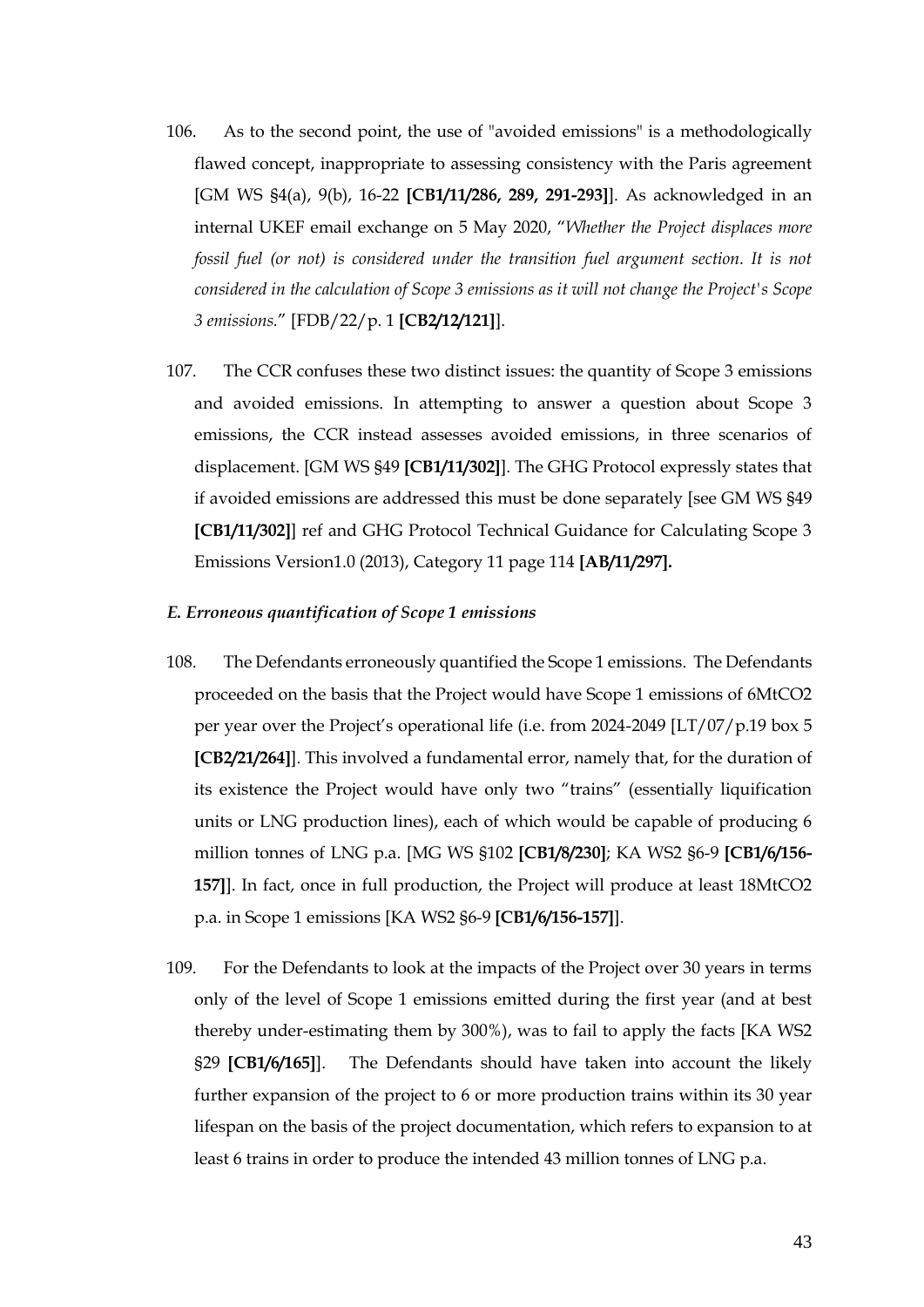106. As to the second point, the use of "avoided emissions" is a methodologically flawed concept, inappropriate to assessing consistency with the Paris agreement [GM WS §4(a), 9(b), 16-22 **[CB1/11/286, 289, 291-293]**]. As acknowledged in an internal UKEF email exchange on 5 May 2020, "*Whether the Project displaces more fossil fuel (or not) is considered under the transition fuel argument section. It is not considered in the calculation of Scope 3 emissions as it will not change the Project's Scope 3 emissions.*" [FDB/22/p. 1 **[CB2/12/121]**].

107. The CCR confuses these two distinct issues: the quantity of Scope 3 emissions and avoided emissions. In attempting to answer a question about Scope 3 emissions, the CCR instead assesses avoided emissions, in three scenarios of displacement. [GM WS §49 **[CB1/11/302]**]. The GHG Protocol expressly states that if avoided emissions are addressed this must be done separately [see GM WS §49 **[CB1/11/302]**] ref and GHG Protocol Technical Guidance for Calculating Scope 3 Emissions Version1.0 (2013), Category 11 page 114 **[AB/11/297].**

### *E. Erroneous quantification of Scope 1 emissions*

108. The Defendants erroneously quantified the Scope 1 emissions. The Defendants proceeded on the basis that the Project would have Scope 1 emissions of 6MtCO2 per year over the Project's operational life (i.e. from 2024-2049 [LT/07/p.19 box 5 **[CB2/21/264]**]. This involved a fundamental error, namely that, for the duration of its existence the Project would have only two "trains" (essentially liquification units or LNG production lines), each of which would be capable of producing 6 million tonnes of LNG p.a. [MG WS §102 **[CB1/8/230]**; KA WS2 §6-9 **[CB1/6/156-157]**]. In fact, once in full production, the Project will produce at least 18MtCO2 p.a. in Scope 1 emissions [KA WS2 §6-9 **[CB1/6/156-157]**].

109. For the Defendants to look at the impacts of the Project over 30 years in terms only of the level of Scope 1 emissions emitted during the first year (and at best thereby under-estimating them by 300%), was to fail to apply the facts [KA WS2 §29 **[CB1/6/165]**]. The Defendants should have taken into account the likely further expansion of the project to 6 or more production trains within its 30 year lifespan on the basis of the project documentation, which refers to expansion to at least 6 trains in order to produce the intended 43 million tonnes of LNG p.a.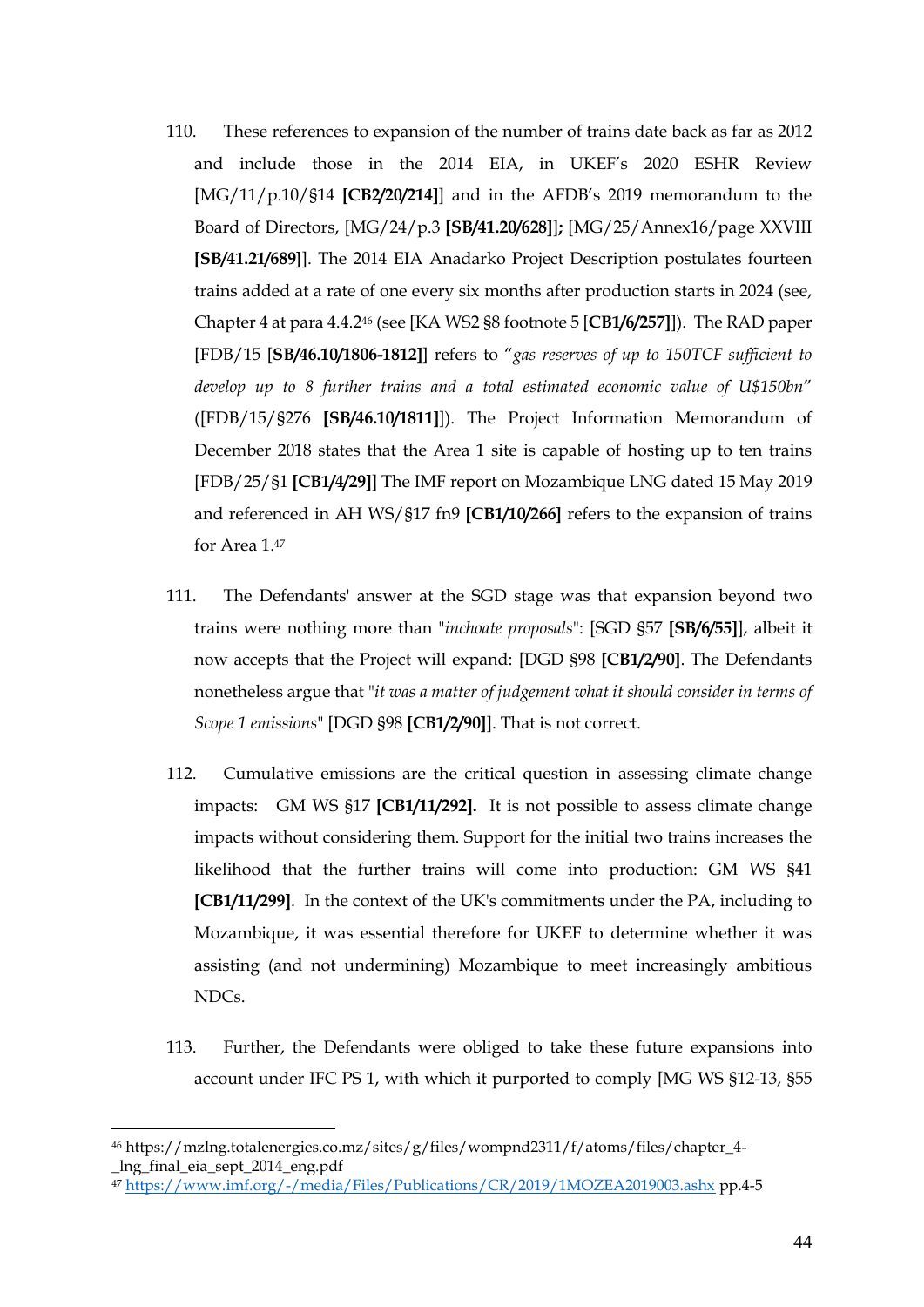110. These references to expansion of the number of trains date back as far as 2012 and include those in the 2014 EIA, in UKEF's 2020 ESHR Review [MG/11/p.10/§14 **[CB2/20/214]**] and in the AFDB's 2019 memorandum to the Board of Directors, [MG/24/p.3 **[SB/41.20/628]**]**;** [MG/25/Annex16/page XXVIII **[SB/41.21/689]**]. The 2014 EIA Anadarko Project Description postulates fourteen trains added at a rate of one every six months after production starts in 2024 (see, Chapter 4 at para 4.4.2[46] (see [KA WS2 §8 footnote 5 [**CB1/6/257]**]). The RAD paper [FDB/15 [**SB/46.10/1806-1812]**] refers to "*gas reserves of up to 150TCF sufficient to develop up to 8 further trains and a total estimated economic value of U$150bn*" ([FDB/15/§276 **[SB/46.10/1811]**]). The Project Information Memorandum of December 2018 states that the Area 1 site is capable of hosting up to ten trains [FDB/25/§1 **[CB1/4/29]**] The IMF report on Mozambique LNG dated 15 May 2019 and referenced in AH WS/§17 fn9 **[CB1/10/266]** refers to the expansion of trains for Area 1.[47]

111. The Defendants' answer at the SGD stage was that expansion beyond two trains were nothing more than "*inchoate proposals*": [SGD §57 **[SB/6/55]**], albeit it now accepts that the Project will expand: [DGD §98 **[CB1/2/90]**. The Defendants nonetheless argue that "*it was a matter of judgement what it should consider in terms of Scope 1 emissions*" [DGD §98 **[CB1/2/90]**]. That is not correct.

112. Cumulative emissions are the critical question in assessing climate change impacts: GM WS §17 **[CB1/11/292].** It is not possible to assess climate change impacts without considering them. Support for the initial two trains increases the likelihood that the further trains will come into production: GM WS §41 **[CB1/11/299]**. In the context of the UK's commitments under the PA, including to Mozambique, it was essential therefore for UKEF to determine whether it was assisting (and not undermining) Mozambique to meet increasingly ambitious NDCs.

113. Further, the Defendants were obliged to take these future expansions into account under IFC PS 1, with which it purported to comply [MG WS §12-13, §55

---

[46] https://mzlng.totalenergies.co.mz/sites/g/files/wompnd2311/f/atoms/files/chapter_4-_lng_final_eia_sept_2014_eng.pdf

[47] https://www.imf.org/-/media/Files/Publications/CR/2019/1MOZEA2019003.ashx pp.4-5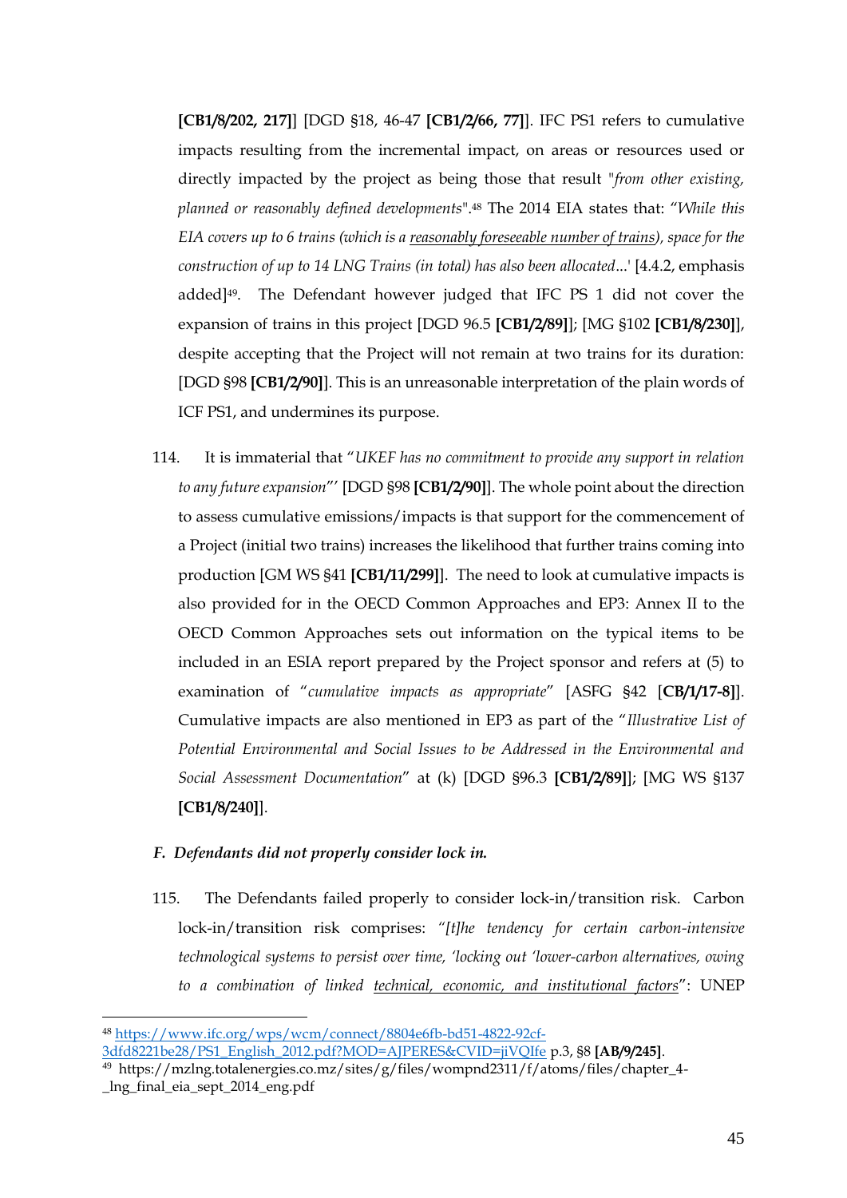**[CB1/8/202, 217]**] [DGD §18, 46-47 **[CB1/2/66, 77]**]. IFC PS1 refers to cumulative impacts resulting from the incremental impact, on areas or resources used or directly impacted by the project as being those that result "*from other existing, planned or reasonably defined developments*".[48] The 2014 EIA states that: "*While this EIA covers up to 6 trains (which is a <u>reasonably foreseeable number of trains</u>), space for the construction of up to 14 LNG Trains (in total) has also been allocated…*' [4.4.2, emphasis added][49]. The Defendant however judged that IFC PS 1 did not cover the expansion of trains in this project [DGD 96.5 **[CB1/2/89]**]; [MG §102 **[CB1/8/230]**], despite accepting that the Project will not remain at two trains for its duration: [DGD §98 **[CB1/2/90]**]. This is an unreasonable interpretation of the plain words of ICF PS1, and undermines its purpose.

114. It is immaterial that "*UKEF has no commitment to provide any support in relation to any future expansion*"' [DGD §98 **[CB1/2/90]**]. The whole point about the direction to assess cumulative emissions/impacts is that support for the commencement of a Project (initial two trains) increases the likelihood that further trains coming into production [GM WS §41 **[CB1/11/299]**]. The need to look at cumulative impacts is also provided for in the OECD Common Approaches and EP3: Annex II to the OECD Common Approaches sets out information on the typical items to be included in an ESIA report prepared by the Project sponsor and refers at (5) to examination of "*cumulative impacts as appropriate*" [ASFG §42 [**CB/1/17-8]**]. Cumulative impacts are also mentioned in EP3 as part of the "*Illustrative List of Potential Environmental and Social Issues to be Addressed in the Environmental and Social Assessment Documentation*" at (k) [DGD §96.3 **[CB1/2/89]**]; [MG WS §137 **[CB1/8/240]**].

### *F. Defendants did not properly consider lock in.*

115. The Defendants failed properly to consider lock-in/transition risk. Carbon lock-in/transition risk comprises: *"[t]he tendency for certain carbon-intensive technological systems to persist over time, 'locking out 'lower-carbon alternatives, owing to a combination of linked <u>technical, economic, and institutional factors</u>*": UNEP

---

[48] https://www.ifc.org/wps/wcm/connect/8804e6fb-bd51-4822-92cf-3dfd8221be28/PS1_English_2012.pdf?MOD=AJPERES&CVID=jiVQIfe p.3, §8 **[AB/9/245]**.

[49] https://mzlng.totalenergies.co.mz/sites/g/files/wompnd2311/f/atoms/files/chapter_4-_lng_final_eia_sept_2014_eng.pdf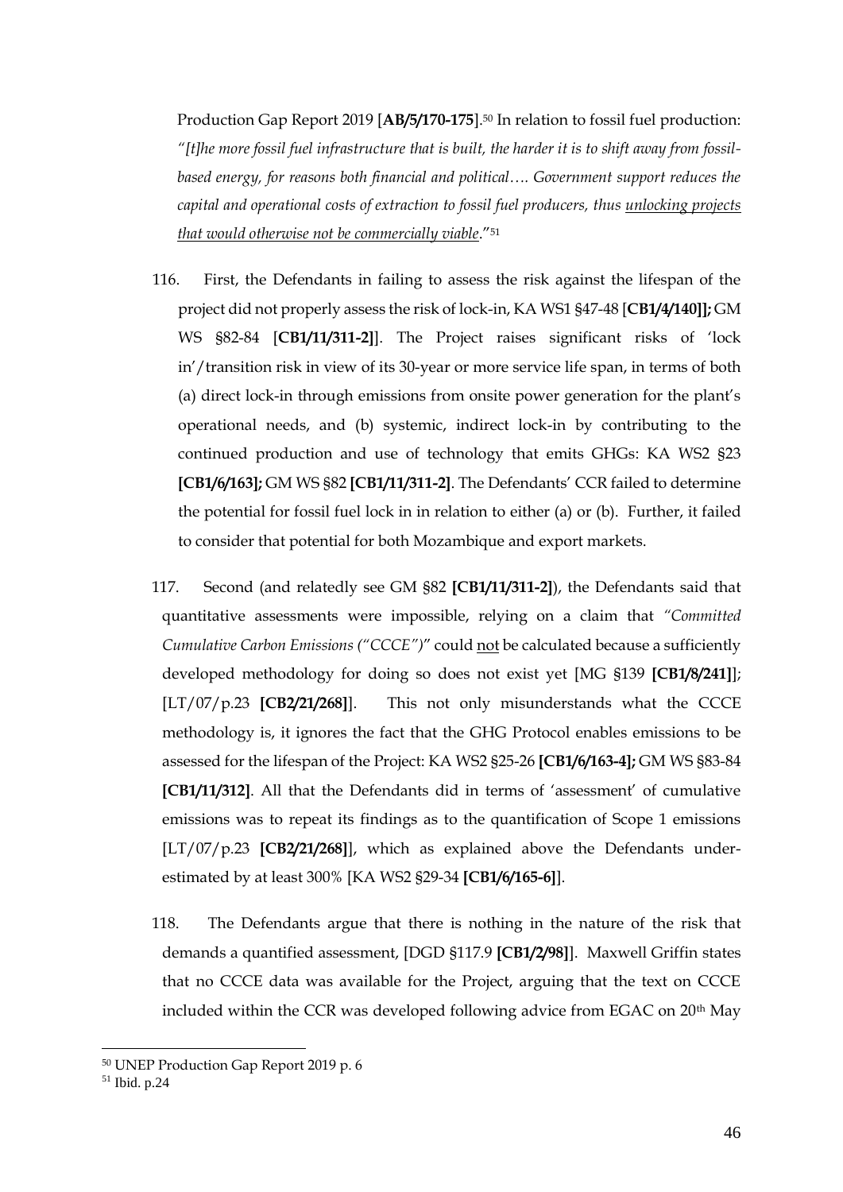Production Gap Report 2019 [**AB/5/170-175**].[50] In relation to fossil fuel production: *"[t]he more fossil fuel infrastructure that is built, the harder it is to shift away from fossil-based energy, for reasons both financial and political…. Government support reduces the capital and operational costs of extraction to fossil fuel producers, thus* *__unlocking projects that would otherwise not be commercially viable__*."[51]

116. First, the Defendants in failing to assess the risk against the lifespan of the project did not properly assess the risk of lock-in, KA WS1 §47-48 [**CB1/4/140]];** GM WS §82-84 [**CB1/11/311-2]**]. The Project raises significant risks of 'lock in'/transition risk in view of its 30-year or more service life span, in terms of both (a) direct lock-in through emissions from onsite power generation for the plant's operational needs, and (b) systemic, indirect lock-in by contributing to the continued production and use of technology that emits GHGs: KA WS2 §23 **[CB1/6/163];** GM WS §82 **[CB1/11/311-2]**. The Defendants' CCR failed to determine the potential for fossil fuel lock in in relation to either (a) or (b). Further, it failed to consider that potential for both Mozambique and export markets.

117. Second (and relatedly see GM §82 **[CB1/11/311-2]**), the Defendants said that quantitative assessments were impossible, relying on a claim that *"Committed Cumulative Carbon Emissions ("CCCE")*" could __not__ be calculated because a sufficiently developed methodology for doing so does not exist yet [MG §139 **[CB1/8/241]**]; [LT/07/p.23 **[CB2/21/268]**]. This not only misunderstands what the CCCE methodology is, it ignores the fact that the GHG Protocol enables emissions to be assessed for the lifespan of the Project: KA WS2 §25-26 **[CB1/6/163-4];** GM WS §83-84 **[CB1/11/312]**. All that the Defendants did in terms of 'assessment' of cumulative emissions was to repeat its findings as to the quantification of Scope 1 emissions [LT/07/p.23 **[CB2/21/268]**], which as explained above the Defendants under-estimated by at least 300% [KA WS2 §29-34 **[CB1/6/165-6]**].

118. The Defendants argue that there is nothing in the nature of the risk that demands a quantified assessment, [DGD §117.9 **[CB1/2/98]**]. Maxwell Griffin states that no CCCE data was available for the Project, arguing that the text on CCCE included within the CCR was developed following advice from EGAC on 20th May

---

[50] UNEP Production Gap Report 2019 p. 6

[51] Ibid. p.24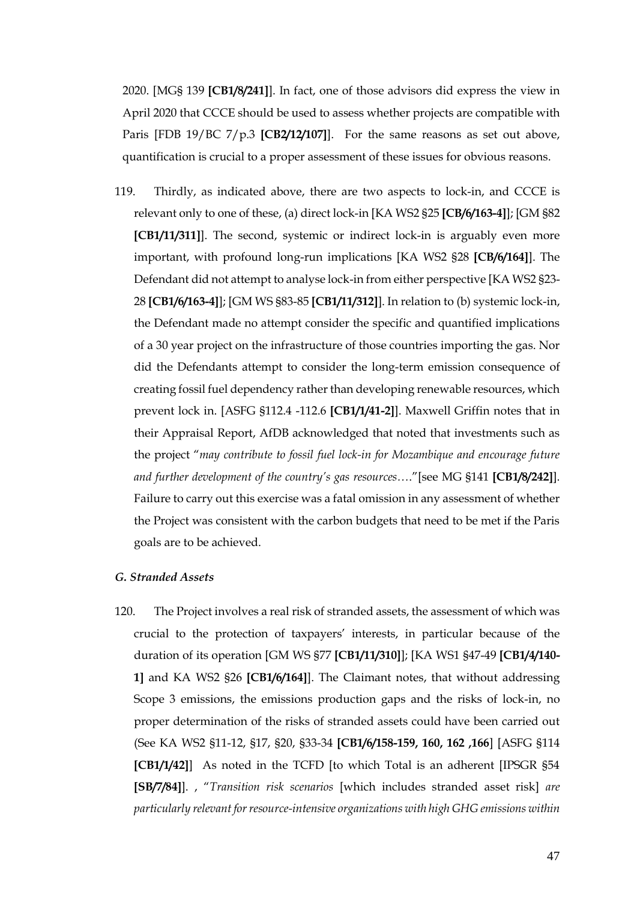2020. [MG§ 139 **[CB1/8/241]**]. In fact, one of those advisors did express the view in April 2020 that CCCE should be used to assess whether projects are compatible with Paris [FDB 19/BC 7/p.3 **[CB2/12/107]**]. For the same reasons as set out above, quantification is crucial to a proper assessment of these issues for obvious reasons.

119. Thirdly, as indicated above, there are two aspects to lock-in, and CCCE is relevant only to one of these, (a) direct lock-in [KA WS2 §25 **[CB/6/163-4]**]; [GM §82 **[CB1/11/311]**]. The second, systemic or indirect lock-in is arguably even more important, with profound long-run implications [KA WS2 §28 **[CB/6/164]**]. The Defendant did not attempt to analyse lock-in from either perspective [KA WS2 §23-28 **[CB1/6/163-4]**]; [GM WS §83-85 **[CB1/11/312]**]. In relation to (b) systemic lock-in, the Defendant made no attempt consider the specific and quantified implications of a 30 year project on the infrastructure of those countries importing the gas. Nor did the Defendants attempt to consider the long-term emission consequence of creating fossil fuel dependency rather than developing renewable resources, which prevent lock in. [ASFG §112.4 -112.6 **[CB1/1/41-2]**]. Maxwell Griffin notes that in their Appraisal Report, AfDB acknowledged that noted that investments such as the project "*may contribute to fossil fuel lock-in for Mozambique and encourage future and further development of the country's gas resources*…."[see MG §141 **[CB1/8/242]**]. Failure to carry out this exercise was a fatal omission in any assessment of whether the Project was consistent with the carbon budgets that need to be met if the Paris goals are to be achieved.

### *G. Stranded Assets*

120. The Project involves a real risk of stranded assets, the assessment of which was crucial to the protection of taxpayers' interests, in particular because of the duration of its operation [GM WS §77 **[CB1/11/310]**]; [KA WS1 §47-49 **[CB1/4/140-1]** and KA WS2 §26 **[CB1/6/164]**]. The Claimant notes, that without addressing Scope 3 emissions, the emissions production gaps and the risks of lock-in, no proper determination of the risks of stranded assets could have been carried out (See KA WS2 §11-12, §17, §20, §33-34 **[CB1/6/158-159, 160, 162 ,166]** [ASFG §114 **[CB1/1/42]**] As noted in the TCFD [to which Total is an adherent [IPSGR §54 **[SB/7/84]**]. , "*Transition risk scenarios* [which includes stranded asset risk] *are particularly relevant for resource-intensive organizations with high GHG emissions within*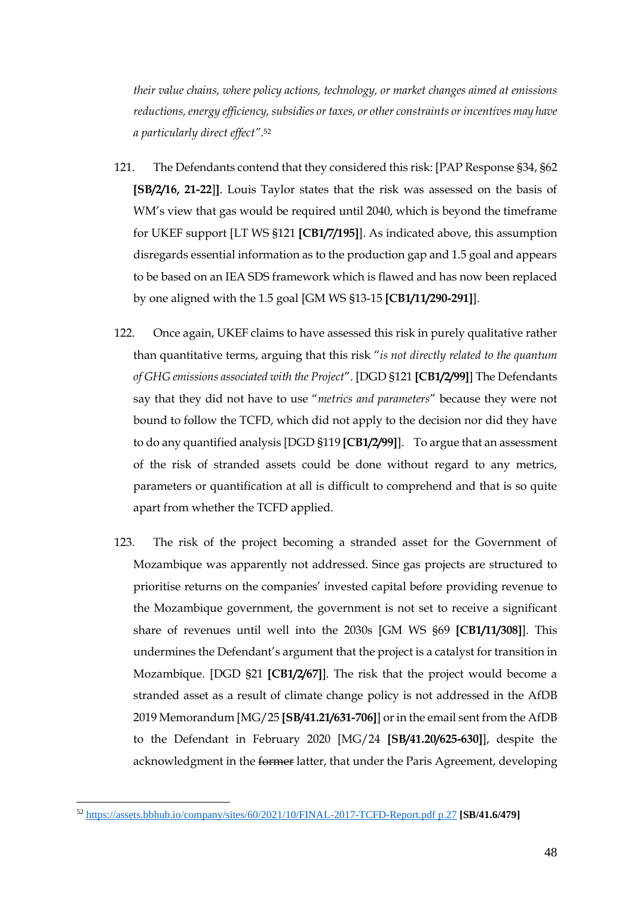*their value chains, where policy actions, technology, or market changes aimed at emissions reductions, energy efficiency, subsidies or taxes, or other constraints or incentives may have a particularly direct effect"*.[52]

121. The Defendants contend that they considered this risk: [PAP Response §34, §62 **[SB/2/16, 21-22]**]. Louis Taylor states that the risk was assessed on the basis of WM's view that gas would be required until 2040, which is beyond the timeframe for UKEF support [LT WS §121 **[CB1/7/195]**]. As indicated above, this assumption disregards essential information as to the production gap and 1.5 goal and appears to be based on an IEA SDS framework which is flawed and has now been replaced by one aligned with the 1.5 goal [GM WS §13-15 **[CB1/11/290-291]**].

122. Once again, UKEF claims to have assessed this risk in purely qualitative rather than quantitative terms, arguing that this risk "*is not directly related to the quantum of GHG emissions associated with the Project*". [DGD §121 **[CB1/2/99]**] The Defendants say that they did not have to use "*metrics and parameters*" because they were not bound to follow the TCFD, which did not apply to the decision nor did they have to do any quantified analysis [DGD §119 **[CB1/2/99]**]. To argue that an assessment of the risk of stranded assets could be done without regard to any metrics, parameters or quantification at all is difficult to comprehend and that is so quite apart from whether the TCFD applied.

123. The risk of the project becoming a stranded asset for the Government of Mozambique was apparently not addressed. Since gas projects are structured to prioritise returns on the companies' invested capital before providing revenue to the Mozambique government, the government is not set to receive a significant share of revenues until well into the 2030s [GM WS §69 **[CB1/11/308]**]. This undermines the Defendant's argument that the project is a catalyst for transition in Mozambique. [DGD §21 **[CB1/2/67]**]. The risk that the project would become a stranded asset as a result of climate change policy is not addressed in the AfDB 2019 Memorandum [MG/25 **[SB/41.21/631-706]**] or in the email sent from the AfDB to the Defendant in February 2020 [MG/24 **[SB/41.20/625-630]**], despite the acknowledgment in the ~~former~~ latter, that under the Paris Agreement, developing

[52] https://assets.bbhub.io/company/sites/60/2021/10/FINAL-2017-TCFD-Report.pdf p.27 **[SB/41.6/479]**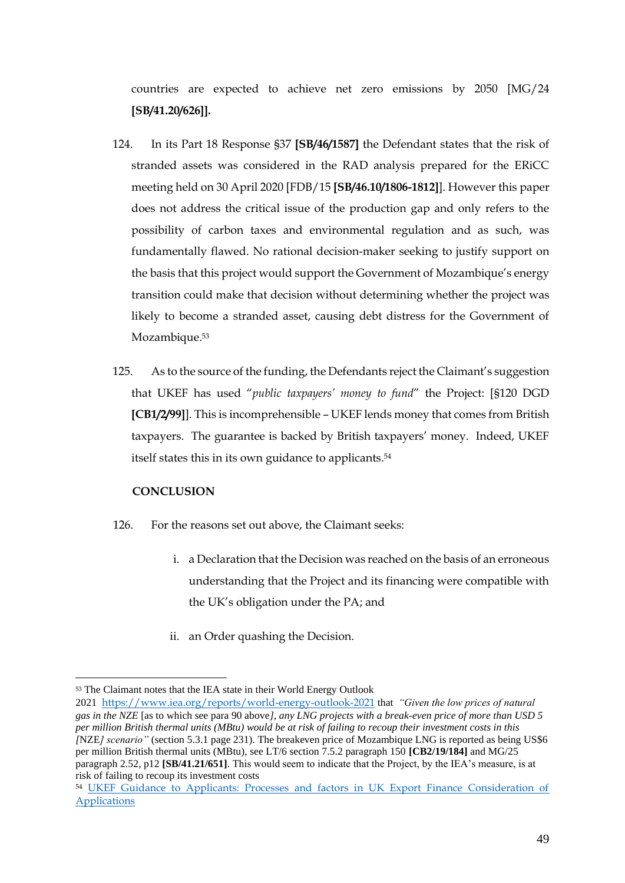countries are expected to achieve net zero emissions by 2050 [MG/24 **[SB/41.20/626]].**

124. In its Part 18 Response §37 **[SB/46/1587]** the Defendant states that the risk of stranded assets was considered in the RAD analysis prepared for the ERiCC meeting held on 30 April 2020 [FDB/15 **[SB/46.10/1806-1812]**]. However this paper does not address the critical issue of the production gap and only refers to the possibility of carbon taxes and environmental regulation and as such, was fundamentally flawed. No rational decision-maker seeking to justify support on the basis that this project would support the Government of Mozambique's energy transition could make that decision without determining whether the project was likely to become a stranded asset, causing debt distress for the Government of Mozambique.[53]

125. As to the source of the funding, the Defendants reject the Claimant's suggestion that UKEF has used "*public taxpayers' money to fund*" the Project: [§120 DGD **[CB1/2/99]**]. This is incomprehensible – UKEF lends money that comes from British taxpayers. The guarantee is backed by British taxpayers' money. Indeed, UKEF itself states this in its own guidance to applicants.[54]

**CONCLUSION**

126. For the reasons set out above, the Claimant seeks:

i. a Declaration that the Decision was reached on the basis of an erroneous understanding that the Project and its financing were compatible with the UK's obligation under the PA; and

ii. an Order quashing the Decision.

---

[53] The Claimant notes that the IEA state in their World Energy Outlook 2021 [https://www.iea.org/reports/world-energy-outlook-2021](https://www.iea.org/reports/world-energy-outlook-2021) that *"Given the low prices of natural gas in the NZE* [as to which see para 90 above*], any LNG projects with a break-even price of more than USD 5 per million British thermal units (MBtu) would be at risk of failing to recoup their investment costs in this [*NZE*] scenario"* (section 5.3.1 page 231). The breakeven price of Mozambique LNG is reported as being US$6 per million British thermal units (MBtu), see LT/6 section 7.5.2 paragraph 150 **[CB2/19/184]** and MG/25 paragraph 2.52, p12 **[SB/41.21/651]**. This would seem to indicate that the Project, by the IEA's measure, is at risk of failing to recoup its investment costs

[54] [UKEF Guidance to Applicants: Processes and factors in UK Export Finance Consideration of Applications]()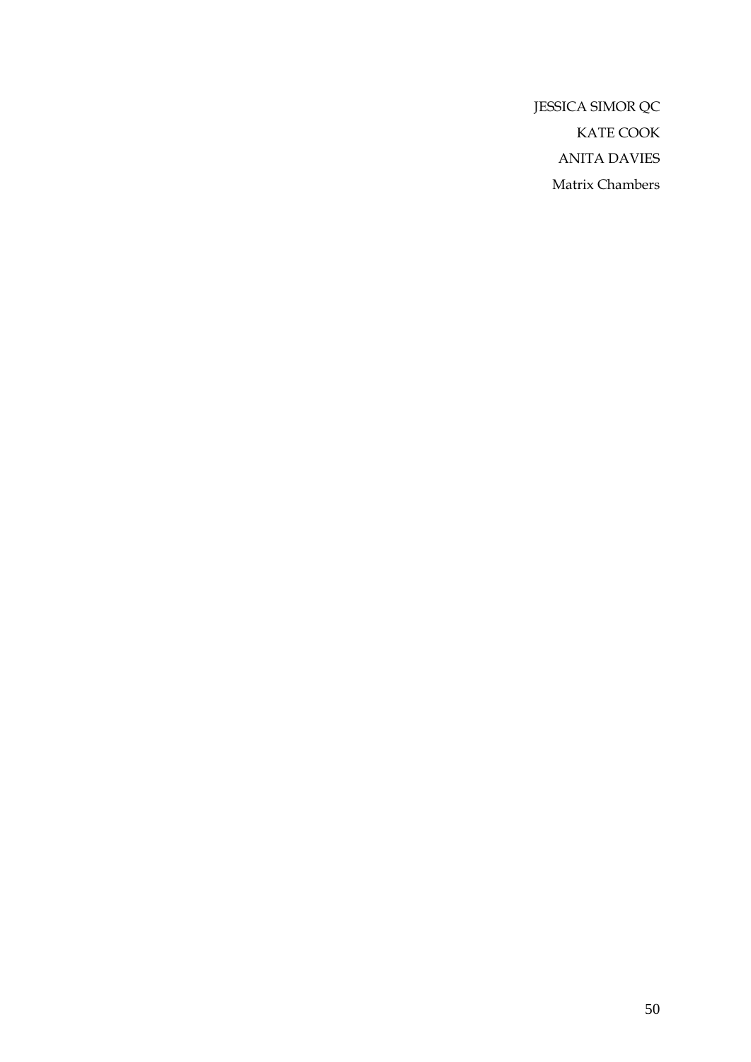JESSICA SIMOR QC

KATE COOK

ANITA DAVIES

Matrix Chambers